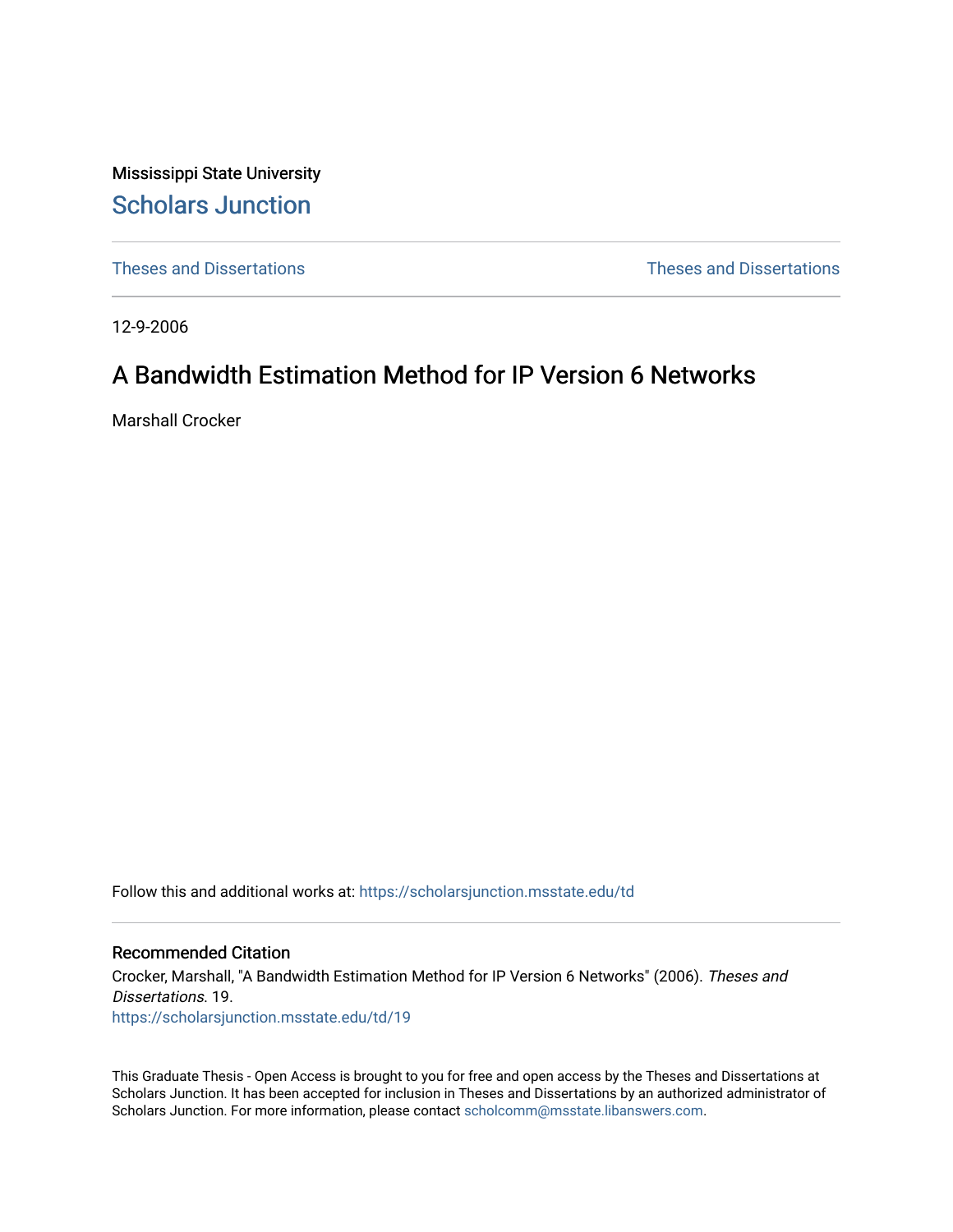Mississippi State University

# Scholars Junction

Theses and Dissertations

Theses and Dissertations

12-9-2006

# A Bandwidth Estimation Method for IP Version 6 Networks

Marshall Crocker

Follow this and additional works at: https://scholarsjunction.msstate.edu/td

## Recommended Citation

Crocker, Marshall, "A Bandwidth Estimation Method for IP Version 6 Networks" (2006). *Theses and Dissertations*. 19.
https://scholarsjunction.msstate.edu/td/19

This Graduate Thesis - Open Access is brought to you for free and open access by the Theses and Dissertations at Scholars Junction. It has been accepted for inclusion in Theses and Dissertations by an authorized administrator of Scholars Junction. For more information, please contact scholcomm@msstate.libanswers.com.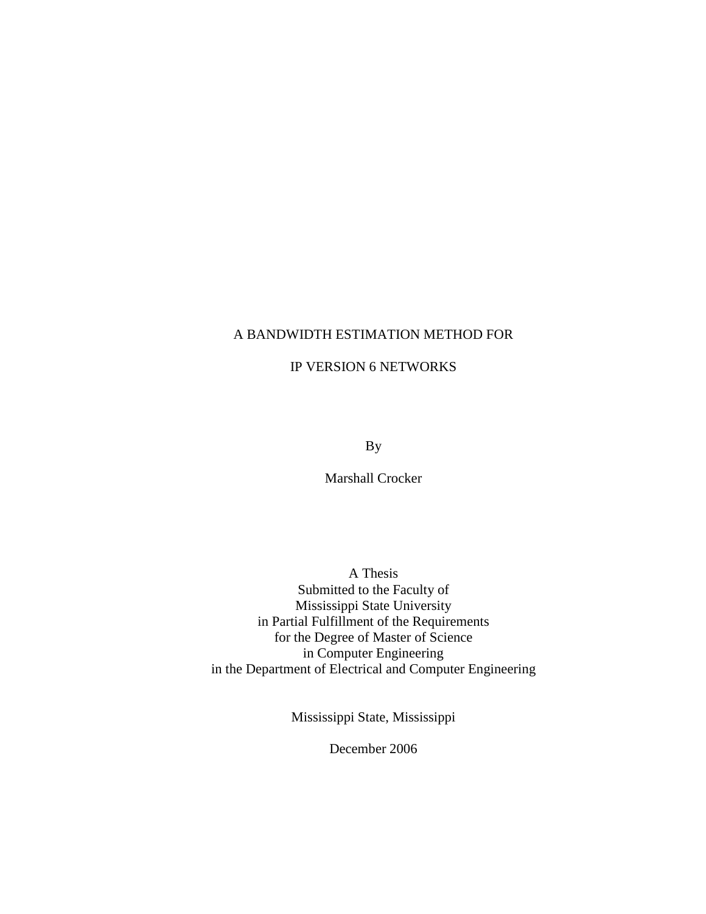# A BANDWIDTH ESTIMATION METHOD FOR IP VERSION 6 NETWORKS

By

Marshall Crocker

A Thesis
Submitted to the Faculty of
Mississippi State University
in Partial Fulfillment of the Requirements
for the Degree of Master of Science
in Computer Engineering
in the Department of Electrical and Computer Engineering

Mississippi State, Mississippi

December 2006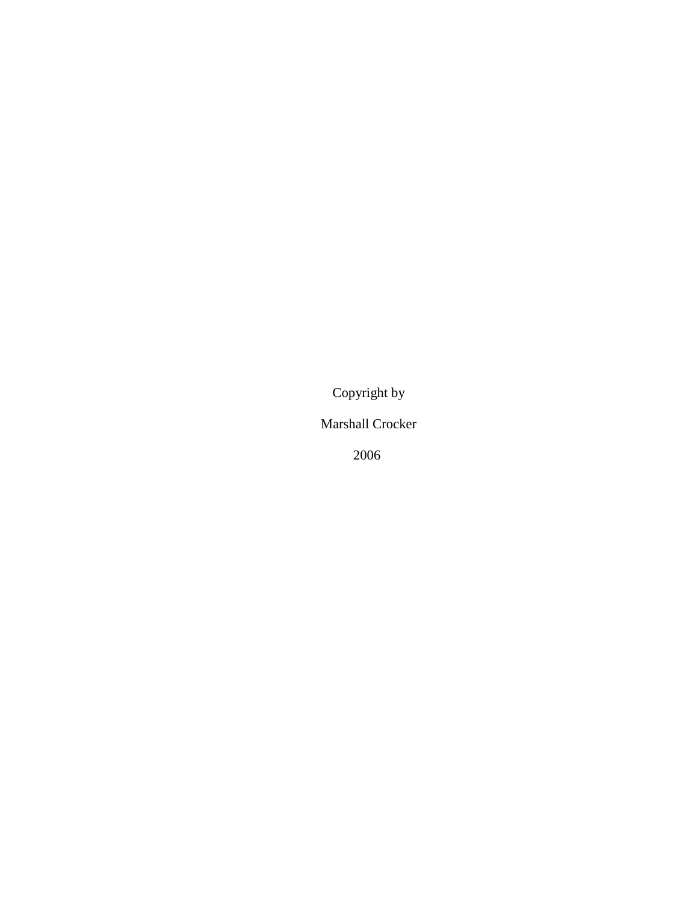Copyright by

Marshall Crocker

2006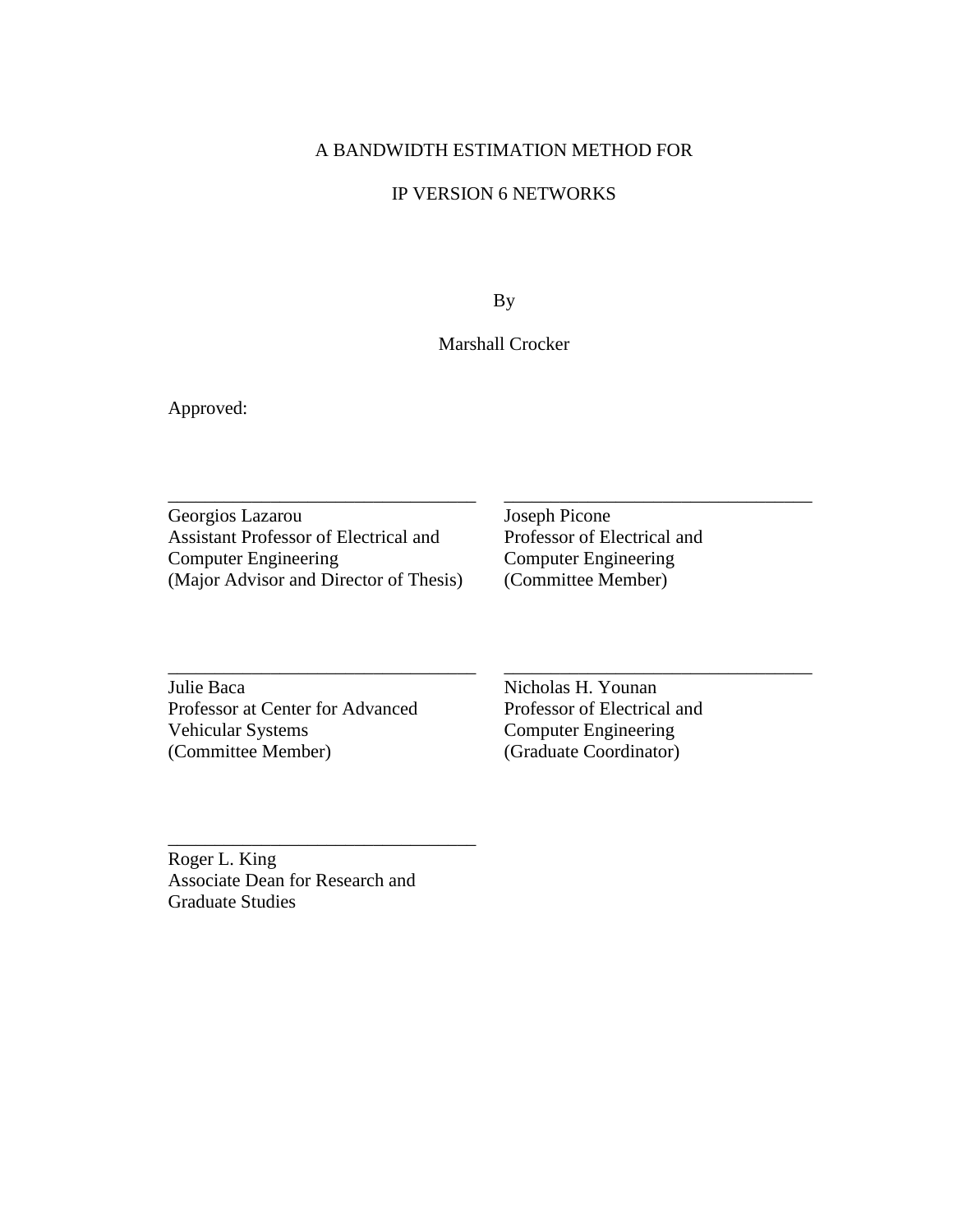A BANDWIDTH ESTIMATION METHOD FOR

IP VERSION 6 NETWORKS

By

Marshall Crocker

Approved:

\_\_\_\_\_\_\_\_\_\_\_\_\_\_\_\_\_\_\_\_\_\_\_\_\_\_\_\_\_\_\_\_\_
Georgios Lazarou
Assistant Professor of Electrical and Computer Engineering
(Major Advisor and Director of Thesis)

\_\_\_\_\_\_\_\_\_\_\_\_\_\_\_\_\_\_\_\_\_\_\_\_\_\_\_\_\_\_\_\_\_
Joseph Picone
Professor of Electrical and Computer Engineering
(Committee Member)

\_\_\_\_\_\_\_\_\_\_\_\_\_\_\_\_\_\_\_\_\_\_\_\_\_\_\_\_\_\_\_\_\_
Julie Baca
Professor at Center for Advanced Vehicular Systems
(Committee Member)

\_\_\_\_\_\_\_\_\_\_\_\_\_\_\_\_\_\_\_\_\_\_\_\_\_\_\_\_\_\_\_\_\_
Nicholas H. Younan
Professor of Electrical and Computer Engineering
(Graduate Coordinator)

\_\_\_\_\_\_\_\_\_\_\_\_\_\_\_\_\_\_\_\_\_\_\_\_\_\_\_\_\_\_\_\_\_
Roger L. King
Associate Dean for Research and Graduate Studies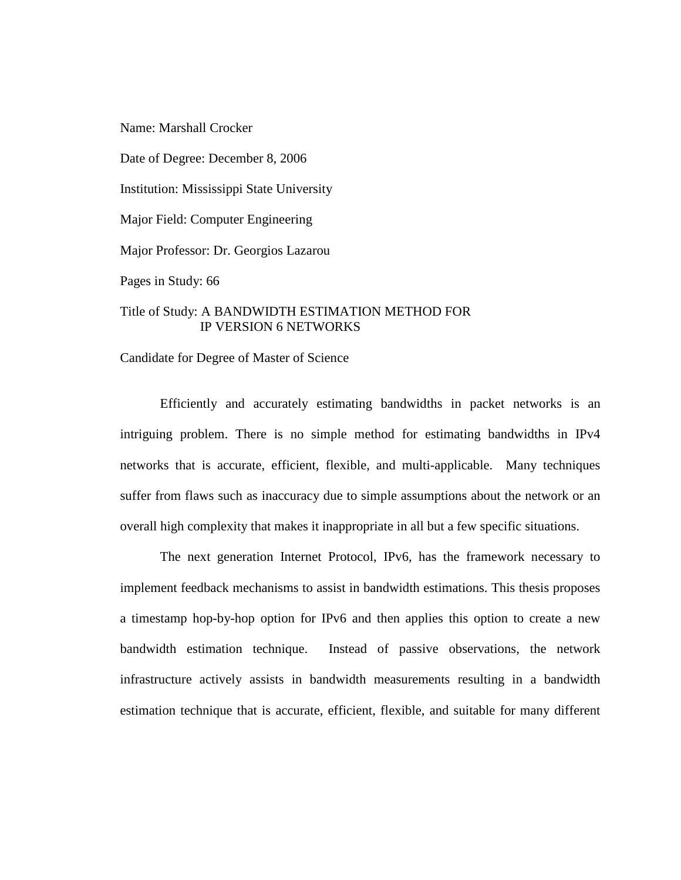Name: Marshall Crocker

Date of Degree: December 8, 2006

Institution: Mississippi State University

Major Field: Computer Engineering

Major Professor: Dr. Georgios Lazarou

Pages in Study: 66

Title of Study: A BANDWIDTH ESTIMATION METHOD FOR IP VERSION 6 NETWORKS

Candidate for Degree of Master of Science

Efficiently and accurately estimating bandwidths in packet networks is an intriguing problem. There is no simple method for estimating bandwidths in IPv4 networks that is accurate, efficient, flexible, and multi-applicable. Many techniques suffer from flaws such as inaccuracy due to simple assumptions about the network or an overall high complexity that makes it inappropriate in all but a few specific situations.

The next generation Internet Protocol, IPv6, has the framework necessary to implement feedback mechanisms to assist in bandwidth estimations. This thesis proposes a timestamp hop-by-hop option for IPv6 and then applies this option to create a new bandwidth estimation technique. Instead of passive observations, the network infrastructure actively assists in bandwidth measurements resulting in a bandwidth estimation technique that is accurate, efficient, flexible, and suitable for many different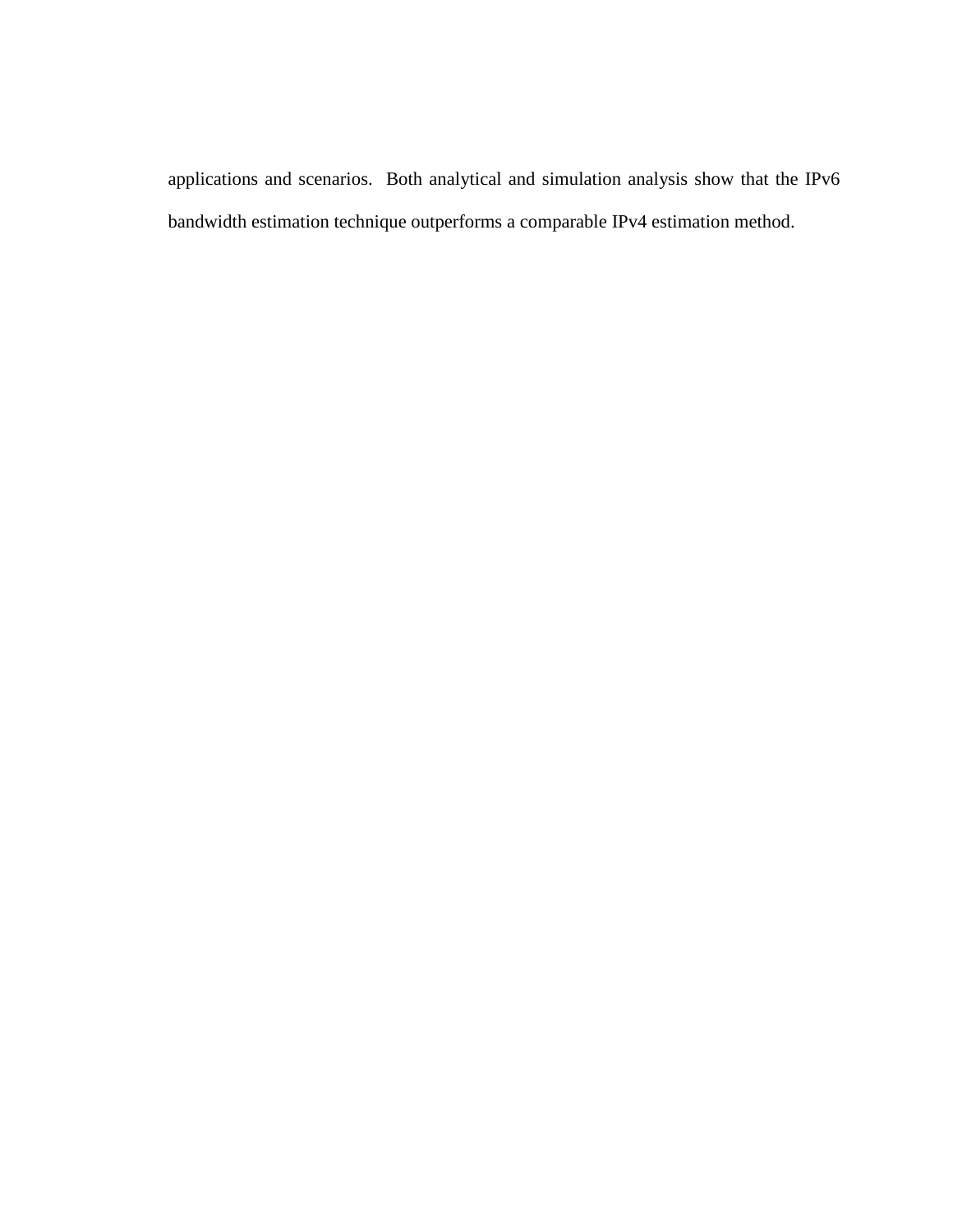applications and scenarios.  Both analytical and simulation analysis show that the IPv6 bandwidth estimation technique outperforms a comparable IPv4 estimation method.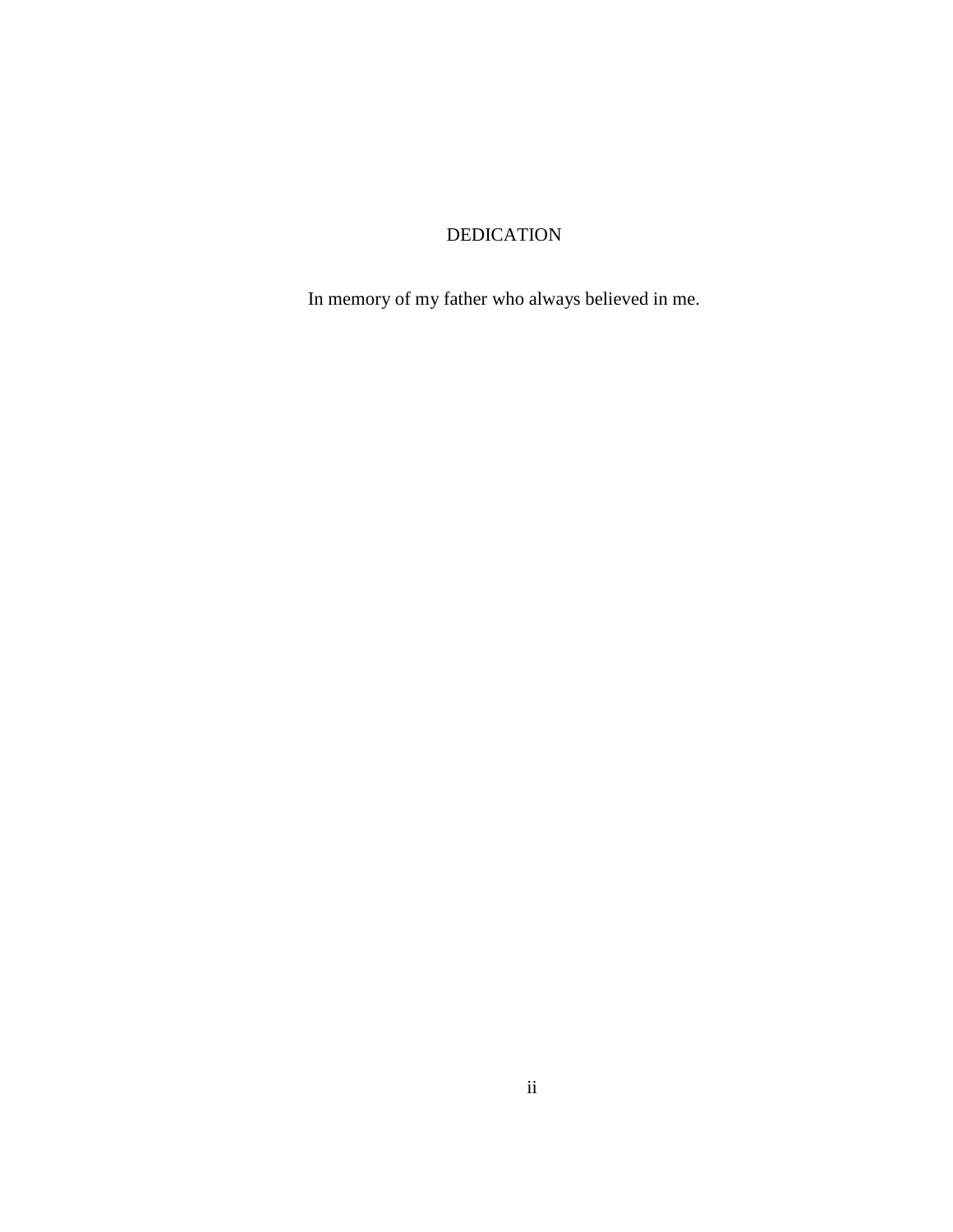# DEDICATION

In memory of my father who always believed in me.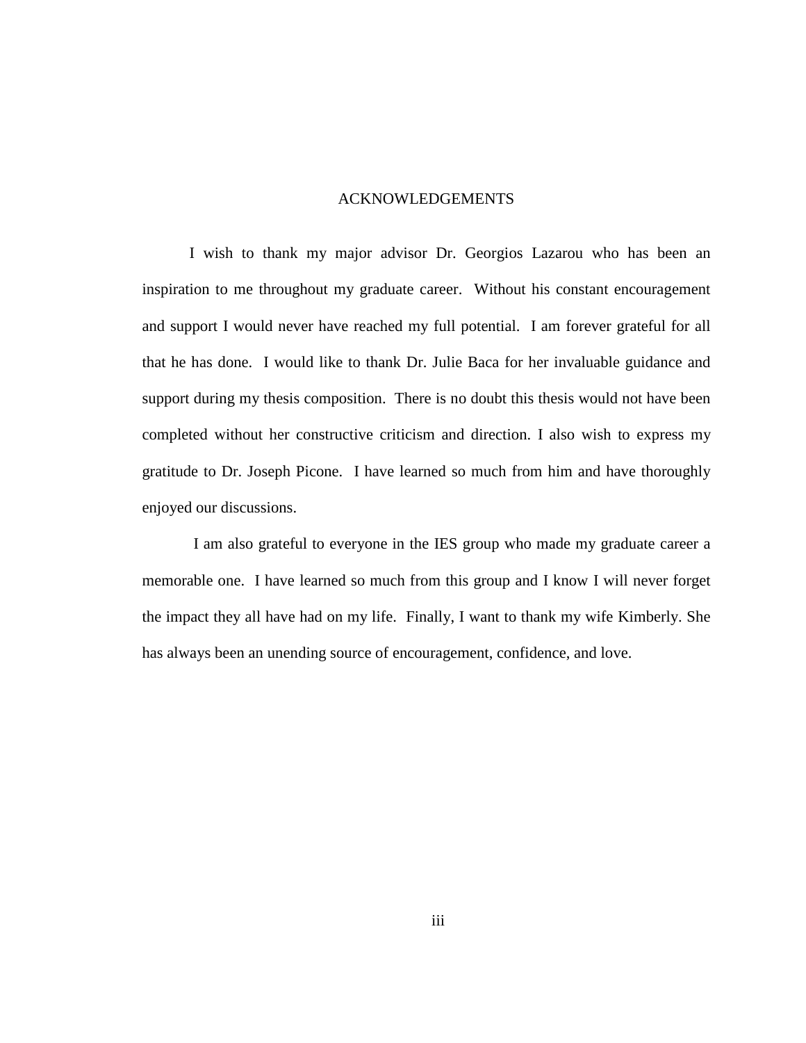# ACKNOWLEDGEMENTS

I wish to thank my major advisor Dr. Georgios Lazarou who has been an inspiration to me throughout my graduate career. Without his constant encouragement and support I would never have reached my full potential. I am forever grateful for all that he has done. I would like to thank Dr. Julie Baca for her invaluable guidance and support during my thesis composition. There is no doubt this thesis would not have been completed without her constructive criticism and direction. I also wish to express my gratitude to Dr. Joseph Picone. I have learned so much from him and have thoroughly enjoyed our discussions.

I am also grateful to everyone in the IES group who made my graduate career a memorable one. I have learned so much from this group and I know I will never forget the impact they all have had on my life. Finally, I want to thank my wife Kimberly. She has always been an unending source of encouragement, confidence, and love.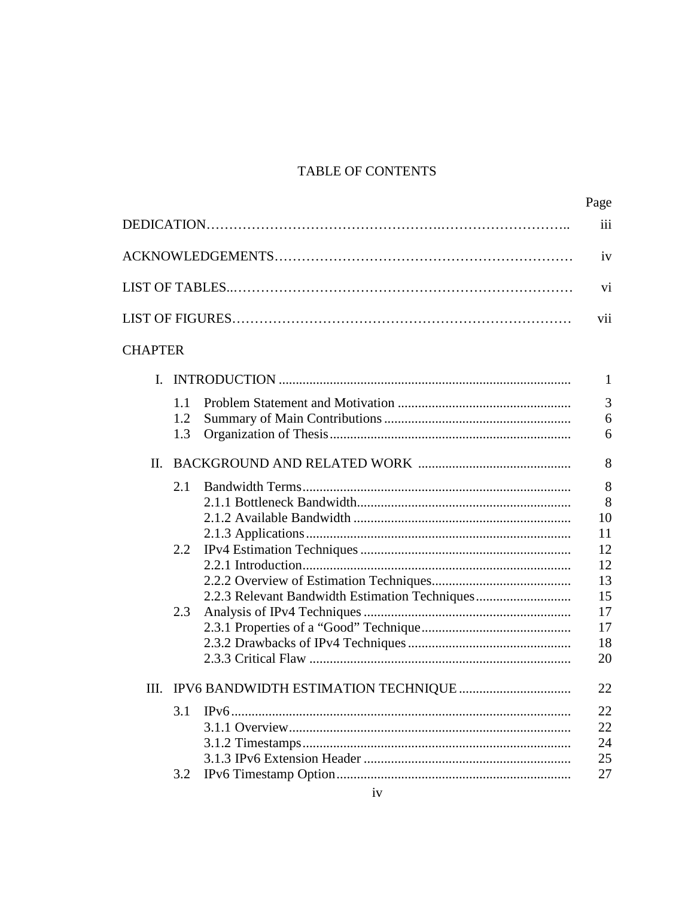# TABLE OF CONTENTS

| | | | Page |
|---|---|---|---|
| DEDICATION | | | iii |
| ACKNOWLEDGEMENTS | | | iv |
| LIST OF TABLES | | | vi |
| LIST OF FIGURES | | | vii |
| CHAPTER | | | |
| I. | INTRODUCTION | | 1 |
| | 1.1 | Problem Statement and Motivation | 3 |
| | 1.2 | Summary of Main Contributions | 6 |
| | 1.3 | Organization of Thesis | 6 |
| II. | BACKGROUND AND RELATED WORK | | 8 |
| | 2.1 | Bandwidth Terms | 8 |
| | | 2.1.1 Bottleneck Bandwidth | 8 |
| | | 2.1.2 Available Bandwidth | 10 |
| | | 2.1.3 Applications | 11 |
| | 2.2 | IPv4 Estimation Techniques | 12 |
| | | 2.2.1 Introduction | 12 |
| | | 2.2.2 Overview of Estimation Techniques | 13 |
| | | 2.2.3 Relevant Bandwidth Estimation Techniques | 15 |
| | 2.3 | Analysis of IPv4 Techniques | 17 |
| | | 2.3.1 Properties of a "Good" Technique | 17 |
| | | 2.3.2 Drawbacks of IPv4 Techniques | 18 |
| | | 2.3.3 Critical Flaw | 20 |
| III. | IPV6 BANDWIDTH ESTIMATION TECHNIQUE | | 22 |
| | 3.1 | IPv6 | 22 |
| | | 3.1.1 Overview | 22 |
| | | 3.1.2 Timestamps | 24 |
| | | 3.1.3 IPv6 Extension Header | 25 |
| | 3.2 | IPv6 Timestamp Option | 27 |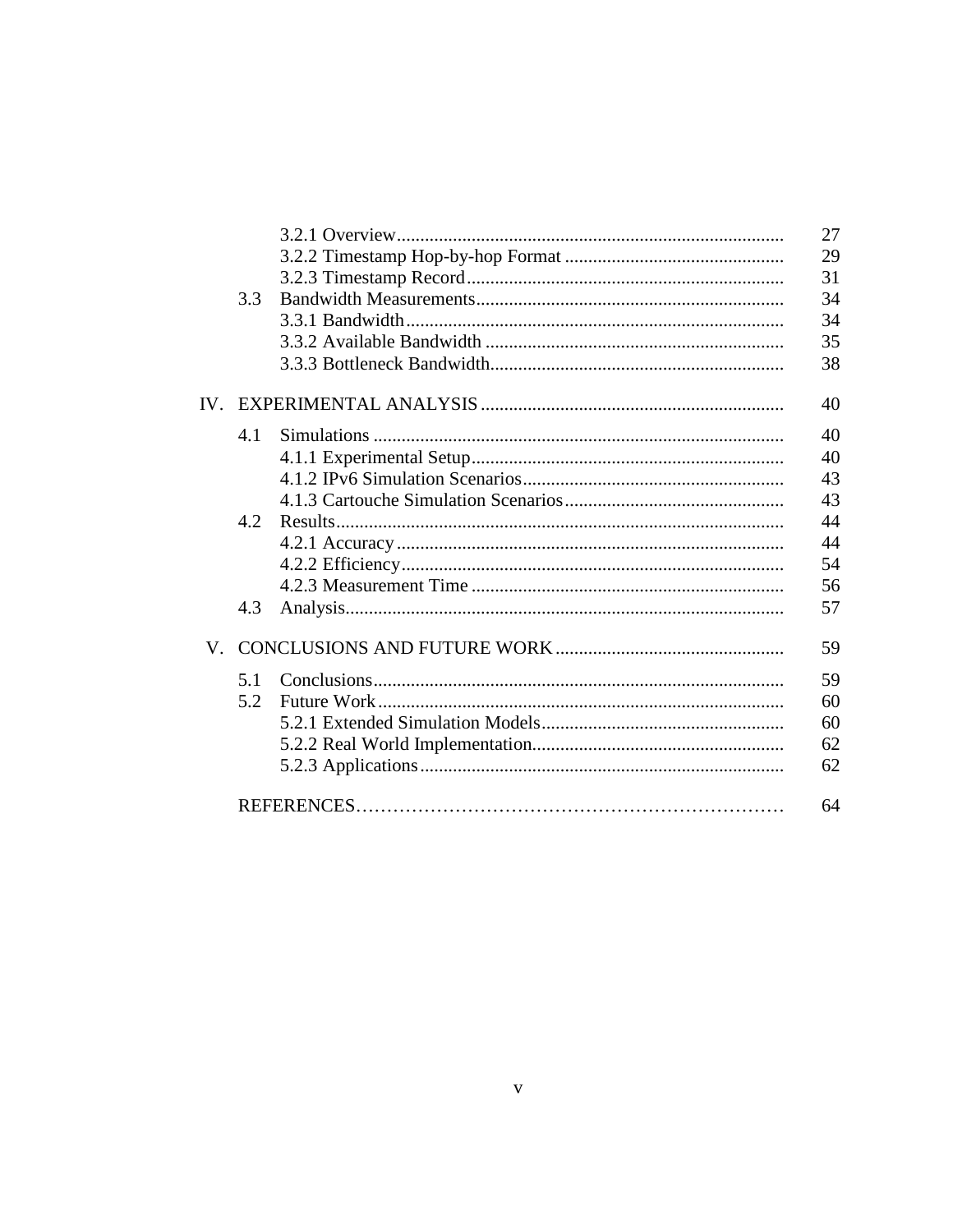| | | | |
|---|---|---|---|
| | | 3.2.1 Overview | 27 |
| | | 3.2.2 Timestamp Hop-by-hop Format | 29 |
| | | 3.2.3 Timestamp Record | 31 |
| | 3.3 | Bandwidth Measurements | 34 |
| | | 3.3.1 Bandwidth | 34 |
| | | 3.3.2 Available Bandwidth | 35 |
| | | 3.3.3 Bottleneck Bandwidth | 38 |
| IV. | EXPERIMENTAL ANALYSIS | | 40 |
| | 4.1 | Simulations | 40 |
| | | 4.1.1 Experimental Setup | 40 |
| | | 4.1.2 IPv6 Simulation Scenarios | 43 |
| | | 4.1.3 Cartouche Simulation Scenarios | 43 |
| | 4.2 | Results | 44 |
| | | 4.2.1 Accuracy | 44 |
| | | 4.2.2 Efficiency | 54 |
| | | 4.2.3 Measurement Time | 56 |
| | 4.3 | Analysis | 57 |
| V. | CONCLUSIONS AND FUTURE WORK | | 59 |
| | 5.1 | Conclusions | 59 |
| | 5.2 | Future Work | 60 |
| | | 5.2.1 Extended Simulation Models | 60 |
| | | 5.2.2 Real World Implementation | 62 |
| | | 5.2.3 Applications | 62 |
| | REFERENCES | | 64 |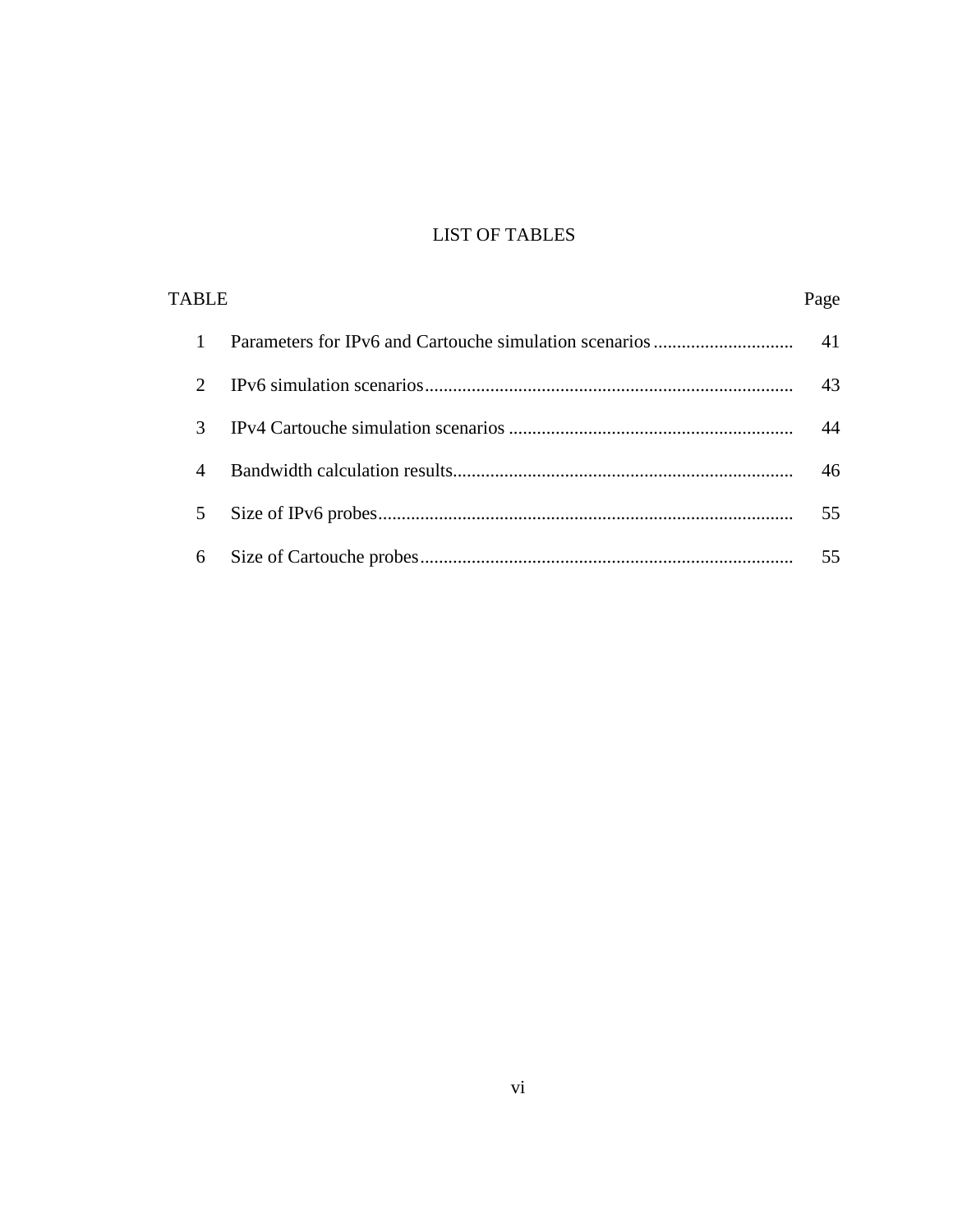# LIST OF TABLES

| TABLE | | Page |
|---|---|---|
| 1 | Parameters for IPv6 and Cartouche simulation scenarios | 41 |
| 2 | IPv6 simulation scenarios | 43 |
| 3 | IPv4 Cartouche simulation scenarios | 44 |
| 4 | Bandwidth calculation results | 46 |
| 5 | Size of IPv6 probes | 55 |
| 6 | Size of Cartouche probes | 55 |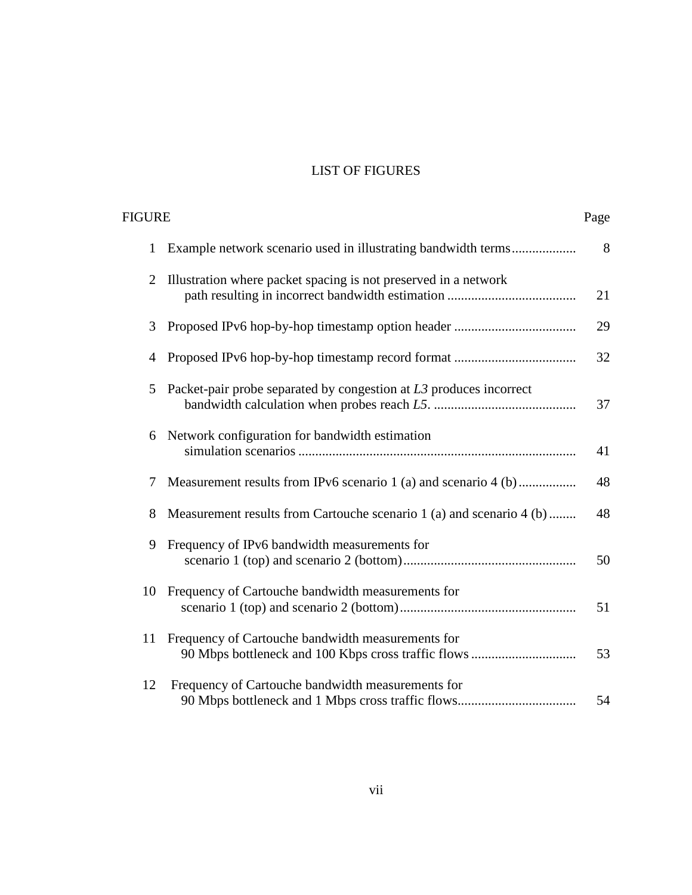# LIST OF FIGURES

| FIGURE | | Page |
|---|---|---|
| 1 | Example network scenario used in illustrating bandwidth terms | 8 |
| 2 | Illustration where packet spacing is not preserved in a network path resulting in incorrect bandwidth estimation | 21 |
| 3 | Proposed IPv6 hop-by-hop timestamp option header | 29 |
| 4 | Proposed IPv6 hop-by-hop timestamp record format | 32 |
| 5 | Packet-pair probe separated by congestion at *L3* produces incorrect bandwidth calculation when probes reach *L5*. | 37 |
| 6 | Network configuration for bandwidth estimation simulation scenarios | 41 |
| 7 | Measurement results from IPv6 scenario 1 (a) and scenario 4 (b) | 48 |
| 8 | Measurement results from Cartouche scenario 1 (a) and scenario 4 (b) | 48 |
| 9 | Frequency of IPv6 bandwidth measurements for scenario 1 (top) and scenario 2 (bottom) | 50 |
| 10 | Frequency of Cartouche bandwidth measurements for scenario 1 (top) and scenario 2 (bottom) | 51 |
| 11 | Frequency of Cartouche bandwidth measurements for 90 Mbps bottleneck and 100 Kbps cross traffic flows | 53 |
| 12 | Frequency of Cartouche bandwidth measurements for 90 Mbps bottleneck and 1 Mbps cross traffic flows | 54 |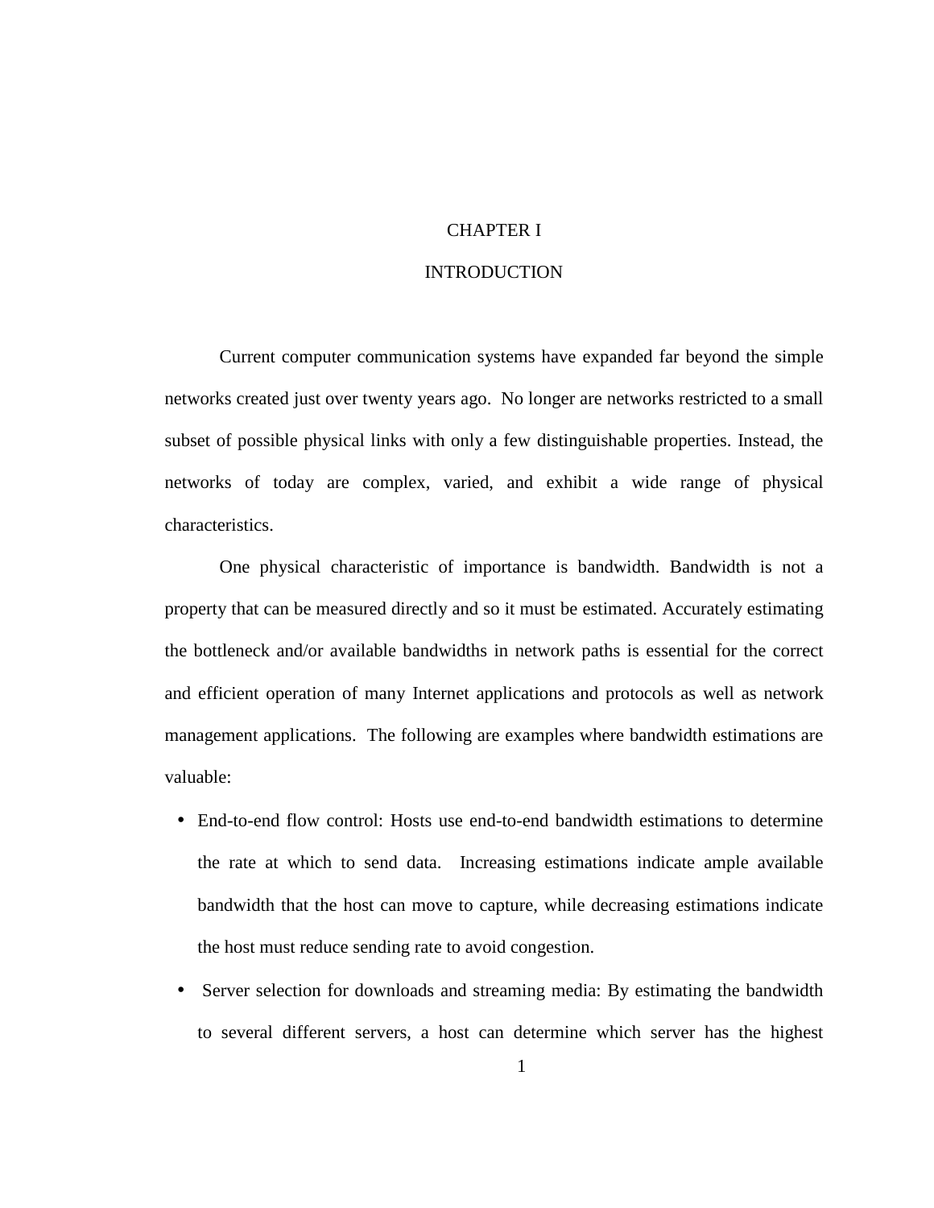# CHAPTER I

# INTRODUCTION

Current computer communication systems have expanded far beyond the simple networks created just over twenty years ago. No longer are networks restricted to a small subset of possible physical links with only a few distinguishable properties. Instead, the networks of today are complex, varied, and exhibit a wide range of physical characteristics.

One physical characteristic of importance is bandwidth. Bandwidth is not a property that can be measured directly and so it must be estimated. Accurately estimating the bottleneck and/or available bandwidths in network paths is essential for the correct and efficient operation of many Internet applications and protocols as well as network management applications. The following are examples where bandwidth estimations are valuable:

- End-to-end flow control: Hosts use end-to-end bandwidth estimations to determine the rate at which to send data. Increasing estimations indicate ample available bandwidth that the host can move to capture, while decreasing estimations indicate the host must reduce sending rate to avoid congestion.
- Server selection for downloads and streaming media: By estimating the bandwidth to several different servers, a host can determine which server has the highest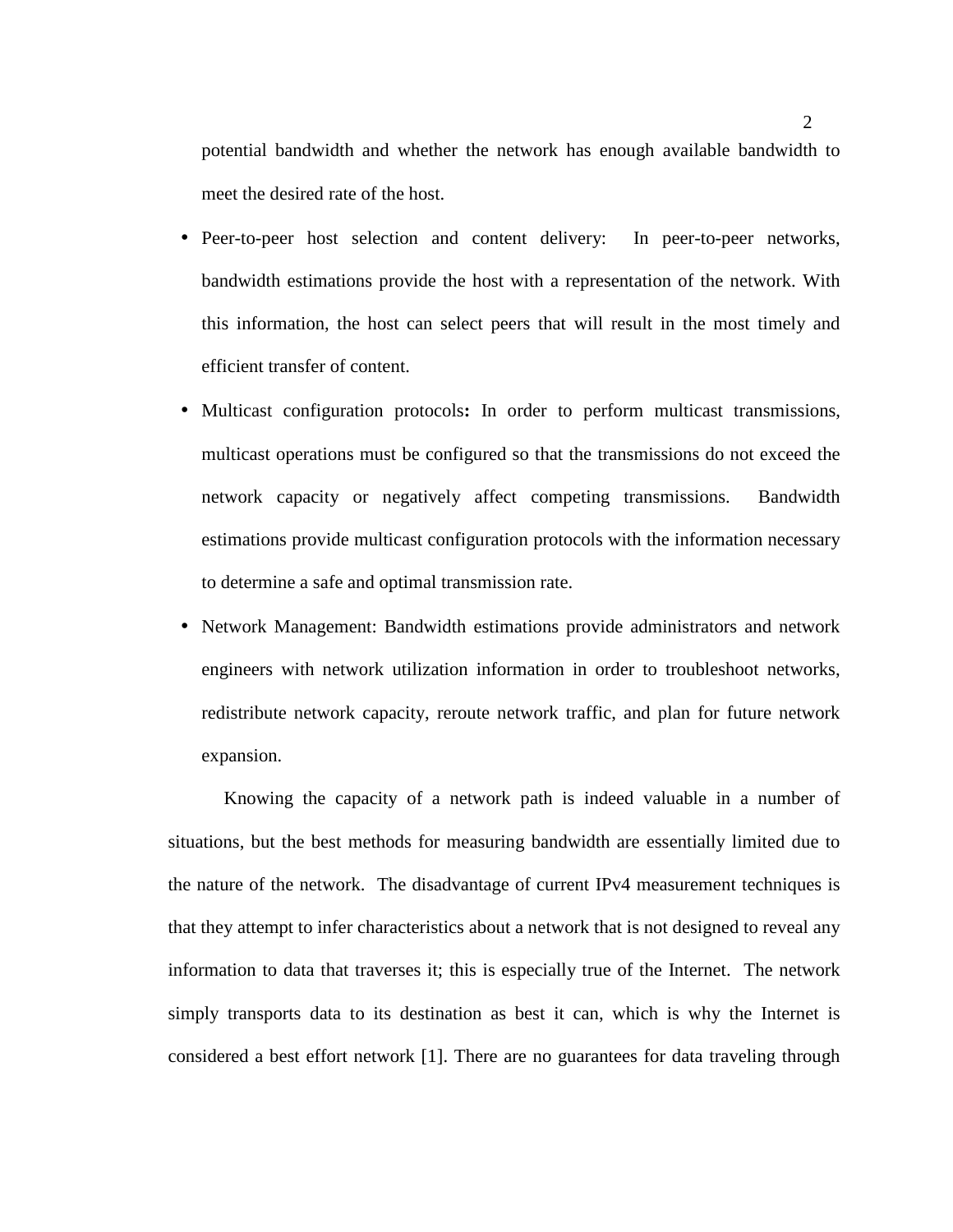potential bandwidth and whether the network has enough available bandwidth to meet the desired rate of the host.

- Peer-to-peer host selection and content delivery: In peer-to-peer networks, bandwidth estimations provide the host with a representation of the network. With this information, the host can select peers that will result in the most timely and efficient transfer of content.
- Multicast configuration protocols**:** In order to perform multicast transmissions, multicast operations must be configured so that the transmissions do not exceed the network capacity or negatively affect competing transmissions. Bandwidth estimations provide multicast configuration protocols with the information necessary to determine a safe and optimal transmission rate.
- Network Management: Bandwidth estimations provide administrators and network engineers with network utilization information in order to troubleshoot networks, redistribute network capacity, reroute network traffic, and plan for future network expansion.

Knowing the capacity of a network path is indeed valuable in a number of situations, but the best methods for measuring bandwidth are essentially limited due to the nature of the network. The disadvantage of current IPv4 measurement techniques is that they attempt to infer characteristics about a network that is not designed to reveal any information to data that traverses it; this is especially true of the Internet. The network simply transports data to its destination as best it can, which is why the Internet is considered a best effort network [1]. There are no guarantees for data traveling through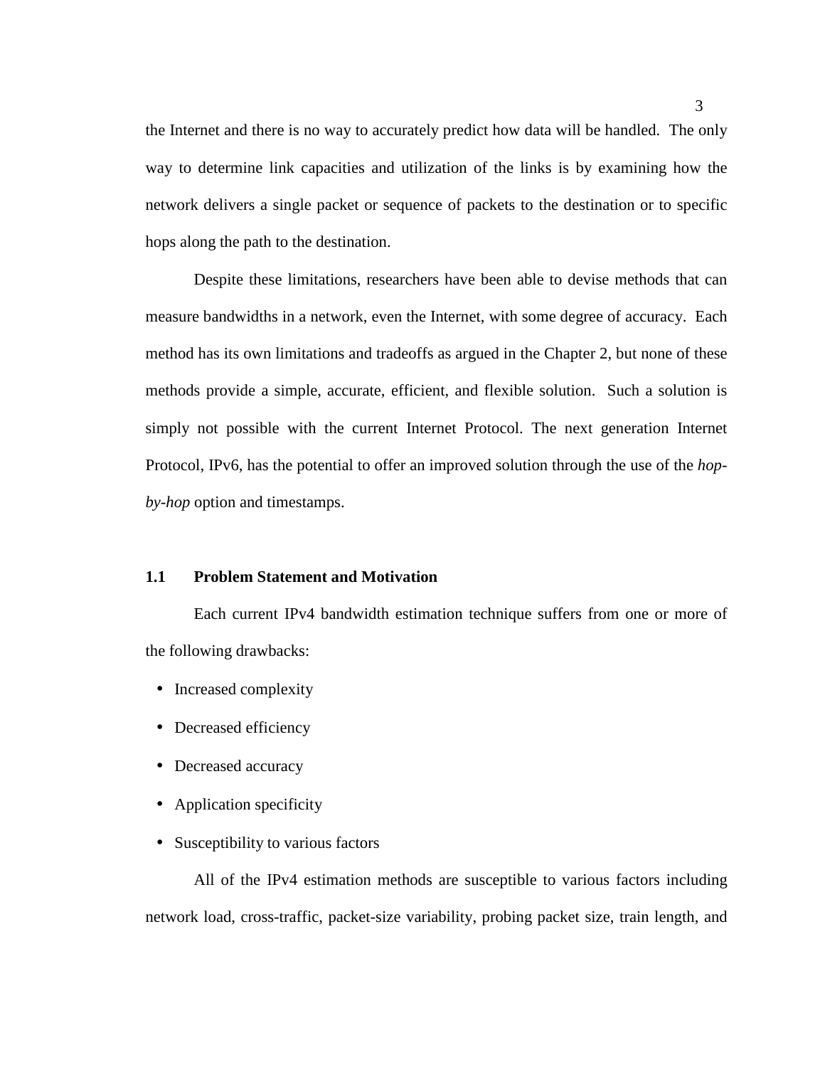the Internet and there is no way to accurately predict how data will be handled. The only way to determine link capacities and utilization of the links is by examining how the network delivers a single packet or sequence of packets to the destination or to specific hops along the path to the destination.

Despite these limitations, researchers have been able to devise methods that can measure bandwidths in a network, even the Internet, with some degree of accuracy. Each method has its own limitations and tradeoffs as argued in the Chapter 2, but none of these methods provide a simple, accurate, efficient, and flexible solution. Such a solution is simply not possible with the current Internet Protocol. The next generation Internet Protocol, IPv6, has the potential to offer an improved solution through the use of the *hop-by-hop* option and timestamps.

## 1.1 Problem Statement and Motivation

Each current IPv4 bandwidth estimation technique suffers from one or more of the following drawbacks:

- Increased complexity
- Decreased efficiency
- Decreased accuracy
- Application specificity
- Susceptibility to various factors

All of the IPv4 estimation methods are susceptible to various factors including network load, cross-traffic, packet-size variability, probing packet size, train length, and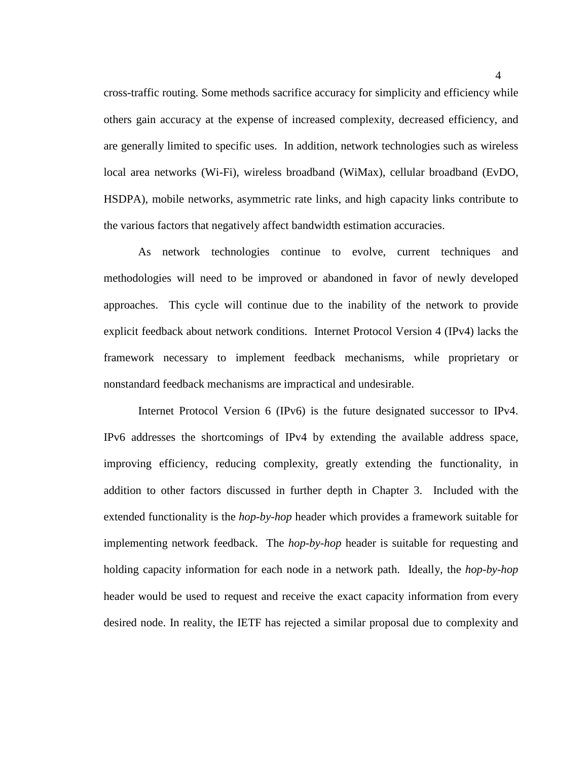cross-traffic routing. Some methods sacrifice accuracy for simplicity and efficiency while others gain accuracy at the expense of increased complexity, decreased efficiency, and are generally limited to specific uses. In addition, network technologies such as wireless local area networks (Wi-Fi), wireless broadband (WiMax), cellular broadband (EvDO, HSDPA), mobile networks, asymmetric rate links, and high capacity links contribute to the various factors that negatively affect bandwidth estimation accuracies.

As network technologies continue to evolve, current techniques and methodologies will need to be improved or abandoned in favor of newly developed approaches. This cycle will continue due to the inability of the network to provide explicit feedback about network conditions. Internet Protocol Version 4 (IPv4) lacks the framework necessary to implement feedback mechanisms, while proprietary or nonstandard feedback mechanisms are impractical and undesirable.

Internet Protocol Version 6 (IPv6) is the future designated successor to IPv4. IPv6 addresses the shortcomings of IPv4 by extending the available address space, improving efficiency, reducing complexity, greatly extending the functionality, in addition to other factors discussed in further depth in Chapter 3. Included with the extended functionality is the *hop-by-hop* header which provides a framework suitable for implementing network feedback. The *hop-by-hop* header is suitable for requesting and holding capacity information for each node in a network path. Ideally, the *hop-by-hop* header would be used to request and receive the exact capacity information from every desired node. In reality, the IETF has rejected a similar proposal due to complexity and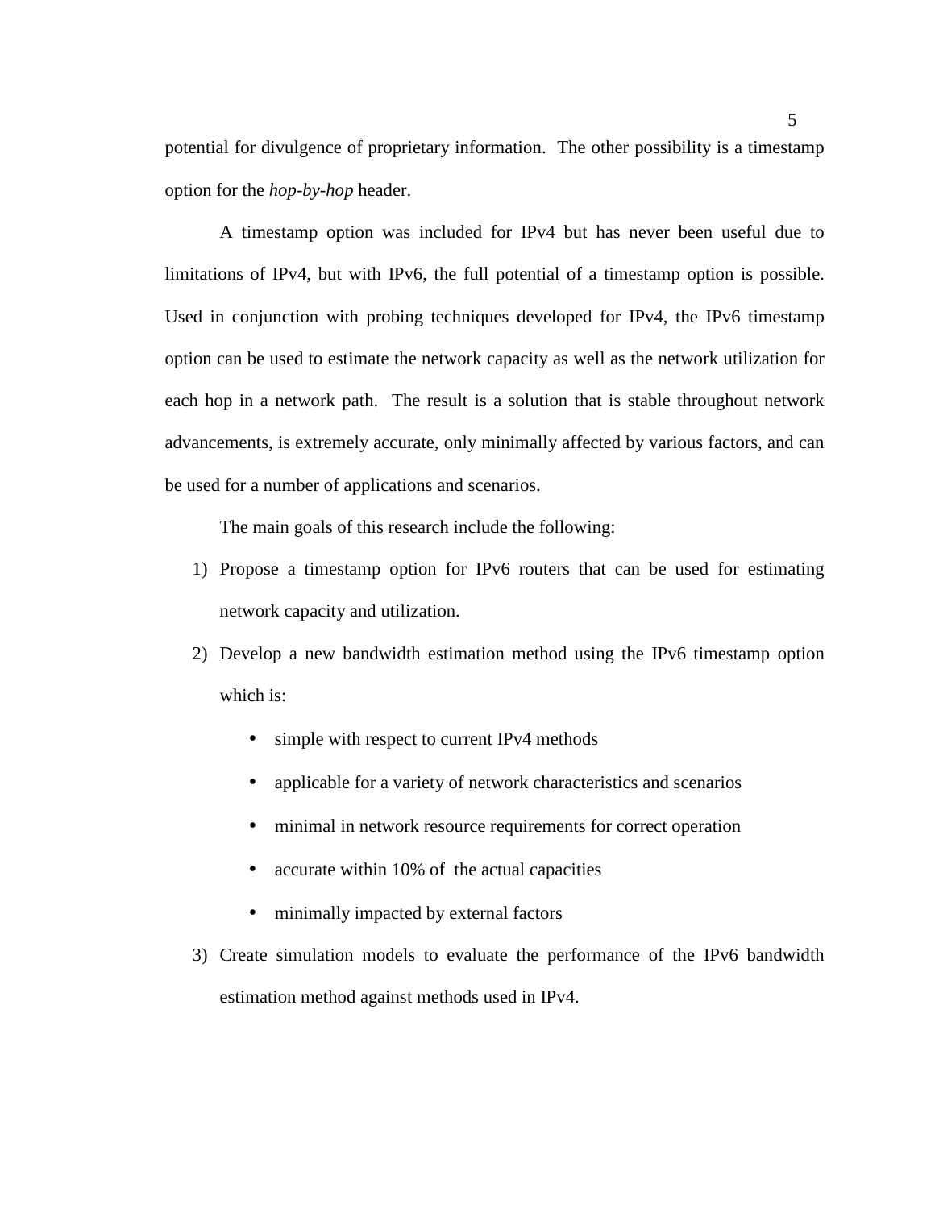potential for divulgence of proprietary information. The other possibility is a timestamp option for the *hop-by-hop* header.

A timestamp option was included for IPv4 but has never been useful due to limitations of IPv4, but with IPv6, the full potential of a timestamp option is possible. Used in conjunction with probing techniques developed for IPv4, the IPv6 timestamp option can be used to estimate the network capacity as well as the network utilization for each hop in a network path. The result is a solution that is stable throughout network advancements, is extremely accurate, only minimally affected by various factors, and can be used for a number of applications and scenarios.

The main goals of this research include the following:

1) Propose a timestamp option for IPv6 routers that can be used for estimating network capacity and utilization.
2) Develop a new bandwidth estimation method using the IPv6 timestamp option which is:
   - simple with respect to current IPv4 methods
   - applicable for a variety of network characteristics and scenarios
   - minimal in network resource requirements for correct operation
   - accurate within 10% of the actual capacities
   - minimally impacted by external factors
3) Create simulation models to evaluate the performance of the IPv6 bandwidth estimation method against methods used in IPv4.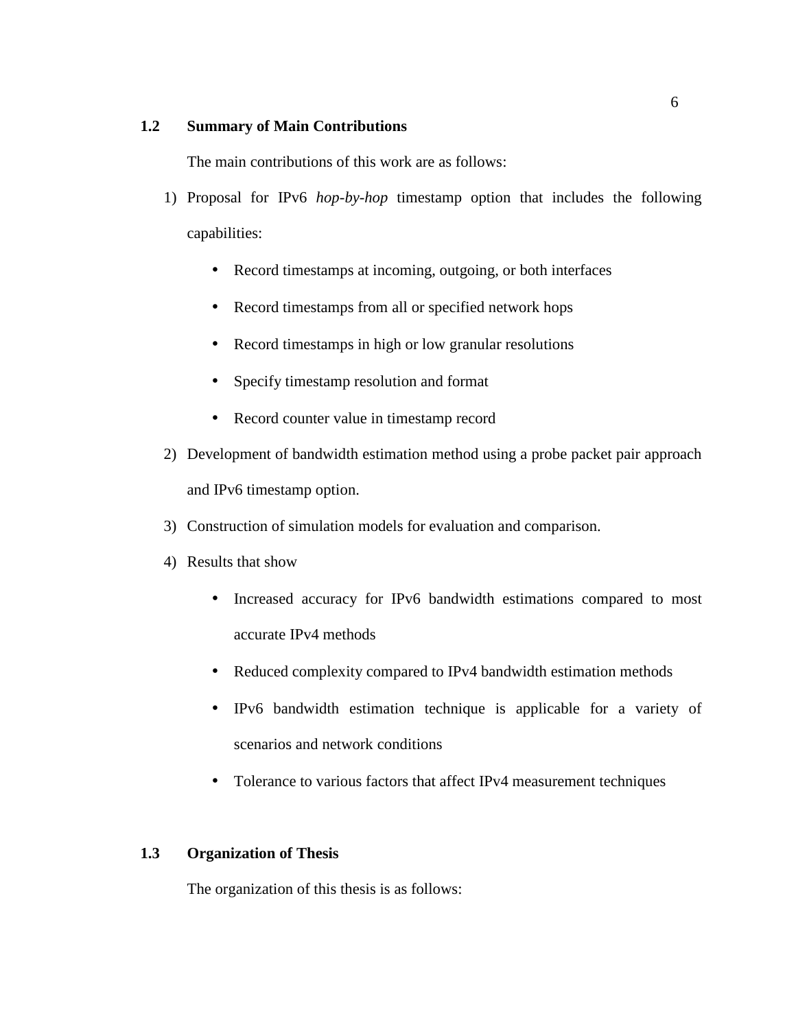## 1.2 Summary of Main Contributions

The main contributions of this work are as follows:

1) Proposal for IPv6 *hop-by-hop* timestamp option that includes the following capabilities:
    - Record timestamps at incoming, outgoing, or both interfaces
    - Record timestamps from all or specified network hops
    - Record timestamps in high or low granular resolutions
    - Specify timestamp resolution and format
    - Record counter value in timestamp record
2) Development of bandwidth estimation method using a probe packet pair approach and IPv6 timestamp option.
3) Construction of simulation models for evaluation and comparison.
4) Results that show
    - Increased accuracy for IPv6 bandwidth estimations compared to most accurate IPv4 methods
    - Reduced complexity compared to IPv4 bandwidth estimation methods
    - IPv6 bandwidth estimation technique is applicable for a variety of scenarios and network conditions
    - Tolerance to various factors that affect IPv4 measurement techniques

## 1.3 Organization of Thesis

The organization of this thesis is as follows: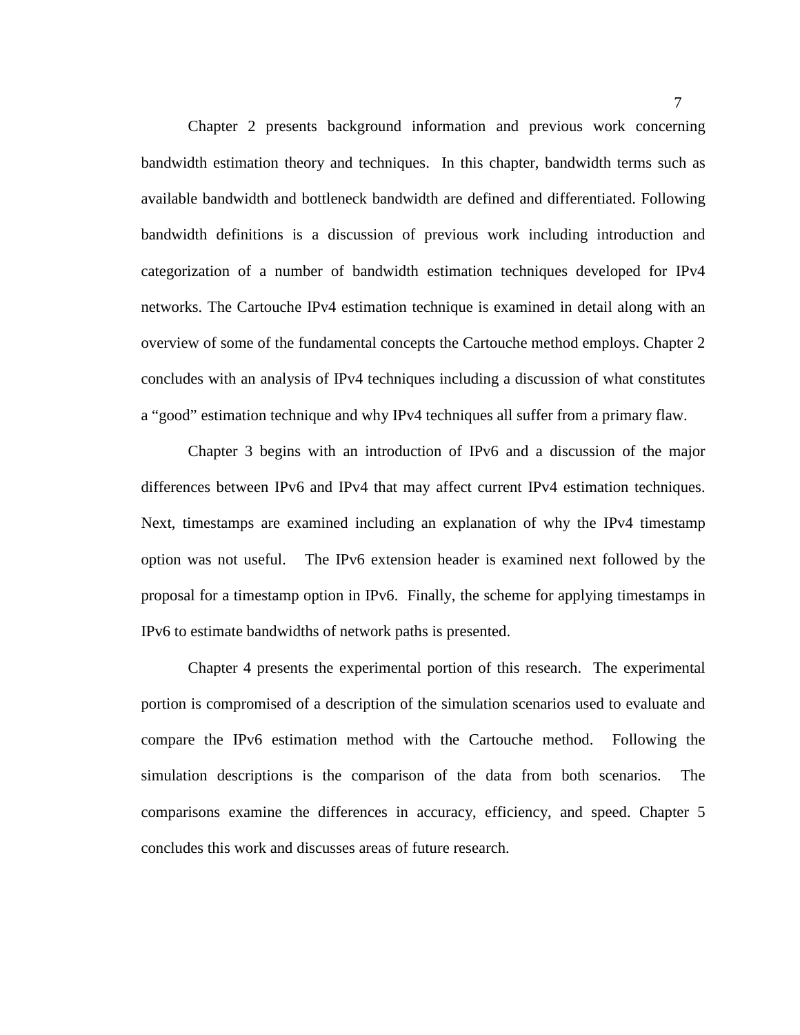Chapter 2 presents background information and previous work concerning bandwidth estimation theory and techniques. In this chapter, bandwidth terms such as available bandwidth and bottleneck bandwidth are defined and differentiated. Following bandwidth definitions is a discussion of previous work including introduction and categorization of a number of bandwidth estimation techniques developed for IPv4 networks. The Cartouche IPv4 estimation technique is examined in detail along with an overview of some of the fundamental concepts the Cartouche method employs. Chapter 2 concludes with an analysis of IPv4 techniques including a discussion of what constitutes a "good" estimation technique and why IPv4 techniques all suffer from a primary flaw.

Chapter 3 begins with an introduction of IPv6 and a discussion of the major differences between IPv6 and IPv4 that may affect current IPv4 estimation techniques. Next, timestamps are examined including an explanation of why the IPv4 timestamp option was not useful. The IPv6 extension header is examined next followed by the proposal for a timestamp option in IPv6. Finally, the scheme for applying timestamps in IPv6 to estimate bandwidths of network paths is presented.

Chapter 4 presents the experimental portion of this research. The experimental portion is compromised of a description of the simulation scenarios used to evaluate and compare the IPv6 estimation method with the Cartouche method. Following the simulation descriptions is the comparison of the data from both scenarios. The comparisons examine the differences in accuracy, efficiency, and speed. Chapter 5 concludes this work and discusses areas of future research.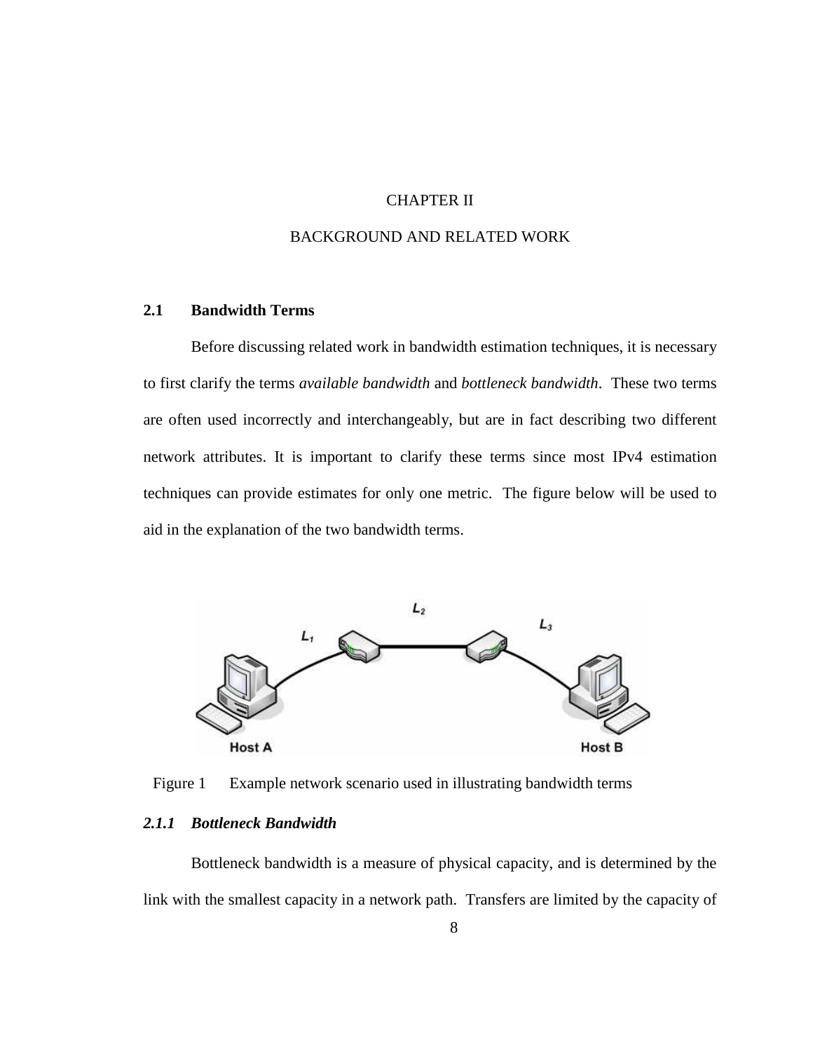# CHAPTER II

# BACKGROUND AND RELATED WORK

## 2.1 Bandwidth Terms

Before discussing related work in bandwidth estimation techniques, it is necessary to first clarify the terms *available bandwidth* and *bottleneck bandwidth*. These two terms are often used incorrectly and interchangeably, but are in fact describing two different network attributes. It is important to clarify these terms since most IPv4 estimation techniques can provide estimates for only one metric. The figure below will be used to aid in the explanation of the two bandwidth terms.

Figure 1 Example network scenario used in illustrating bandwidth terms

### *2.1.1 Bottleneck Bandwidth*

Bottleneck bandwidth is a measure of physical capacity, and is determined by the link with the smallest capacity in a network path. Transfers are limited by the capacity of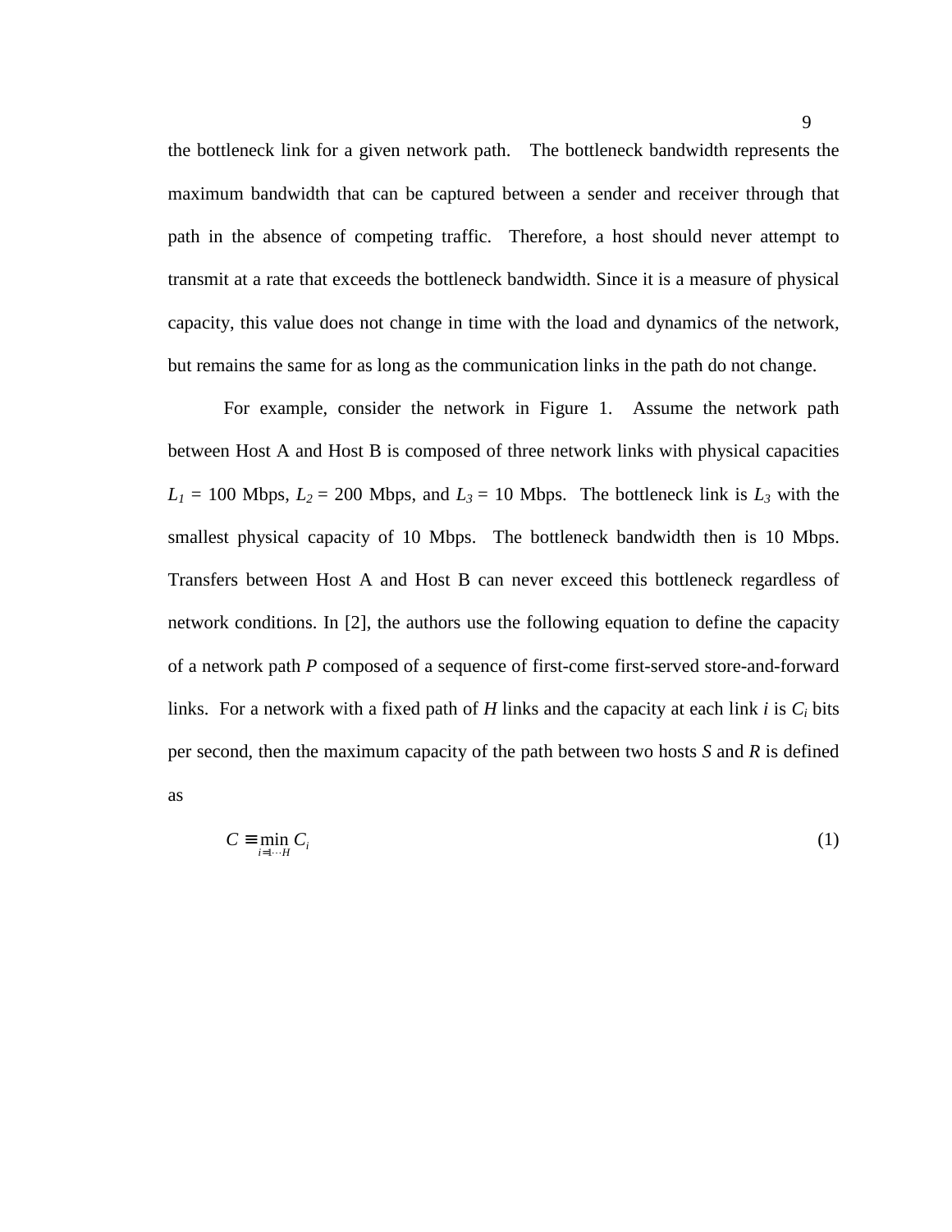the bottleneck link for a given network path. The bottleneck bandwidth represents the maximum bandwidth that can be captured between a sender and receiver through that path in the absence of competing traffic. Therefore, a host should never attempt to transmit at a rate that exceeds the bottleneck bandwidth. Since it is a measure of physical capacity, this value does not change in time with the load and dynamics of the network, but remains the same for as long as the communication links in the path do not change.

For example, consider the network in Figure 1. Assume the network path between Host A and Host B is composed of three network links with physical capacities $L_1$ = 100 Mbps, $L_2$ = 200 Mbps, and $L_3$ = 10 Mbps. The bottleneck link is $L_3$ with the smallest physical capacity of 10 Mbps. The bottleneck bandwidth then is 10 Mbps. Transfers between Host A and Host B can never exceed this bottleneck regardless of network conditions. In [2], the authors use the following equation to define the capacity of a network path *P* composed of a sequence of first-come first-served store-and-forward links. For a network with a fixed path of *H* links and the capacity at each link *i* is $C_i$ bits per second, then the maximum capacity of the path between two hosts *S* and *R* is defined as

$$C \equiv \min_{i=1\cdots H} C_i \tag{1}$$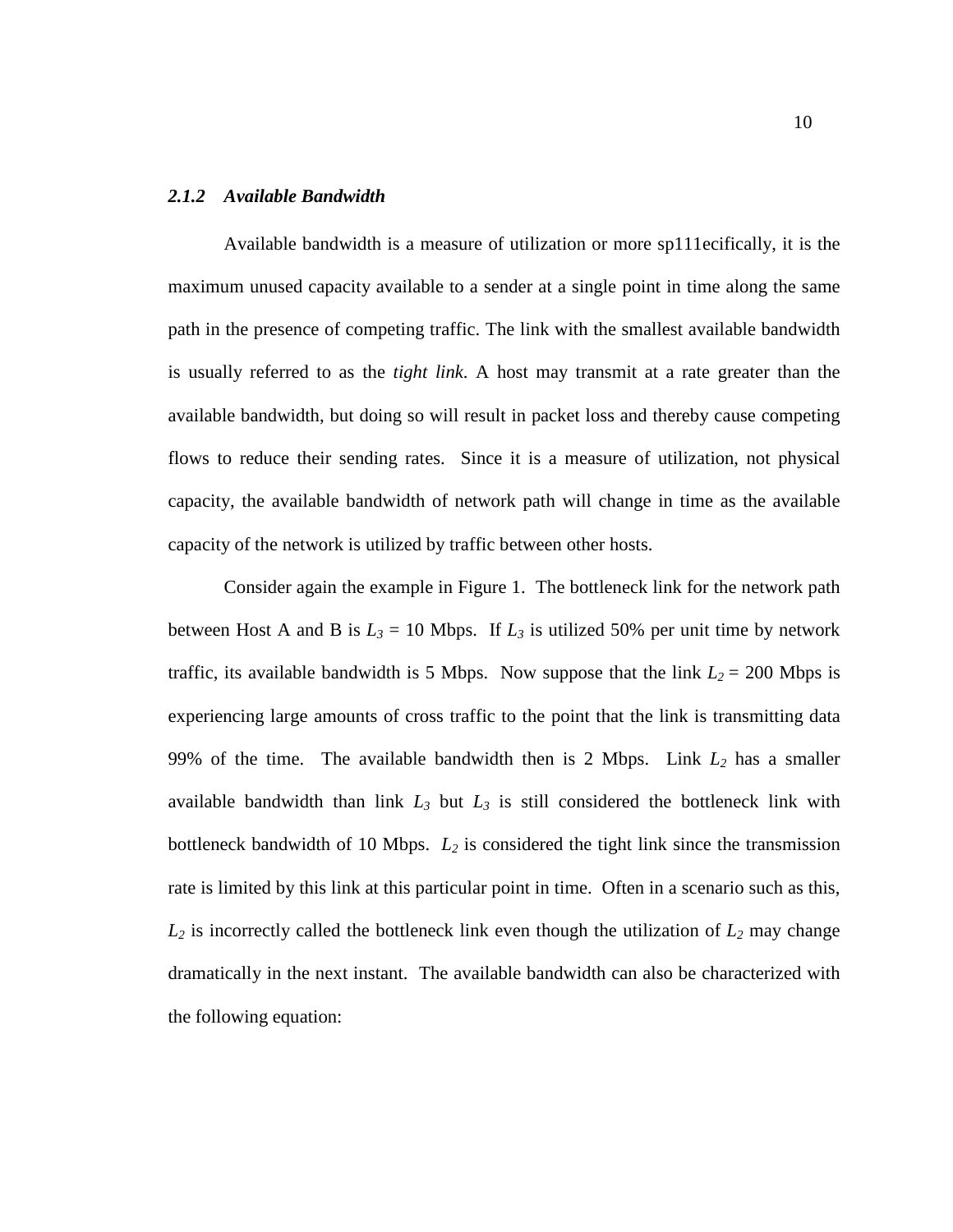### 2.1.2 *Available Bandwidth*

Available bandwidth is a measure of utilization or more sp111ecifically, it is the maximum unused capacity available to a sender at a single point in time along the same path in the presence of competing traffic. The link with the smallest available bandwidth is usually referred to as the *tight link*. A host may transmit at a rate greater than the available bandwidth, but doing so will result in packet loss and thereby cause competing flows to reduce their sending rates. Since it is a measure of utilization, not physical capacity, the available bandwidth of network path will change in time as the available capacity of the network is utilized by traffic between other hosts.

Consider again the example in Figure 1. The bottleneck link for the network path between Host A and B is $L_3$ = 10 Mbps. If $L_3$ is utilized 50% per unit time by network traffic, its available bandwidth is 5 Mbps. Now suppose that the link $L_2$ = 200 Mbps is experiencing large amounts of cross traffic to the point that the link is transmitting data 99% of the time. The available bandwidth then is 2 Mbps. Link $L_2$ has a smaller available bandwidth than link $L_3$ but $L_3$ is still considered the bottleneck link with bottleneck bandwidth of 10 Mbps. $L_2$ is considered the tight link since the transmission rate is limited by this link at this particular point in time. Often in a scenario such as this, $L_2$ is incorrectly called the bottleneck link even though the utilization of $L_2$ may change dramatically in the next instant. The available bandwidth can also be characterized with the following equation: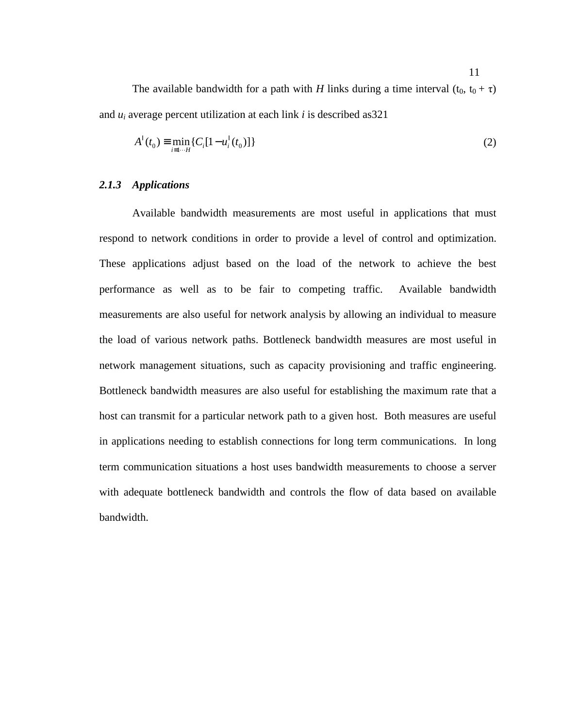The available bandwidth for a path with $H$ links during a time interval ($t_0$, $t_0 + \tau$) and $u_i$ average percent utilization at each link $i$ is described as321

$$A^{\text{l}}(t_0) \equiv \min_{i \equiv 1 \cdots H} \{C_i[1 - u_i^{\text{l}}(t_0)]\} \tag{2}$$

### *2.1.3 Applications*

Available bandwidth measurements are most useful in applications that must respond to network conditions in order to provide a level of control and optimization. These applications adjust based on the load of the network to achieve the best performance as well as to be fair to competing traffic. Available bandwidth measurements are also useful for network analysis by allowing an individual to measure the load of various network paths. Bottleneck bandwidth measures are most useful in network management situations, such as capacity provisioning and traffic engineering. Bottleneck bandwidth measures are also useful for establishing the maximum rate that a host can transmit for a particular network path to a given host. Both measures are useful in applications needing to establish connections for long term communications. In long term communication situations a host uses bandwidth measurements to choose a server with adequate bottleneck bandwidth and controls the flow of data based on available bandwidth.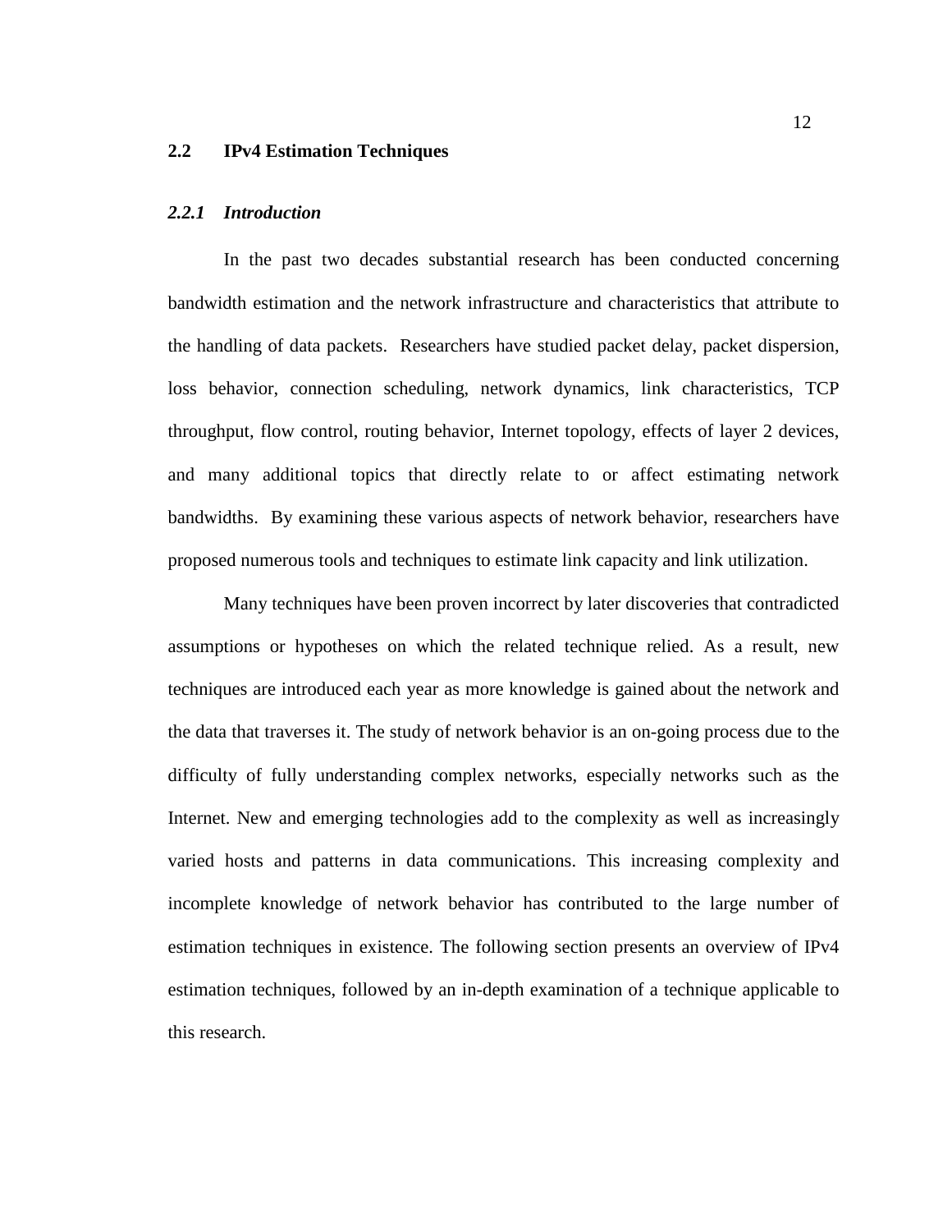## 2.2 IPv4 Estimation Techniques

### *2.2.1 Introduction*

In the past two decades substantial research has been conducted concerning bandwidth estimation and the network infrastructure and characteristics that attribute to the handling of data packets. Researchers have studied packet delay, packet dispersion, loss behavior, connection scheduling, network dynamics, link characteristics, TCP throughput, flow control, routing behavior, Internet topology, effects of layer 2 devices, and many additional topics that directly relate to or affect estimating network bandwidths. By examining these various aspects of network behavior, researchers have proposed numerous tools and techniques to estimate link capacity and link utilization.

Many techniques have been proven incorrect by later discoveries that contradicted assumptions or hypotheses on which the related technique relied. As a result, new techniques are introduced each year as more knowledge is gained about the network and the data that traverses it. The study of network behavior is an on-going process due to the difficulty of fully understanding complex networks, especially networks such as the Internet. New and emerging technologies add to the complexity as well as increasingly varied hosts and patterns in data communications. This increasing complexity and incomplete knowledge of network behavior has contributed to the large number of estimation techniques in existence. The following section presents an overview of IPv4 estimation techniques, followed by an in-depth examination of a technique applicable to this research.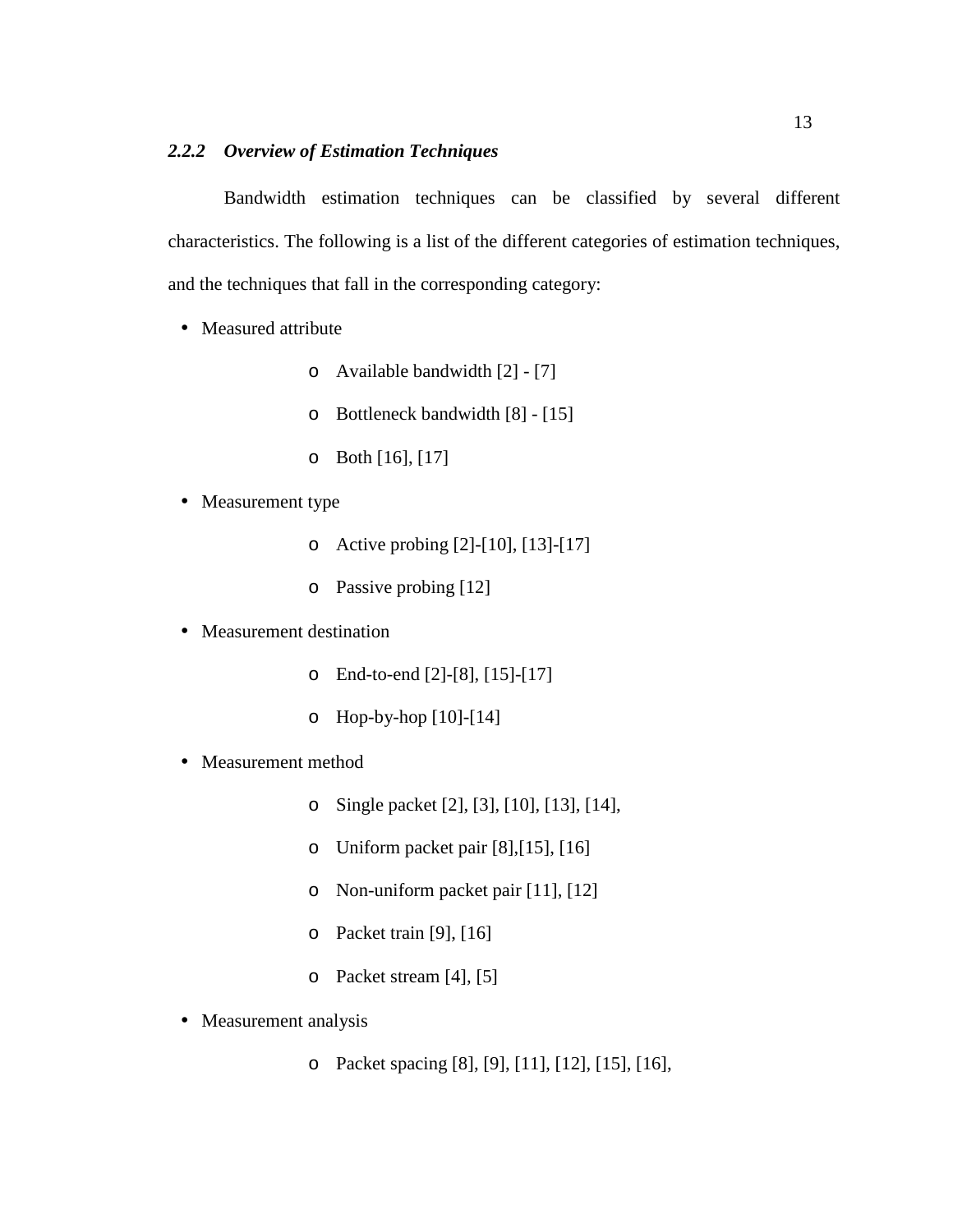### *2.2.2 Overview of Estimation Techniques*

Bandwidth estimation techniques can be classified by several different characteristics. The following is a list of the different categories of estimation techniques, and the techniques that fall in the corresponding category:

- Measured attribute
  - Available bandwidth [2] - [7]
  - Bottleneck bandwidth [8] - [15]
  - Both [16], [17]
- Measurement type
  - Active probing [2]-[10], [13]-[17]
  - Passive probing [12]
- Measurement destination
  - End-to-end [2]-[8], [15]-[17]
  - Hop-by-hop [10]-[14]
- Measurement method
  - Single packet [2], [3], [10], [13], [14],
  - Uniform packet pair [8],[15], [16]
  - Non-uniform packet pair [11], [12]
  - Packet train [9], [16]
  - Packet stream [4], [5]
- Measurement analysis
  - Packet spacing [8], [9], [11], [12], [15], [16],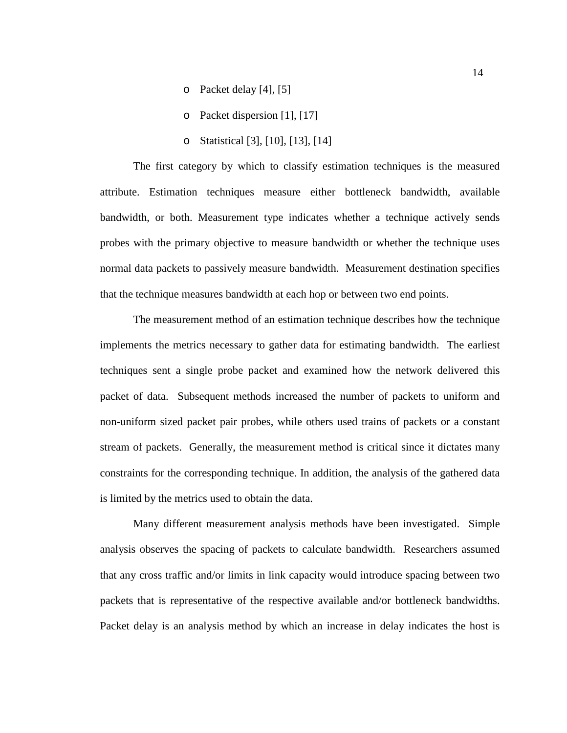- Packet delay [4], [5]
  - Packet dispersion [1], [17]
  - Statistical [3], [10], [13], [14]

The first category by which to classify estimation techniques is the measured attribute. Estimation techniques measure either bottleneck bandwidth, available bandwidth, or both. Measurement type indicates whether a technique actively sends probes with the primary objective to measure bandwidth or whether the technique uses normal data packets to passively measure bandwidth. Measurement destination specifies that the technique measures bandwidth at each hop or between two end points.

The measurement method of an estimation technique describes how the technique implements the metrics necessary to gather data for estimating bandwidth. The earliest techniques sent a single probe packet and examined how the network delivered this packet of data. Subsequent methods increased the number of packets to uniform and non-uniform sized packet pair probes, while others used trains of packets or a constant stream of packets. Generally, the measurement method is critical since it dictates many constraints for the corresponding technique. In addition, the analysis of the gathered data is limited by the metrics used to obtain the data.

Many different measurement analysis methods have been investigated. Simple analysis observes the spacing of packets to calculate bandwidth. Researchers assumed that any cross traffic and/or limits in link capacity would introduce spacing between two packets that is representative of the respective available and/or bottleneck bandwidths. Packet delay is an analysis method by which an increase in delay indicates the host is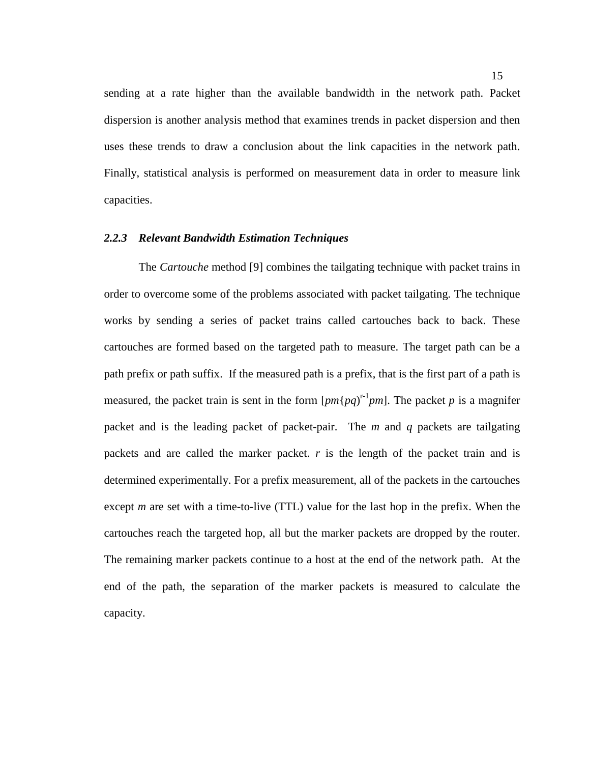sending at a rate higher than the available bandwidth in the network path. Packet dispersion is another analysis method that examines trends in packet dispersion and then uses these trends to draw a conclusion about the link capacities in the network path. Finally, statistical analysis is performed on measurement data in order to measure link capacities.

### *2.2.3 Relevant Bandwidth Estimation Techniques*

The *Cartouche* method [9] combines the tailgating technique with packet trains in order to overcome some of the problems associated with packet tailgating. The technique works by sending a series of packet trains called cartouches back to back. These cartouches are formed based on the targeted path to measure. The target path can be a path prefix or path suffix. If the measured path is a prefix, that is the first part of a path is measured, the packet train is sent in the form $[pm\{pq)^{r-1}pm]$. The packet *p* is a magnifer packet and is the leading packet of packet-pair. The *m* and *q* packets are tailgating packets and are called the marker packet. *r* is the length of the packet train and is determined experimentally. For a prefix measurement, all of the packets in the cartouches except *m* are set with a time-to-live (TTL) value for the last hop in the prefix. When the cartouches reach the targeted hop, all but the marker packets are dropped by the router. The remaining marker packets continue to a host at the end of the network path. At the end of the path, the separation of the marker packets is measured to calculate the capacity.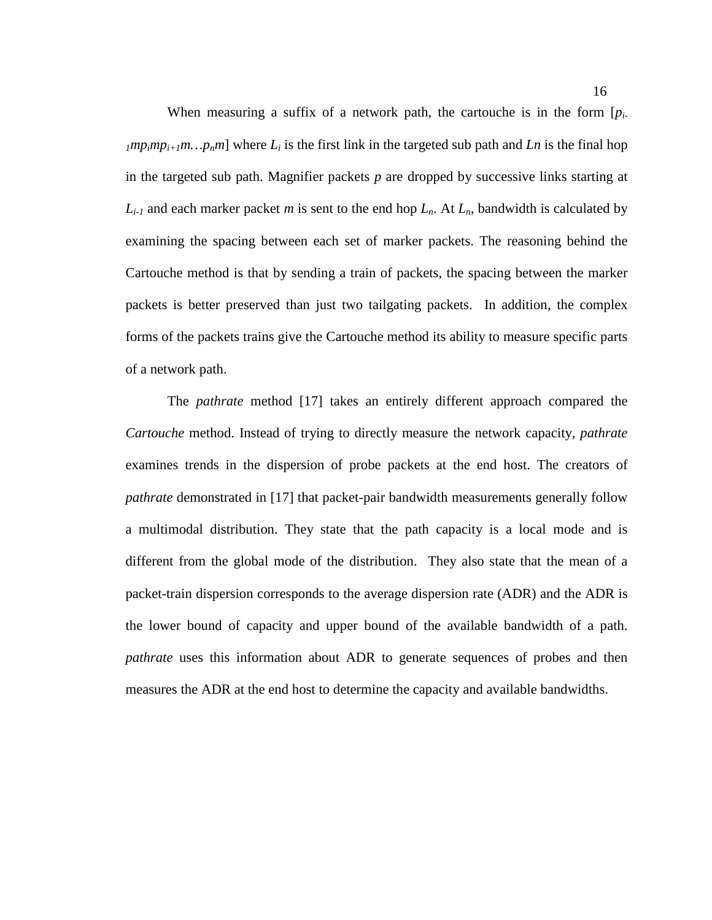When measuring a suffix of a network path, the cartouche is in the form [$p_{i-1}mp_imp_{i+1}m\ldots p_nm$] where $L_i$ is the first link in the targeted sub path and $Ln$ is the final hop in the targeted sub path. Magnifier packets *p* are dropped by successive links starting at $L_{i-1}$ and each marker packet *m* is sent to the end hop $L_n$. At $L_n$, bandwidth is calculated by examining the spacing between each set of marker packets. The reasoning behind the Cartouche method is that by sending a train of packets, the spacing between the marker packets is better preserved than just two tailgating packets. In addition, the complex forms of the packets trains give the Cartouche method its ability to measure specific parts of a network path.

The *pathrate* method [17] takes an entirely different approach compared the *Cartouche* method. Instead of trying to directly measure the network capacity, *pathrate* examines trends in the dispersion of probe packets at the end host. The creators of *pathrate* demonstrated in [17] that packet-pair bandwidth measurements generally follow a multimodal distribution. They state that the path capacity is a local mode and is different from the global mode of the distribution. They also state that the mean of a packet-train dispersion corresponds to the average dispersion rate (ADR) and the ADR is the lower bound of capacity and upper bound of the available bandwidth of a path. *pathrate* uses this information about ADR to generate sequences of probes and then measures the ADR at the end host to determine the capacity and available bandwidths.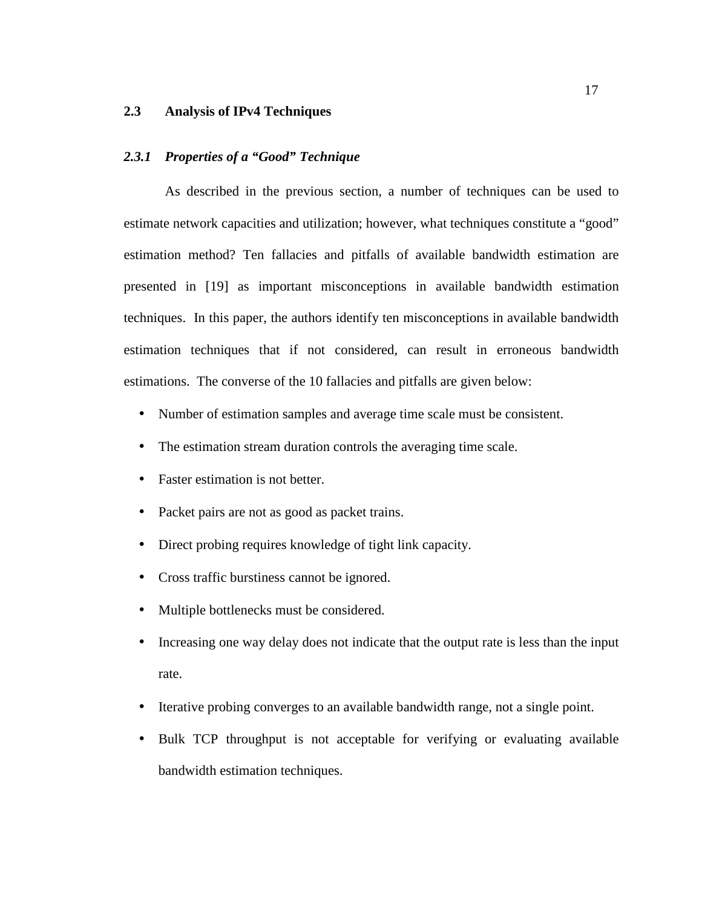## 2.3 Analysis of IPv4 Techniques

### *2.3.1 Properties of a "Good" Technique*

As described in the previous section, a number of techniques can be used to estimate network capacities and utilization; however, what techniques constitute a "good" estimation method? Ten fallacies and pitfalls of available bandwidth estimation are presented in [19] as important misconceptions in available bandwidth estimation techniques. In this paper, the authors identify ten misconceptions in available bandwidth estimation techniques that if not considered, can result in erroneous bandwidth estimations. The converse of the 10 fallacies and pitfalls are given below:

- Number of estimation samples and average time scale must be consistent.
- The estimation stream duration controls the averaging time scale.
- Faster estimation is not better.
- Packet pairs are not as good as packet trains.
- Direct probing requires knowledge of tight link capacity.
- Cross traffic burstiness cannot be ignored.
- Multiple bottlenecks must be considered.
- Increasing one way delay does not indicate that the output rate is less than the input rate.
- Iterative probing converges to an available bandwidth range, not a single point.
- Bulk TCP throughput is not acceptable for verifying or evaluating available bandwidth estimation techniques.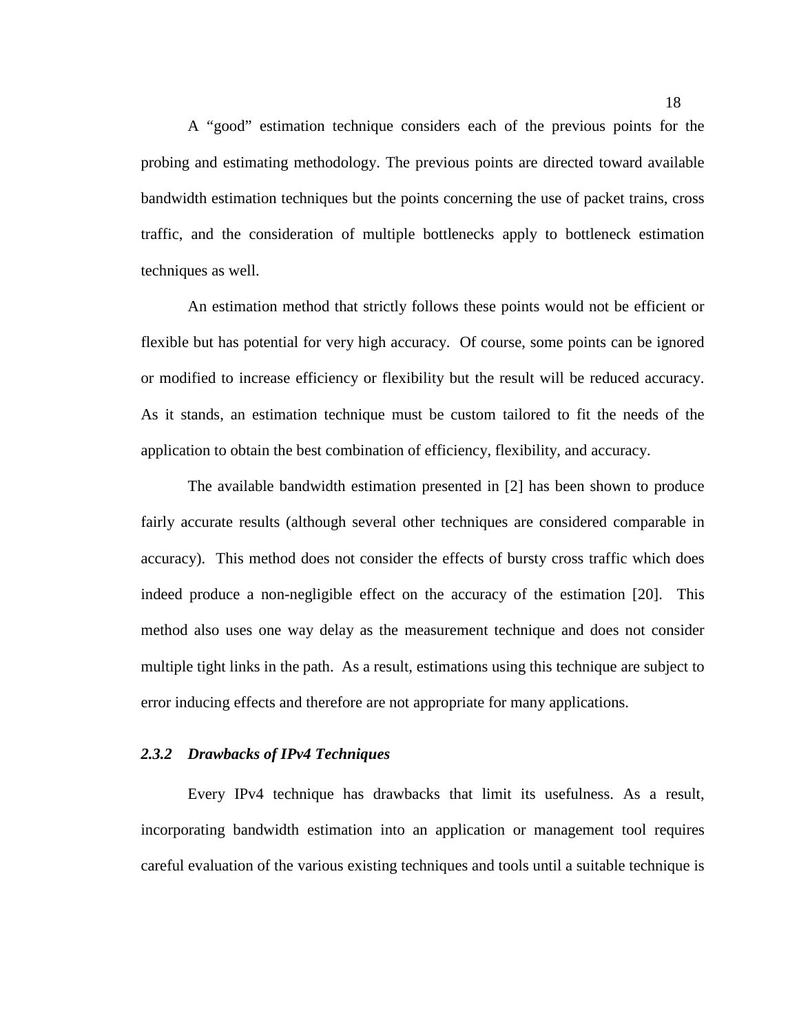A “good” estimation technique considers each of the previous points for the probing and estimating methodology. The previous points are directed toward available bandwidth estimation techniques but the points concerning the use of packet trains, cross traffic, and the consideration of multiple bottlenecks apply to bottleneck estimation techniques as well.

An estimation method that strictly follows these points would not be efficient or flexible but has potential for very high accuracy. Of course, some points can be ignored or modified to increase efficiency or flexibility but the result will be reduced accuracy. As it stands, an estimation technique must be custom tailored to fit the needs of the application to obtain the best combination of efficiency, flexibility, and accuracy.

The available bandwidth estimation presented in [2] has been shown to produce fairly accurate results (although several other techniques are considered comparable in accuracy). This method does not consider the effects of bursty cross traffic which does indeed produce a non-negligible effect on the accuracy of the estimation [20]. This method also uses one way delay as the measurement technique and does not consider multiple tight links in the path. As a result, estimations using this technique are subject to error inducing effects and therefore are not appropriate for many applications.

### *2.3.2 Drawbacks of IPv4 Techniques*

Every IPv4 technique has drawbacks that limit its usefulness. As a result, incorporating bandwidth estimation into an application or management tool requires careful evaluation of the various existing techniques and tools until a suitable technique is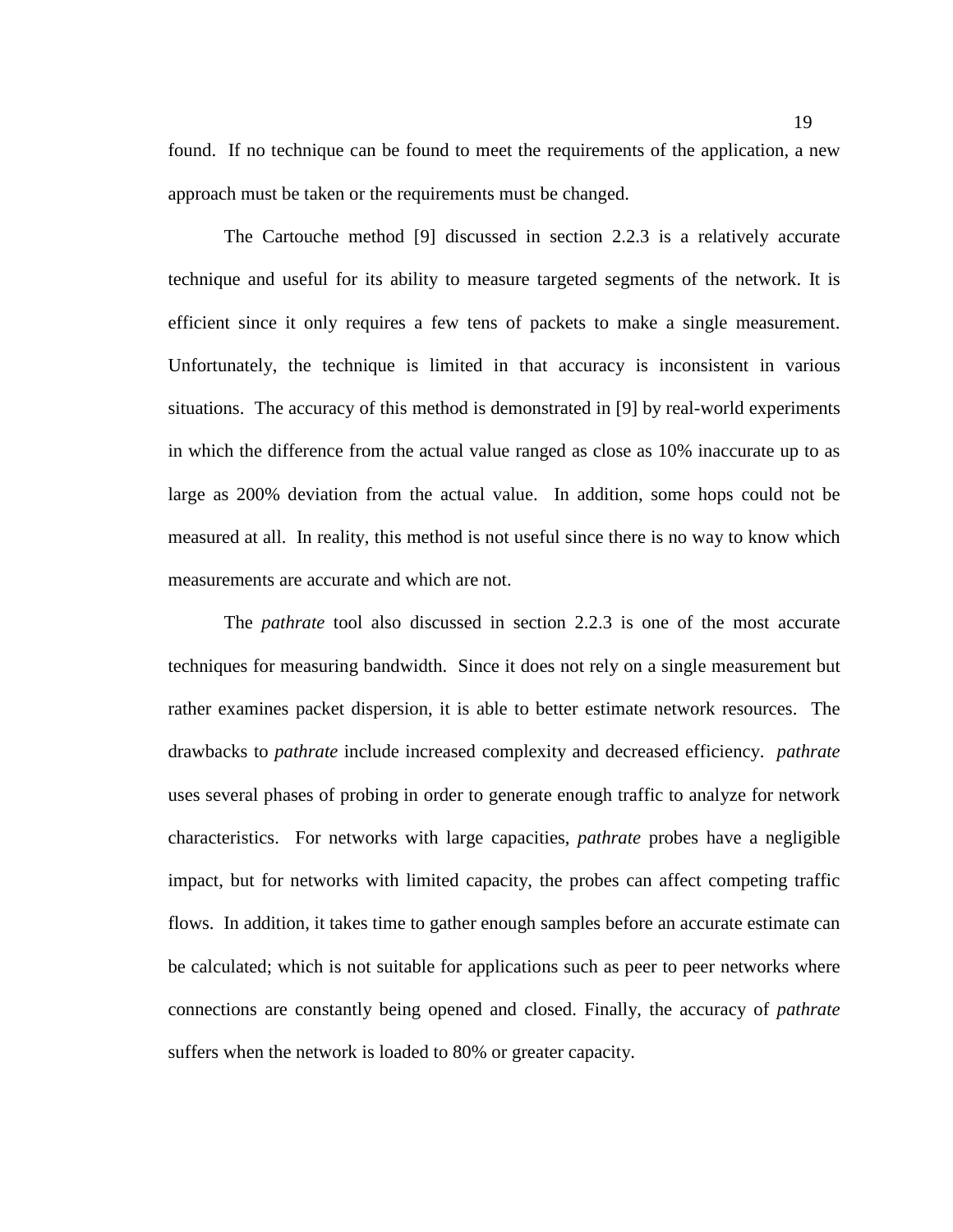found. If no technique can be found to meet the requirements of the application, a new approach must be taken or the requirements must be changed.

The Cartouche method [9] discussed in section 2.2.3 is a relatively accurate technique and useful for its ability to measure targeted segments of the network. It is efficient since it only requires a few tens of packets to make a single measurement. Unfortunately, the technique is limited in that accuracy is inconsistent in various situations. The accuracy of this method is demonstrated in [9] by real-world experiments in which the difference from the actual value ranged as close as 10% inaccurate up to as large as 200% deviation from the actual value. In addition, some hops could not be measured at all. In reality, this method is not useful since there is no way to know which measurements are accurate and which are not.

The *pathrate* tool also discussed in section 2.2.3 is one of the most accurate techniques for measuring bandwidth. Since it does not rely on a single measurement but rather examines packet dispersion, it is able to better estimate network resources. The drawbacks to *pathrate* include increased complexity and decreased efficiency. *pathrate* uses several phases of probing in order to generate enough traffic to analyze for network characteristics. For networks with large capacities, *pathrate* probes have a negligible impact, but for networks with limited capacity, the probes can affect competing traffic flows. In addition, it takes time to gather enough samples before an accurate estimate can be calculated; which is not suitable for applications such as peer to peer networks where connections are constantly being opened and closed. Finally, the accuracy of *pathrate* suffers when the network is loaded to 80% or greater capacity.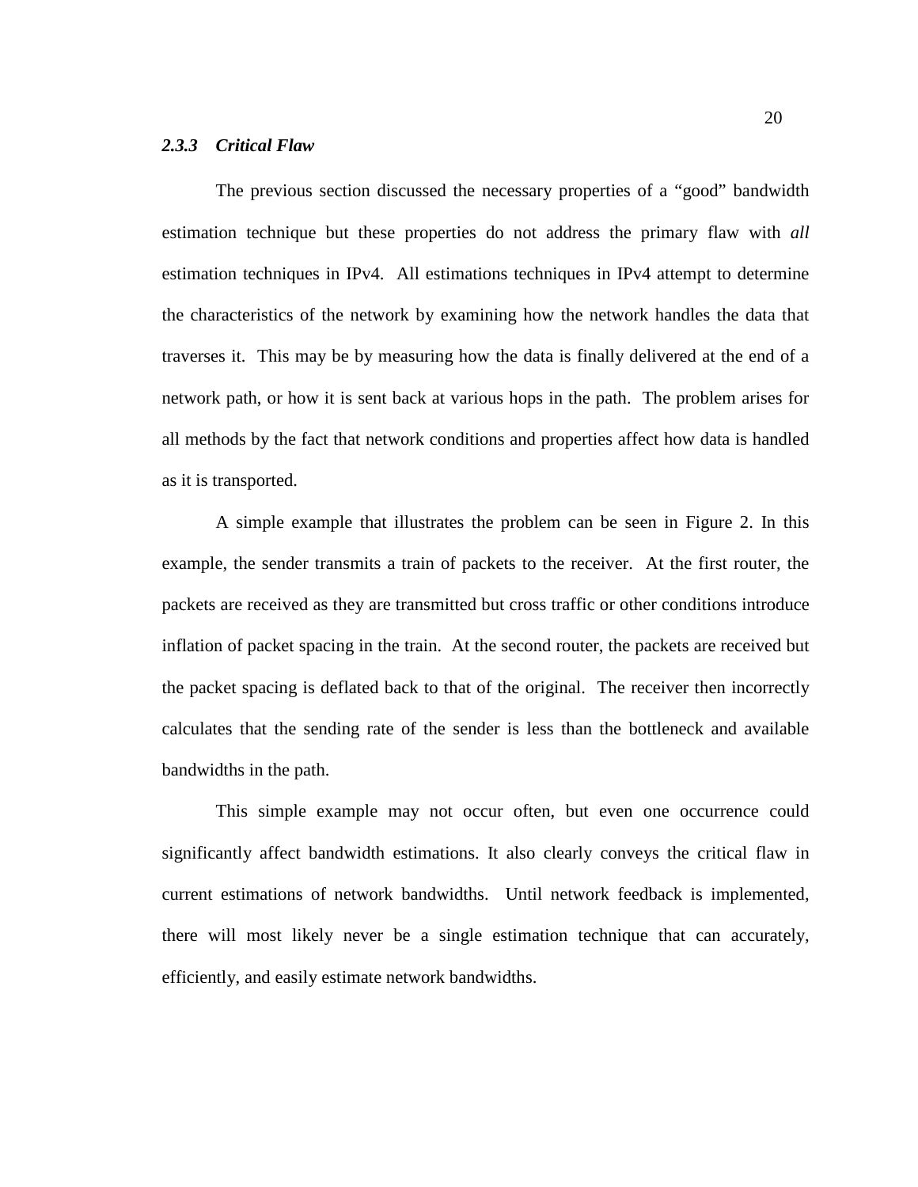### *2.3.3 Critical Flaw*

The previous section discussed the necessary properties of a "good" bandwidth estimation technique but these properties do not address the primary flaw with *all* estimation techniques in IPv4. All estimations techniques in IPv4 attempt to determine the characteristics of the network by examining how the network handles the data that traverses it. This may be by measuring how the data is finally delivered at the end of a network path, or how it is sent back at various hops in the path. The problem arises for all methods by the fact that network conditions and properties affect how data is handled as it is transported.

A simple example that illustrates the problem can be seen in Figure 2. In this example, the sender transmits a train of packets to the receiver. At the first router, the packets are received as they are transmitted but cross traffic or other conditions introduce inflation of packet spacing in the train. At the second router, the packets are received but the packet spacing is deflated back to that of the original. The receiver then incorrectly calculates that the sending rate of the sender is less than the bottleneck and available bandwidths in the path.

This simple example may not occur often, but even one occurrence could significantly affect bandwidth estimations. It also clearly conveys the critical flaw in current estimations of network bandwidths. Until network feedback is implemented, there will most likely never be a single estimation technique that can accurately, efficiently, and easily estimate network bandwidths.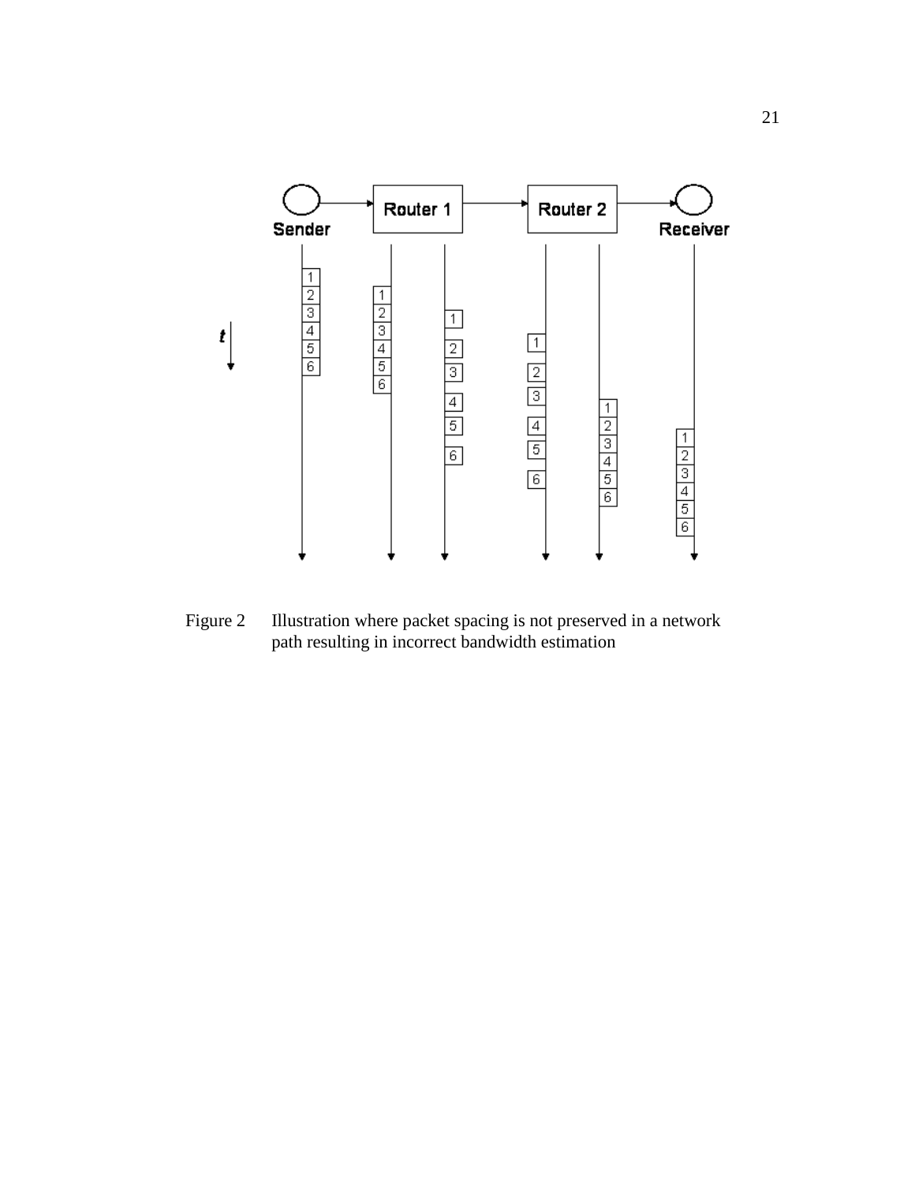Figure 2 Illustration where packet spacing is not preserved in a network path resulting in incorrect bandwidth estimation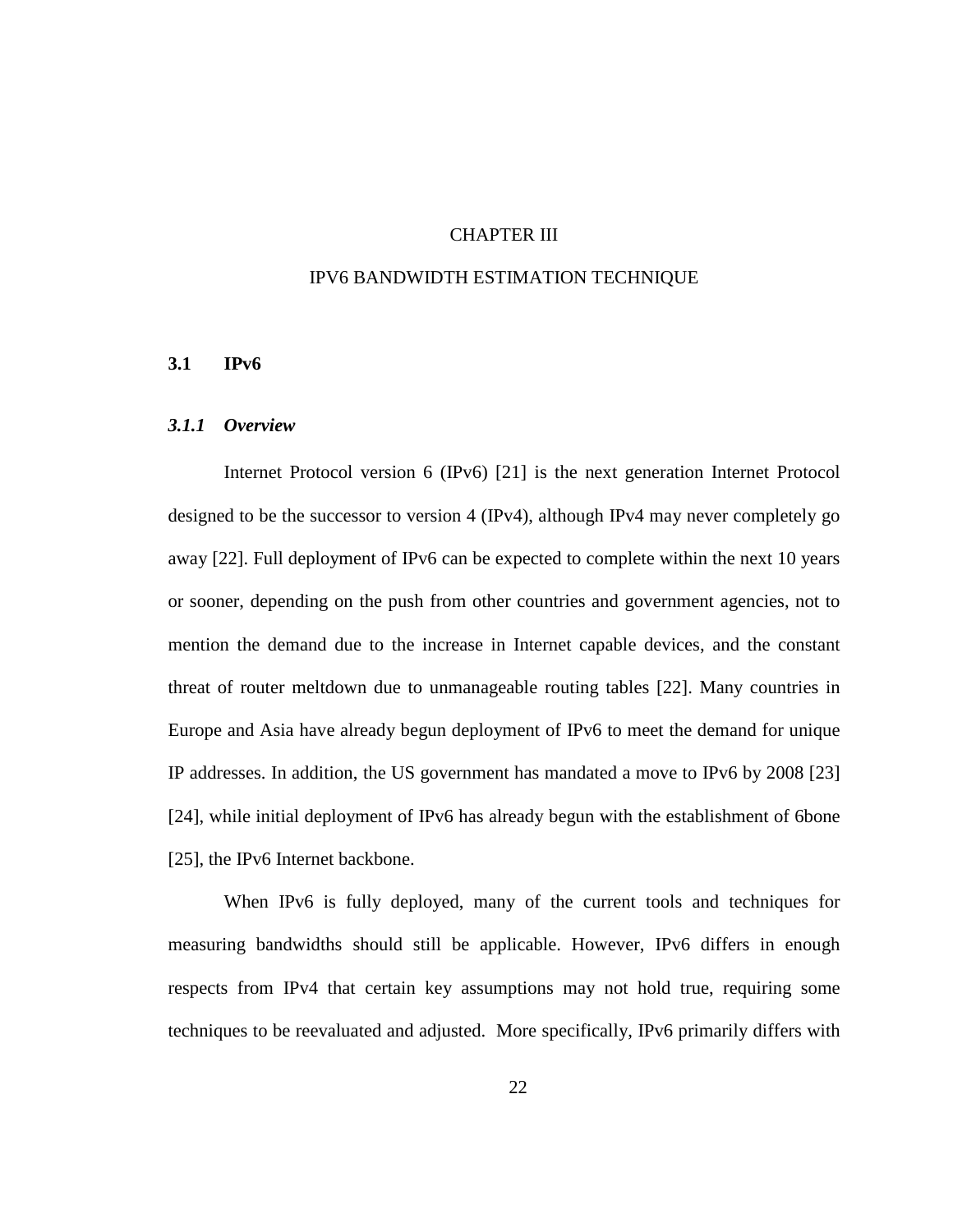# CHAPTER III

# IPV6 BANDWIDTH ESTIMATION TECHNIQUE

## 3.1 IPv6

### *3.1.1 Overview*

Internet Protocol version 6 (IPv6) [21] is the next generation Internet Protocol designed to be the successor to version 4 (IPv4), although IPv4 may never completely go away [22]. Full deployment of IPv6 can be expected to complete within the next 10 years or sooner, depending on the push from other countries and government agencies, not to mention the demand due to the increase in Internet capable devices, and the constant threat of router meltdown due to unmanageable routing tables [22]. Many countries in Europe and Asia have already begun deployment of IPv6 to meet the demand for unique IP addresses. In addition, the US government has mandated a move to IPv6 by 2008 [23] [24], while initial deployment of IPv6 has already begun with the establishment of 6bone [25], the IPv6 Internet backbone.

When IPv6 is fully deployed, many of the current tools and techniques for measuring bandwidths should still be applicable. However, IPv6 differs in enough respects from IPv4 that certain key assumptions may not hold true, requiring some techniques to be reevaluated and adjusted. More specifically, IPv6 primarily differs with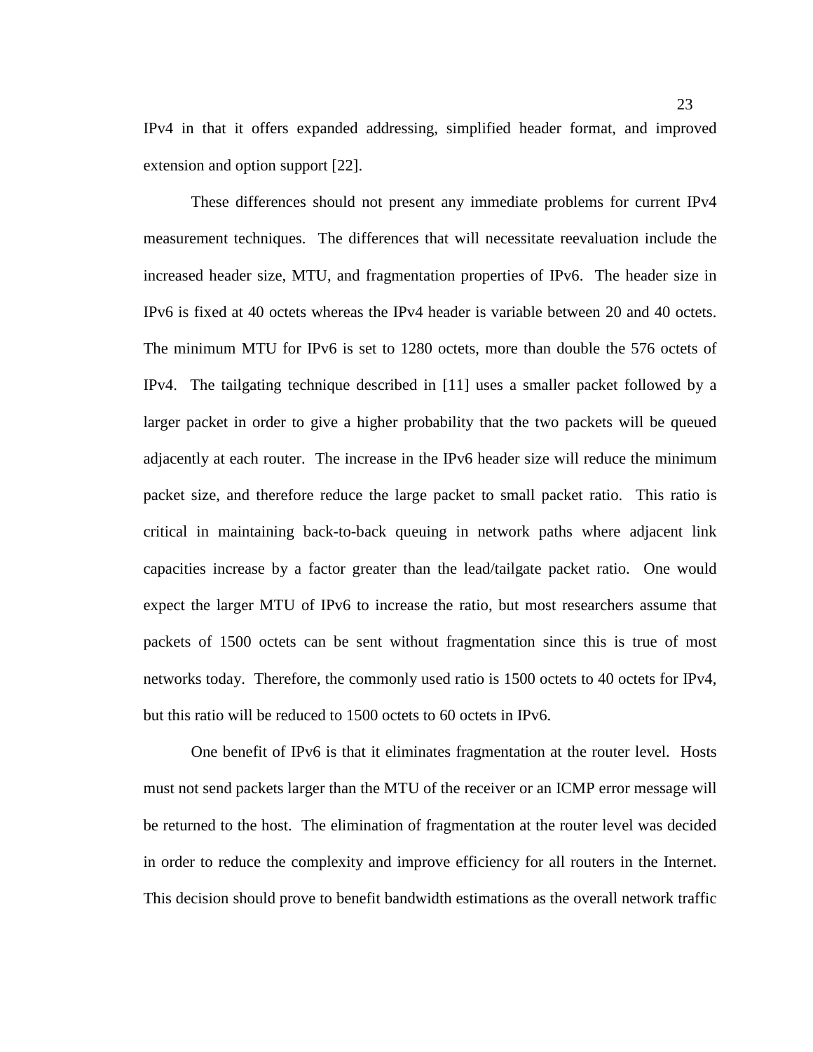IPv4 in that it offers expanded addressing, simplified header format, and improved extension and option support [22].

These differences should not present any immediate problems for current IPv4 measurement techniques. The differences that will necessitate reevaluation include the increased header size, MTU, and fragmentation properties of IPv6. The header size in IPv6 is fixed at 40 octets whereas the IPv4 header is variable between 20 and 40 octets. The minimum MTU for IPv6 is set to 1280 octets, more than double the 576 octets of IPv4. The tailgating technique described in [11] uses a smaller packet followed by a larger packet in order to give a higher probability that the two packets will be queued adjacently at each router. The increase in the IPv6 header size will reduce the minimum packet size, and therefore reduce the large packet to small packet ratio. This ratio is critical in maintaining back-to-back queuing in network paths where adjacent link capacities increase by a factor greater than the lead/tailgate packet ratio. One would expect the larger MTU of IPv6 to increase the ratio, but most researchers assume that packets of 1500 octets can be sent without fragmentation since this is true of most networks today. Therefore, the commonly used ratio is 1500 octets to 40 octets for IPv4, but this ratio will be reduced to 1500 octets to 60 octets in IPv6.

One benefit of IPv6 is that it eliminates fragmentation at the router level. Hosts must not send packets larger than the MTU of the receiver or an ICMP error message will be returned to the host. The elimination of fragmentation at the router level was decided in order to reduce the complexity and improve efficiency for all routers in the Internet. This decision should prove to benefit bandwidth estimations as the overall network traffic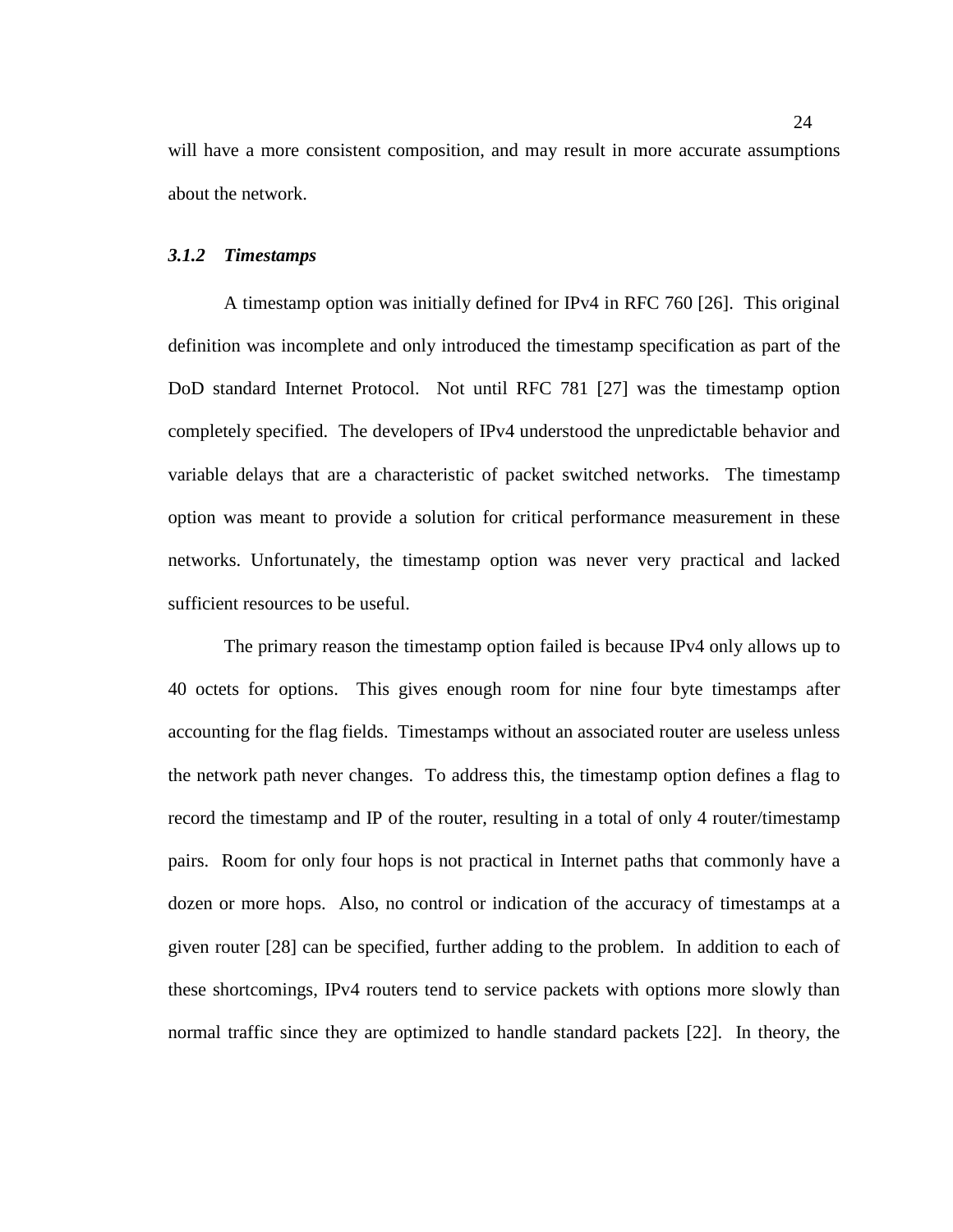will have a more consistent composition, and may result in more accurate assumptions about the network.

### *3.1.2 Timestamps*

A timestamp option was initially defined for IPv4 in RFC 760 [26]. This original definition was incomplete and only introduced the timestamp specification as part of the DoD standard Internet Protocol. Not until RFC 781 [27] was the timestamp option completely specified. The developers of IPv4 understood the unpredictable behavior and variable delays that are a characteristic of packet switched networks. The timestamp option was meant to provide a solution for critical performance measurement in these networks. Unfortunately, the timestamp option was never very practical and lacked sufficient resources to be useful.

The primary reason the timestamp option failed is because IPv4 only allows up to 40 octets for options. This gives enough room for nine four byte timestamps after accounting for the flag fields. Timestamps without an associated router are useless unless the network path never changes. To address this, the timestamp option defines a flag to record the timestamp and IP of the router, resulting in a total of only 4 router/timestamp pairs. Room for only four hops is not practical in Internet paths that commonly have a dozen or more hops. Also, no control or indication of the accuracy of timestamps at a given router [28] can be specified, further adding to the problem. In addition to each of these shortcomings, IPv4 routers tend to service packets with options more slowly than normal traffic since they are optimized to handle standard packets [22]. In theory, the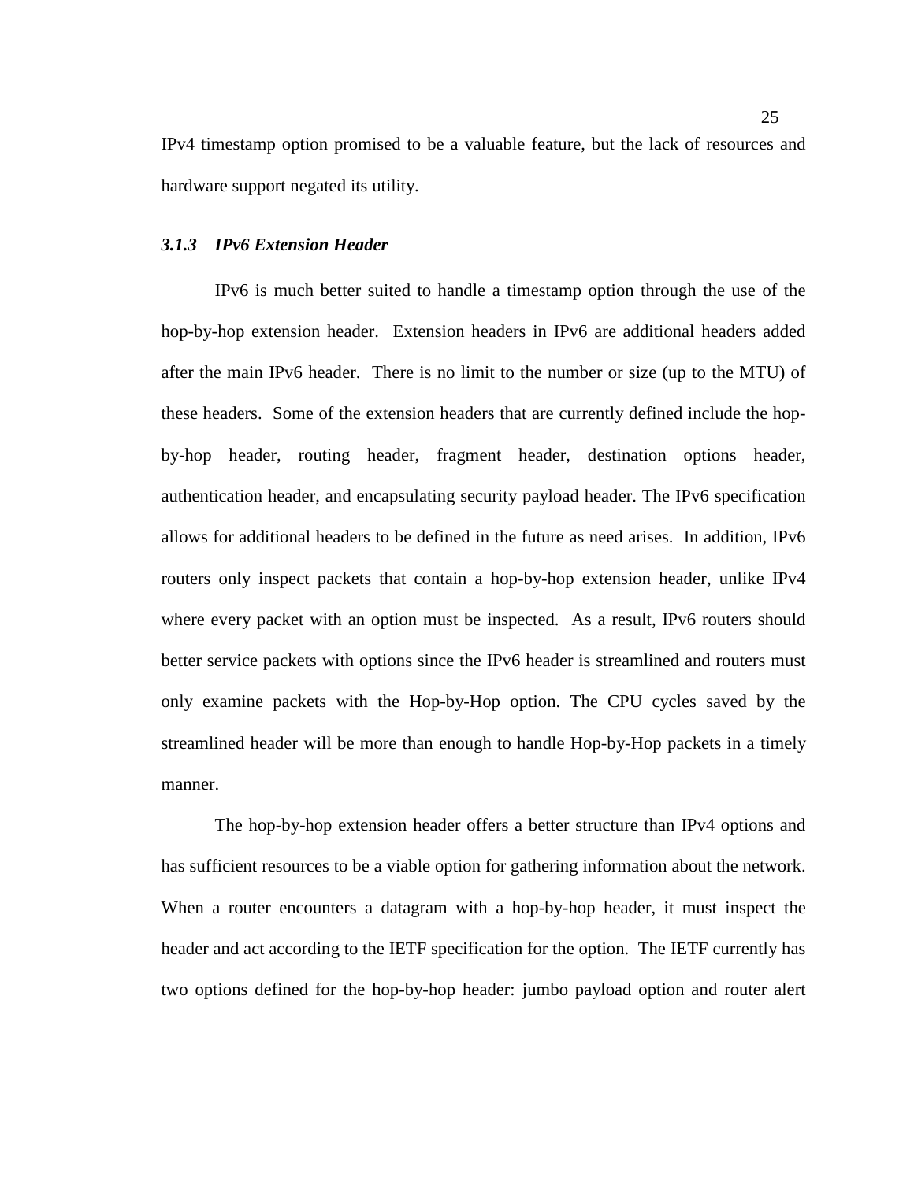IPv4 timestamp option promised to be a valuable feature, but the lack of resources and hardware support negated its utility.

### *3.1.3 IPv6 Extension Header*

IPv6 is much better suited to handle a timestamp option through the use of the hop-by-hop extension header. Extension headers in IPv6 are additional headers added after the main IPv6 header. There is no limit to the number or size (up to the MTU) of these headers. Some of the extension headers that are currently defined include the hop-by-hop header, routing header, fragment header, destination options header, authentication header, and encapsulating security payload header. The IPv6 specification allows for additional headers to be defined in the future as need arises. In addition, IPv6 routers only inspect packets that contain a hop-by-hop extension header, unlike IPv4 where every packet with an option must be inspected. As a result, IPv6 routers should better service packets with options since the IPv6 header is streamlined and routers must only examine packets with the Hop-by-Hop option. The CPU cycles saved by the streamlined header will be more than enough to handle Hop-by-Hop packets in a timely manner.

The hop-by-hop extension header offers a better structure than IPv4 options and has sufficient resources to be a viable option for gathering information about the network. When a router encounters a datagram with a hop-by-hop header, it must inspect the header and act according to the IETF specification for the option. The IETF currently has two options defined for the hop-by-hop header: jumbo payload option and router alert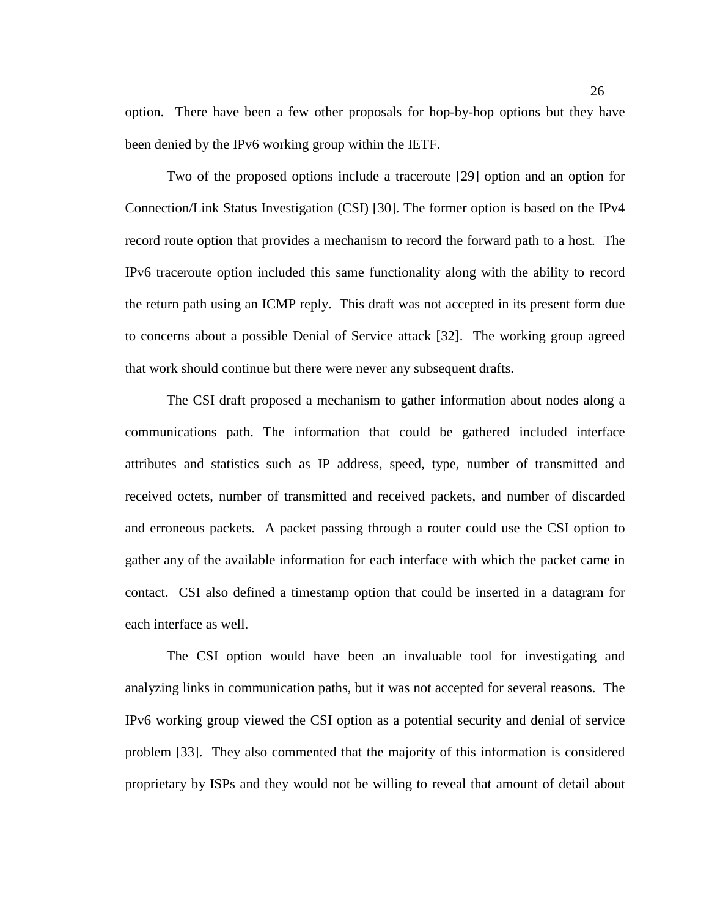option. There have been a few other proposals for hop-by-hop options but they have been denied by the IPv6 working group within the IETF.

Two of the proposed options include a traceroute [29] option and an option for Connection/Link Status Investigation (CSI) [30]. The former option is based on the IPv4 record route option that provides a mechanism to record the forward path to a host. The IPv6 traceroute option included this same functionality along with the ability to record the return path using an ICMP reply. This draft was not accepted in its present form due to concerns about a possible Denial of Service attack [32]. The working group agreed that work should continue but there were never any subsequent drafts.

The CSI draft proposed a mechanism to gather information about nodes along a communications path. The information that could be gathered included interface attributes and statistics such as IP address, speed, type, number of transmitted and received octets, number of transmitted and received packets, and number of discarded and erroneous packets. A packet passing through a router could use the CSI option to gather any of the available information for each interface with which the packet came in contact. CSI also defined a timestamp option that could be inserted in a datagram for each interface as well.

The CSI option would have been an invaluable tool for investigating and analyzing links in communication paths, but it was not accepted for several reasons. The IPv6 working group viewed the CSI option as a potential security and denial of service problem [33]. They also commented that the majority of this information is considered proprietary by ISPs and they would not be willing to reveal that amount of detail about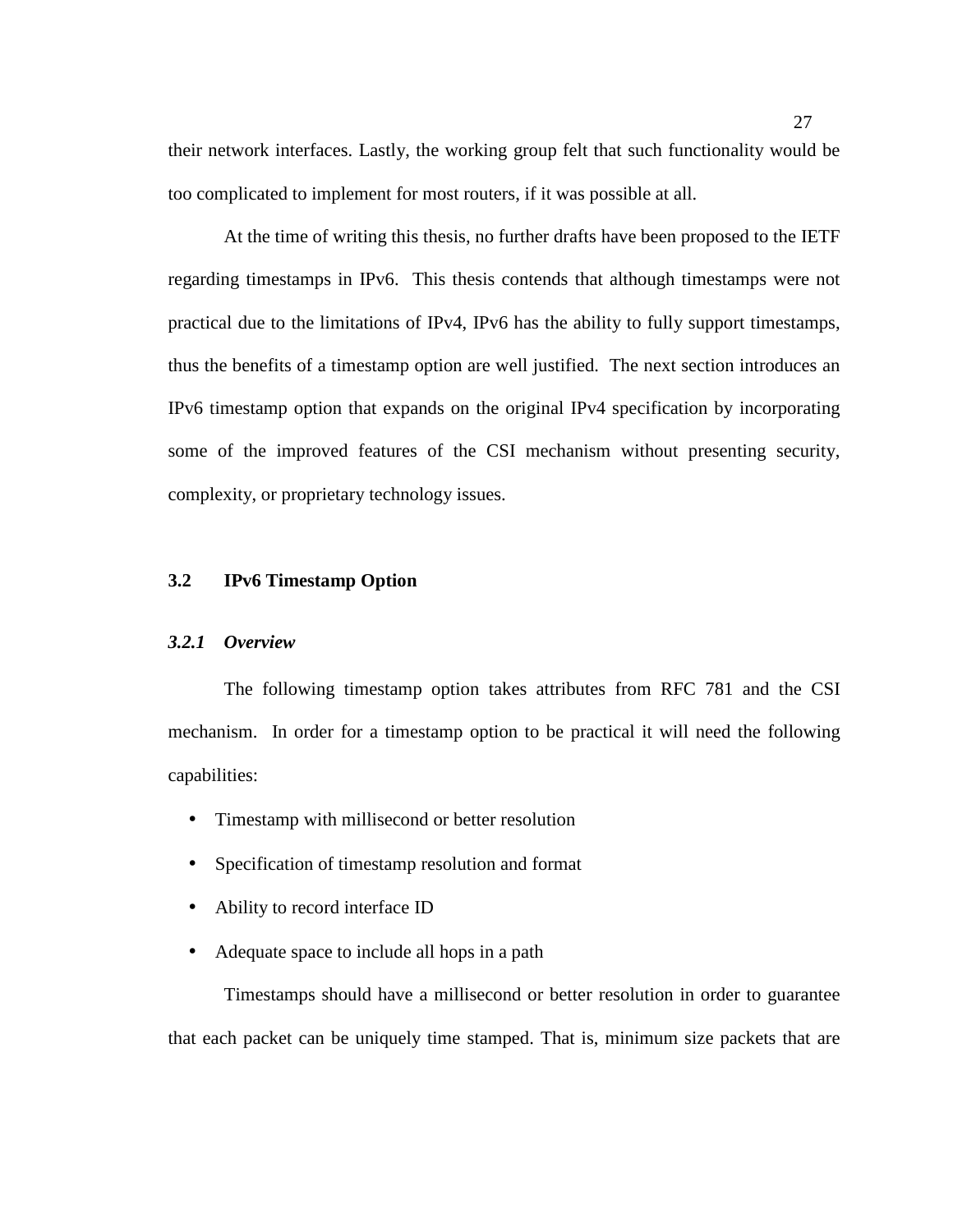their network interfaces. Lastly, the working group felt that such functionality would be too complicated to implement for most routers, if it was possible at all.

At the time of writing this thesis, no further drafts have been proposed to the IETF regarding timestamps in IPv6. This thesis contends that although timestamps were not practical due to the limitations of IPv4, IPv6 has the ability to fully support timestamps, thus the benefits of a timestamp option are well justified. The next section introduces an IPv6 timestamp option that expands on the original IPv4 specification by incorporating some of the improved features of the CSI mechanism without presenting security, complexity, or proprietary technology issues.

## 3.2 IPv6 Timestamp Option

### *3.2.1 Overview*

The following timestamp option takes attributes from RFC 781 and the CSI mechanism. In order for a timestamp option to be practical it will need the following capabilities:

- Timestamp with millisecond or better resolution
- Specification of timestamp resolution and format
- Ability to record interface ID
- Adequate space to include all hops in a path

Timestamps should have a millisecond or better resolution in order to guarantee that each packet can be uniquely time stamped. That is, minimum size packets that are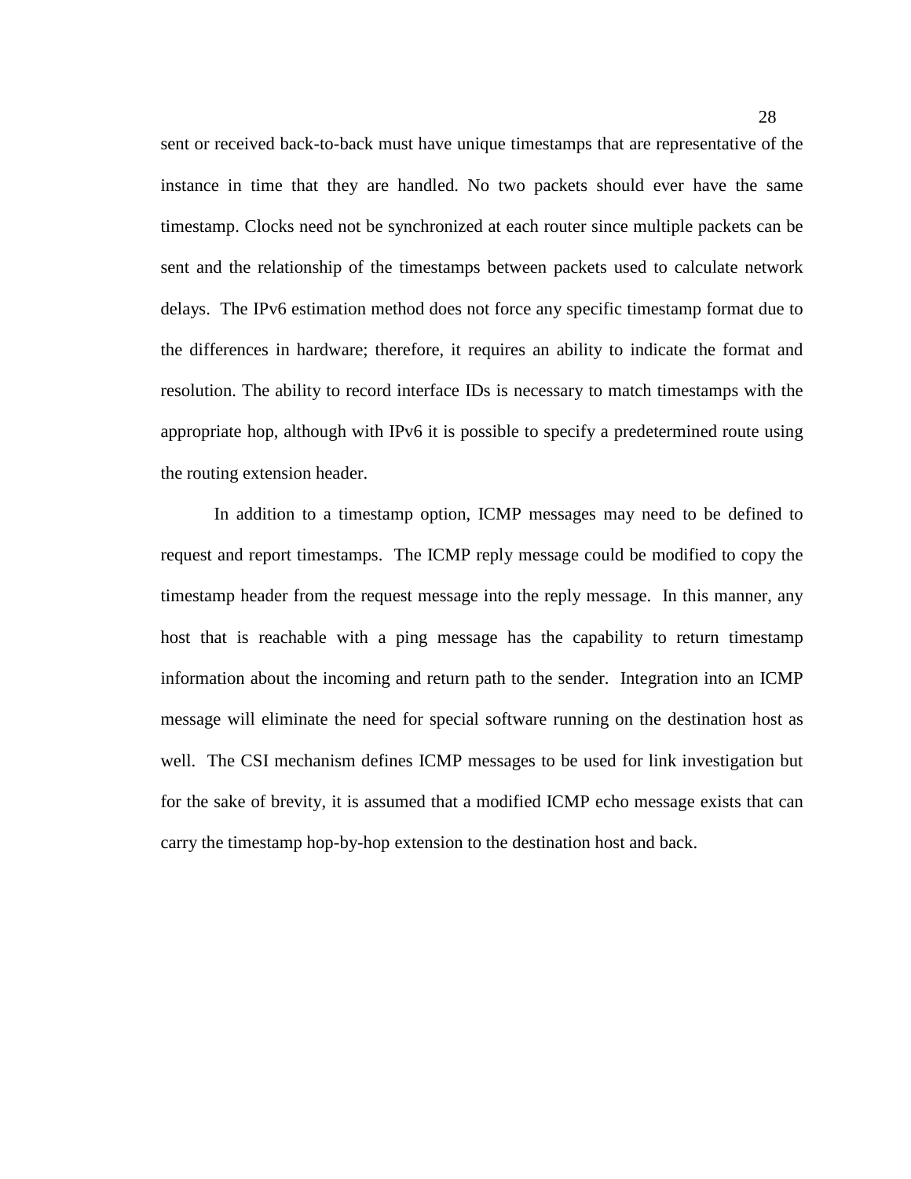sent or received back-to-back must have unique timestamps that are representative of the instance in time that they are handled. No two packets should ever have the same timestamp. Clocks need not be synchronized at each router since multiple packets can be sent and the relationship of the timestamps between packets used to calculate network delays. The IPv6 estimation method does not force any specific timestamp format due to the differences in hardware; therefore, it requires an ability to indicate the format and resolution. The ability to record interface IDs is necessary to match timestamps with the appropriate hop, although with IPv6 it is possible to specify a predetermined route using the routing extension header.

In addition to a timestamp option, ICMP messages may need to be defined to request and report timestamps. The ICMP reply message could be modified to copy the timestamp header from the request message into the reply message. In this manner, any host that is reachable with a ping message has the capability to return timestamp information about the incoming and return path to the sender. Integration into an ICMP message will eliminate the need for special software running on the destination host as well. The CSI mechanism defines ICMP messages to be used for link investigation but for the sake of brevity, it is assumed that a modified ICMP echo message exists that can carry the timestamp hop-by-hop extension to the destination host and back.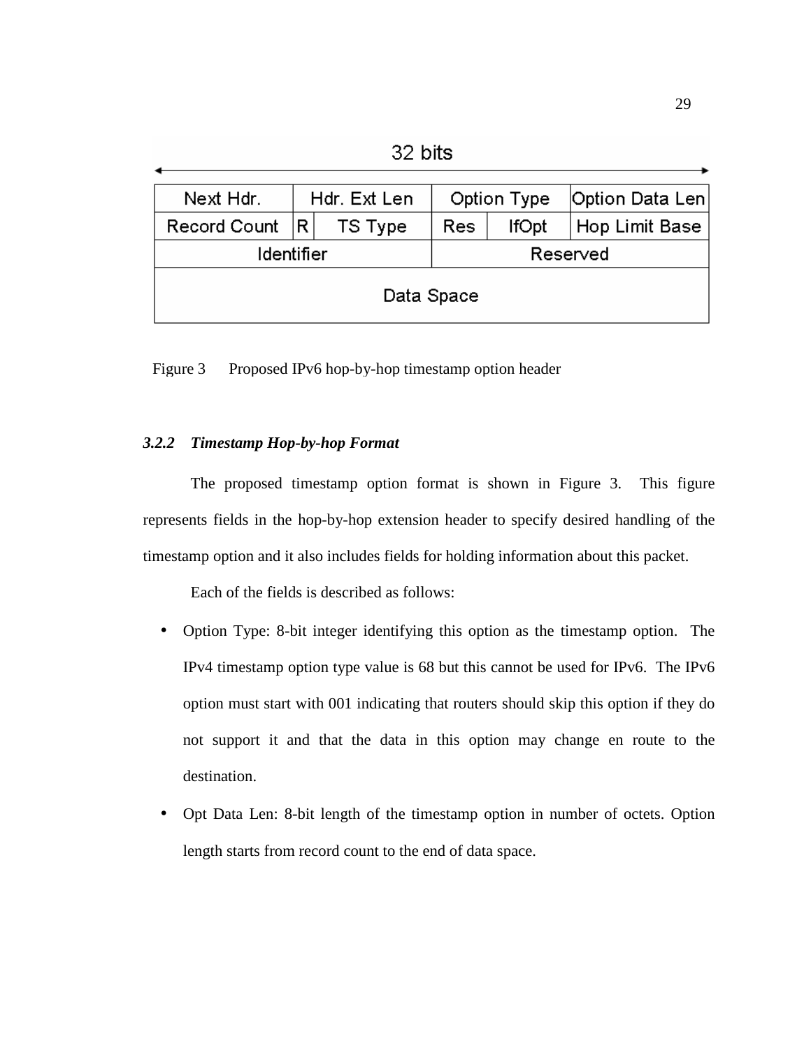32 bits

| Next Hdr. | | Hdr. Ext Len | Option Type | | Option Data Len |
|---|---|---|---|---|---|
| Record Count | R | TS Type | Res | IfOpt | Hop Limit Base |
| Identifier | | | Reserved | | |
| Data Space | | | | | |

Figure 3 Proposed IPv6 hop-by-hop timestamp option header

### *3.2.2 Timestamp Hop-by-hop Format*

The proposed timestamp option format is shown in Figure 3. This figure represents fields in the hop-by-hop extension header to specify desired handling of the timestamp option and it also includes fields for holding information about this packet.

Each of the fields is described as follows:

- Option Type: 8-bit integer identifying this option as the timestamp option. The IPv4 timestamp option type value is 68 but this cannot be used for IPv6. The IPv6 option must start with 001 indicating that routers should skip this option if they do not support it and that the data in this option may change en route to the destination.
- Opt Data Len: 8-bit length of the timestamp option in number of octets. Option length starts from record count to the end of data space.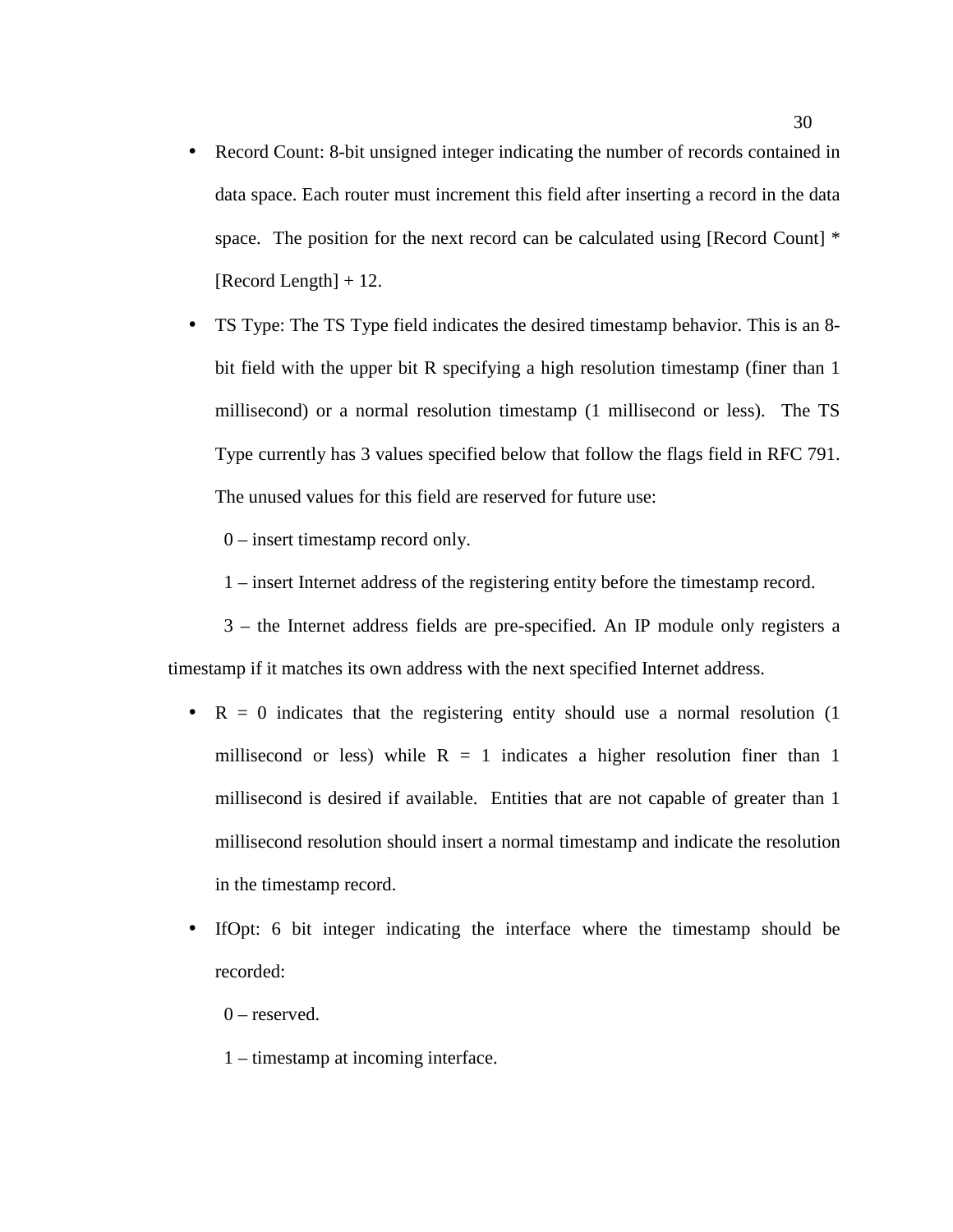- Record Count: 8-bit unsigned integer indicating the number of records contained in data space. Each router must increment this field after inserting a record in the data space. The position for the next record can be calculated using [Record Count] * [Record Length] + 12.

- TS Type: The TS Type field indicates the desired timestamp behavior. This is an 8-bit field with the upper bit R specifying a high resolution timestamp (finer than 1 millisecond) or a normal resolution timestamp (1 millisecond or less). The TS Type currently has 3 values specified below that follow the flags field in RFC 791. The unused values for this field are reserved for future use:

  0 – insert timestamp record only.

  1 – insert Internet address of the registering entity before the timestamp record.

  3 – the Internet address fields are pre-specified. An IP module only registers a timestamp if it matches its own address with the next specified Internet address.

- R = 0 indicates that the registering entity should use a normal resolution (1 millisecond or less) while R = 1 indicates a higher resolution finer than 1 millisecond is desired if available. Entities that are not capable of greater than 1 millisecond resolution should insert a normal timestamp and indicate the resolution in the timestamp record.

- IfOpt: 6 bit integer indicating the interface where the timestamp should be recorded:

  0 – reserved.

  1 – timestamp at incoming interface.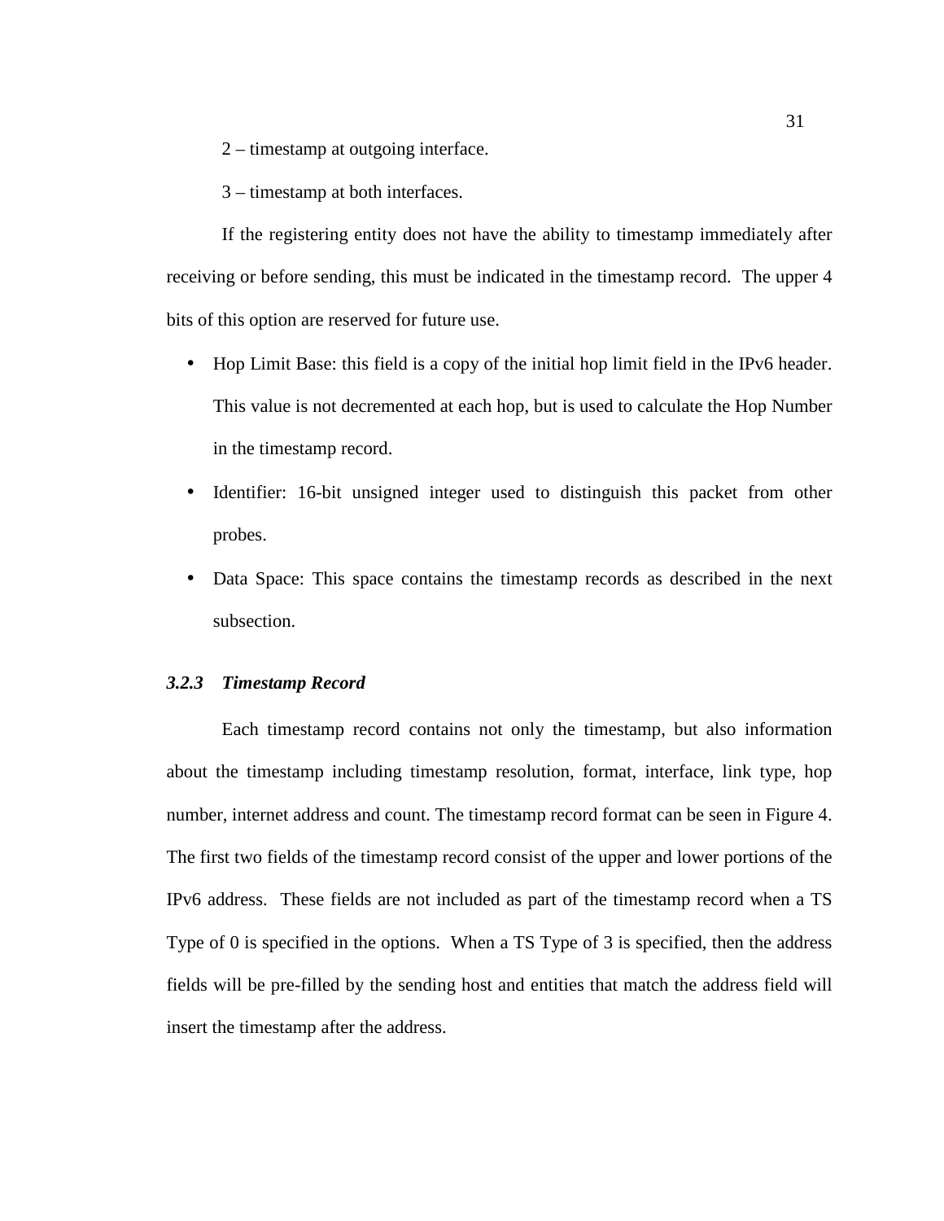2 – timestamp at outgoing interface.

3 – timestamp at both interfaces.

If the registering entity does not have the ability to timestamp immediately after receiving or before sending, this must be indicated in the timestamp record. The upper 4 bits of this option are reserved for future use.

- Hop Limit Base: this field is a copy of the initial hop limit field in the IPv6 header. This value is not decremented at each hop, but is used to calculate the Hop Number in the timestamp record.
- Identifier: 16-bit unsigned integer used to distinguish this packet from other probes.
- Data Space: This space contains the timestamp records as described in the next subsection.

### *3.2.3 Timestamp Record*

Each timestamp record contains not only the timestamp, but also information about the timestamp including timestamp resolution, format, interface, link type, hop number, internet address and count. The timestamp record format can be seen in Figure 4. The first two fields of the timestamp record consist of the upper and lower portions of the IPv6 address. These fields are not included as part of the timestamp record when a TS Type of 0 is specified in the options. When a TS Type of 3 is specified, then the address fields will be pre-filled by the sending host and entities that match the address field will insert the timestamp after the address.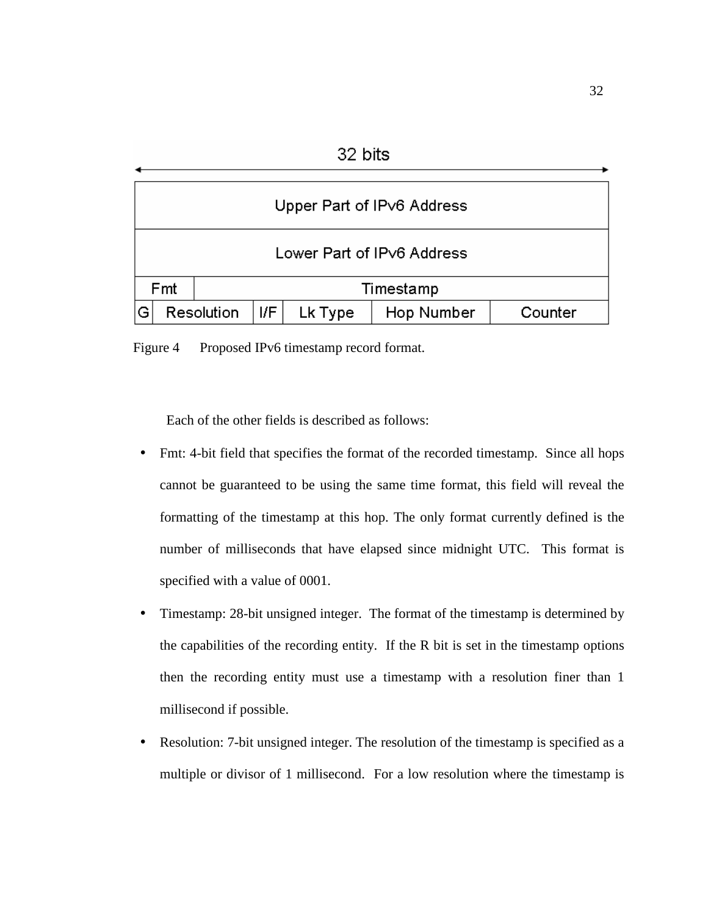| 32 bits | | | | | | |
|---|---|---|---|---|---|---|
| Upper Part of IPv6 Address | | | | | | |
| Lower Part of IPv6 Address | | | | | | |
| Fmt | | Timestamp | | | | |
| G | Resolution | I/F | Lk Type | Hop Number | Counter | |

Figure 4 Proposed IPv6 timestamp record format.

Each of the other fields is described as follows:

- Fmt: 4-bit field that specifies the format of the recorded timestamp. Since all hops cannot be guaranteed to be using the same time format, this field will reveal the formatting of the timestamp at this hop. The only format currently defined is the number of milliseconds that have elapsed since midnight UTC. This format is specified with a value of 0001.
- Timestamp: 28-bit unsigned integer. The format of the timestamp is determined by the capabilities of the recording entity. If the R bit is set in the timestamp options then the recording entity must use a timestamp with a resolution finer than 1 millisecond if possible.
- Resolution: 7-bit unsigned integer. The resolution of the timestamp is specified as a multiple or divisor of 1 millisecond. For a low resolution where the timestamp is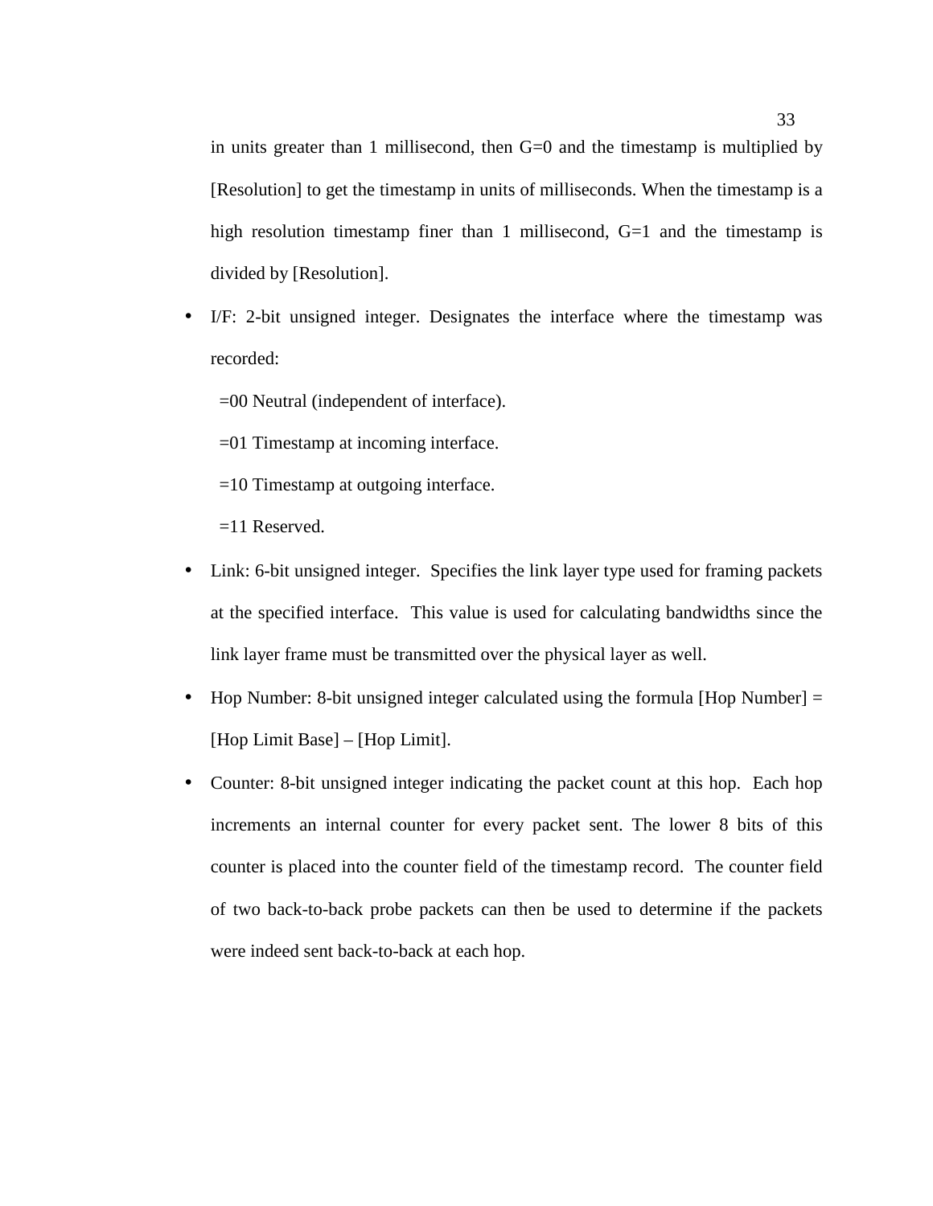in units greater than 1 millisecond, then G=0 and the timestamp is multiplied by [Resolution] to get the timestamp in units of milliseconds. When the timestamp is a high resolution timestamp finer than 1 millisecond, G=1 and the timestamp is divided by [Resolution].

- I/F: 2-bit unsigned integer. Designates the interface where the timestamp was recorded:

  =00 Neutral (independent of interface).

  =01 Timestamp at incoming interface.

  =10 Timestamp at outgoing interface.

  =11 Reserved.

- Link: 6-bit unsigned integer. Specifies the link layer type used for framing packets at the specified interface. This value is used for calculating bandwidths since the link layer frame must be transmitted over the physical layer as well.

- Hop Number: 8-bit unsigned integer calculated using the formula [Hop Number] = [Hop Limit Base] – [Hop Limit].

- Counter: 8-bit unsigned integer indicating the packet count at this hop. Each hop increments an internal counter for every packet sent. The lower 8 bits of this counter is placed into the counter field of the timestamp record. The counter field of two back-to-back probe packets can then be used to determine if the packets were indeed sent back-to-back at each hop.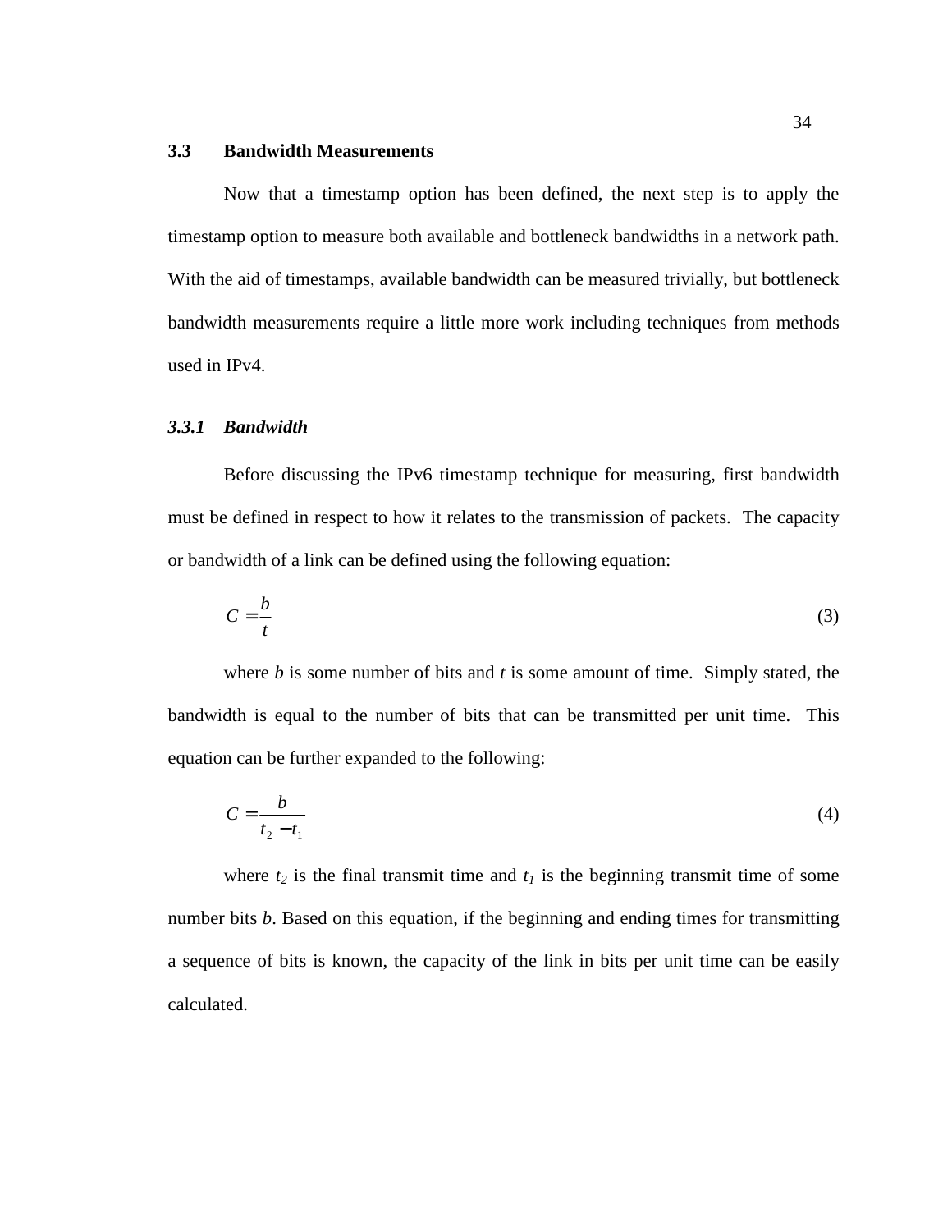## 3.3 Bandwidth Measurements

Now that a timestamp option has been defined, the next step is to apply the timestamp option to measure both available and bottleneck bandwidths in a network path. With the aid of timestamps, available bandwidth can be measured trivially, but bottleneck bandwidth measurements require a little more work including techniques from methods used in IPv4.

### *3.3.1 Bandwidth*

Before discussing the IPv6 timestamp technique for measuring, first bandwidth must be defined in respect to how it relates to the transmission of packets. The capacity or bandwidth of a link can be defined using the following equation:

$$C = \frac{b}{t} \tag{3}$$

where $b$ is some number of bits and $t$ is some amount of time. Simply stated, the bandwidth is equal to the number of bits that can be transmitted per unit time. This equation can be further expanded to the following:

$$C = \frac{b}{t_2 - t_1} \tag{4}$$

where $t_2$ is the final transmit time and $t_1$ is the beginning transmit time of some number bits $b$. Based on this equation, if the beginning and ending times for transmitting a sequence of bits is known, the capacity of the link in bits per unit time can be easily calculated.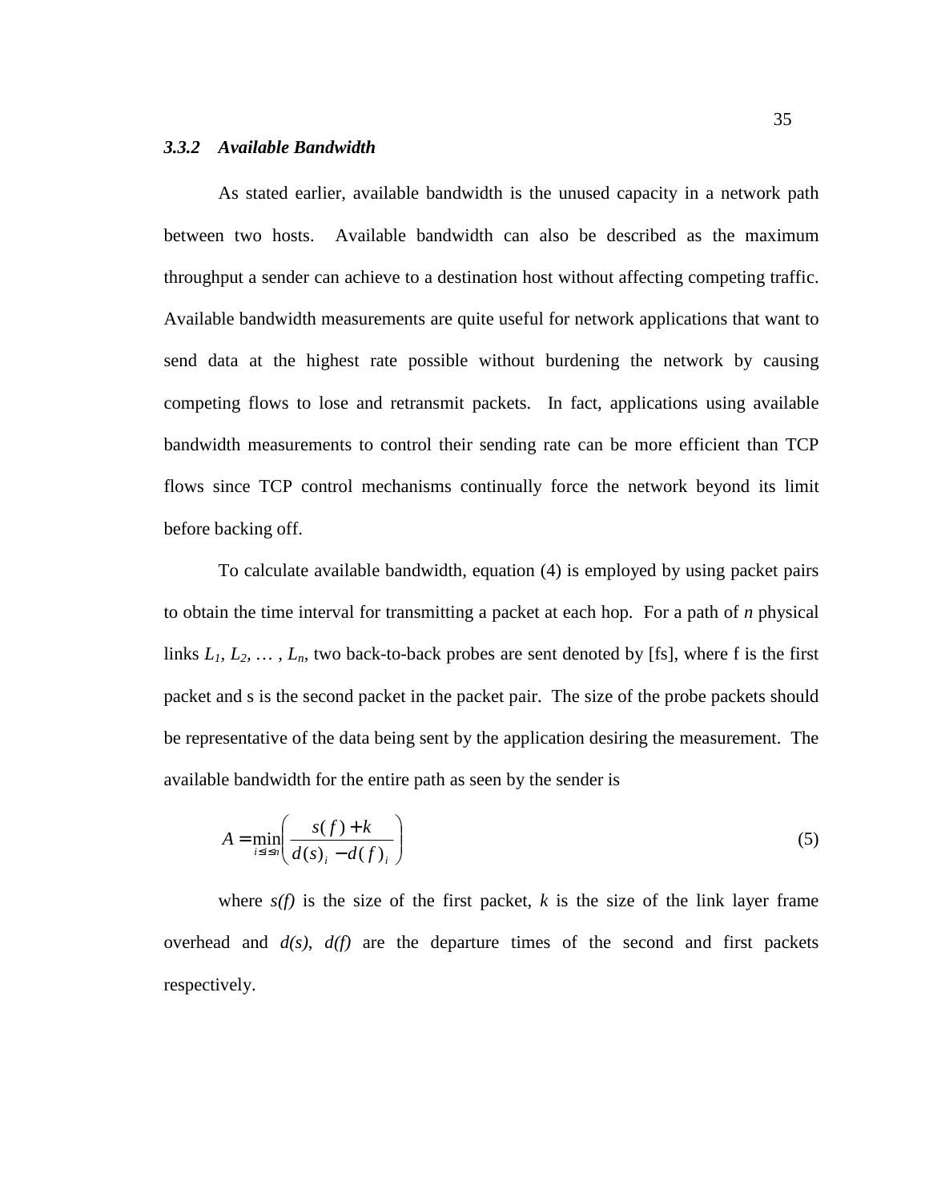### *3.3.2 Available Bandwidth*

As stated earlier, available bandwidth is the unused capacity in a network path between two hosts. Available bandwidth can also be described as the maximum throughput a sender can achieve to a destination host without affecting competing traffic. Available bandwidth measurements are quite useful for network applications that want to send data at the highest rate possible without burdening the network by causing competing flows to lose and retransmit packets. In fact, applications using available bandwidth measurements to control their sending rate can be more efficient than TCP flows since TCP control mechanisms continually force the network beyond its limit before backing off.

To calculate available bandwidth, equation (4) is employed by using packet pairs to obtain the time interval for transmitting a packet at each hop. For a path of $n$ physical links $L_1$, $L_2$, … , $L_n$, two back-to-back probes are sent denoted by [fs], where f is the first packet and s is the second packet in the packet pair. The size of the probe packets should be representative of the data being sent by the application desiring the measurement. The available bandwidth for the entire path as seen by the sender is

$$A = \min_{i \le i \le n} \left( \frac{s(f) + k}{d(s)_i - d(f)_i} \right) \tag{5}$$

where $s(f)$ is the size of the first packet, $k$ is the size of the link layer frame overhead and $d(s)$, $d(f)$ are the departure times of the second and first packets respectively.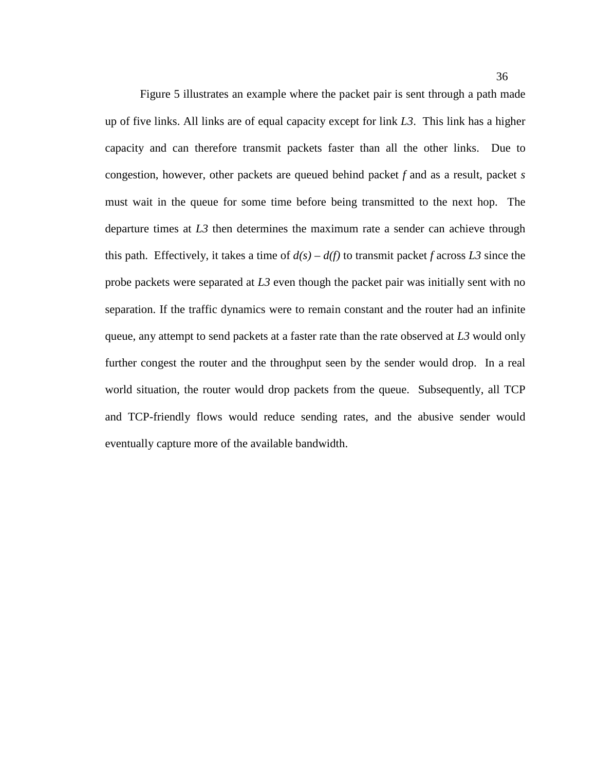Figure 5 illustrates an example where the packet pair is sent through a path made up of five links. All links are of equal capacity except for link *L3*. This link has a higher capacity and can therefore transmit packets faster than all the other links. Due to congestion, however, other packets are queued behind packet *f* and as a result, packet *s* must wait in the queue for some time before being transmitted to the next hop. The departure times at *L3* then determines the maximum rate a sender can achieve through this path. Effectively, it takes a time of $d(s) – d(f)$ to transmit packet *f* across *L3* since the probe packets were separated at *L3* even though the packet pair was initially sent with no separation. If the traffic dynamics were to remain constant and the router had an infinite queue, any attempt to send packets at a faster rate than the rate observed at *L3* would only further congest the router and the throughput seen by the sender would drop. In a real world situation, the router would drop packets from the queue. Subsequently, all TCP and TCP-friendly flows would reduce sending rates, and the abusive sender would eventually capture more of the available bandwidth.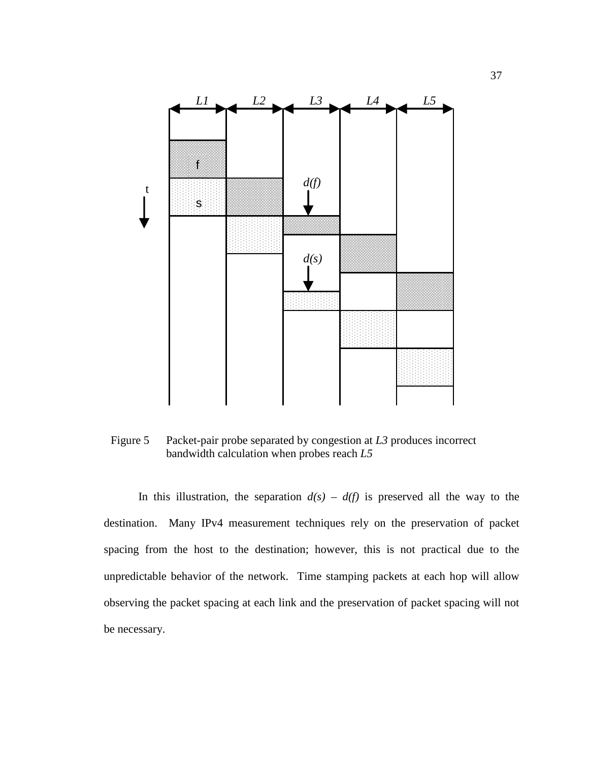Figure 5  Packet-pair probe separated by congestion at *L3* produces incorrect bandwidth calculation when probes reach *L5*

In this illustration, the separation *d(s)* – *d(f)* is preserved all the way to the destination. Many IPv4 measurement techniques rely on the preservation of packet spacing from the host to the destination; however, this is not practical due to the unpredictable behavior of the network. Time stamping packets at each hop will allow observing the packet spacing at each link and the preservation of packet spacing will not be necessary.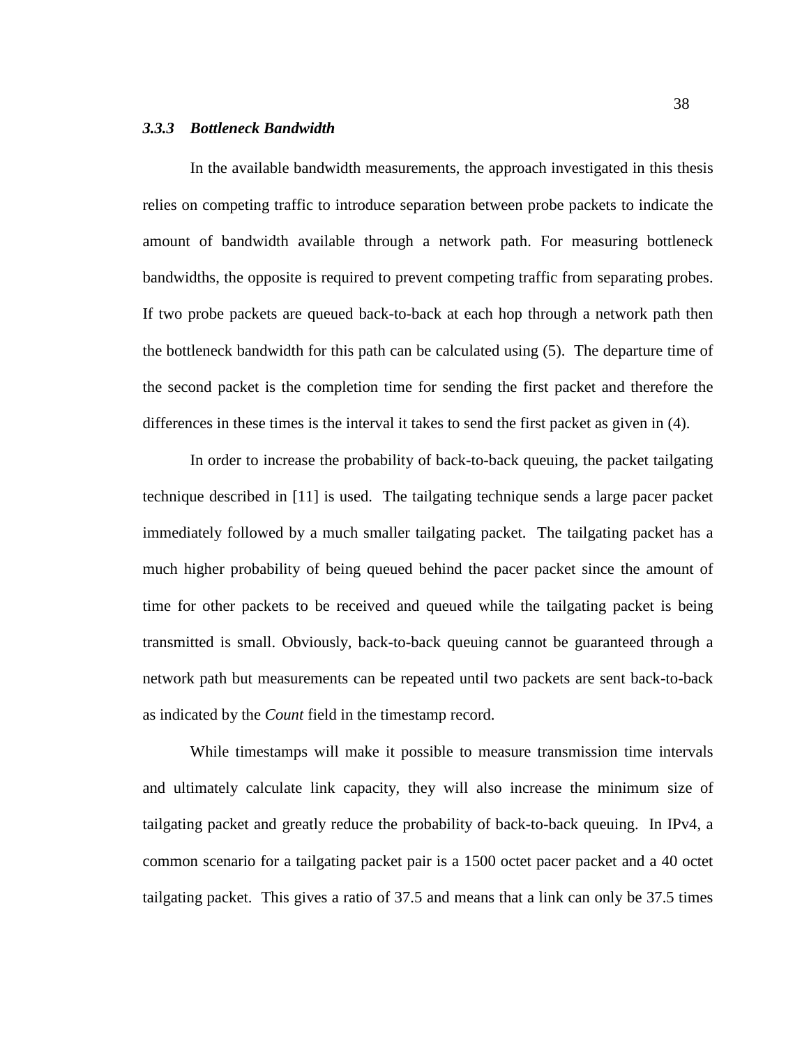### *3.3.3 Bottleneck Bandwidth*

In the available bandwidth measurements, the approach investigated in this thesis relies on competing traffic to introduce separation between probe packets to indicate the amount of bandwidth available through a network path. For measuring bottleneck bandwidths, the opposite is required to prevent competing traffic from separating probes. If two probe packets are queued back-to-back at each hop through a network path then the bottleneck bandwidth for this path can be calculated using (5). The departure time of the second packet is the completion time for sending the first packet and therefore the differences in these times is the interval it takes to send the first packet as given in (4).

In order to increase the probability of back-to-back queuing, the packet tailgating technique described in [11] is used. The tailgating technique sends a large pacer packet immediately followed by a much smaller tailgating packet. The tailgating packet has a much higher probability of being queued behind the pacer packet since the amount of time for other packets to be received and queued while the tailgating packet is being transmitted is small. Obviously, back-to-back queuing cannot be guaranteed through a network path but measurements can be repeated until two packets are sent back-to-back as indicated by the *Count* field in the timestamp record.

While timestamps will make it possible to measure transmission time intervals and ultimately calculate link capacity, they will also increase the minimum size of tailgating packet and greatly reduce the probability of back-to-back queuing. In IPv4, a common scenario for a tailgating packet pair is a 1500 octet pacer packet and a 40 octet tailgating packet. This gives a ratio of 37.5 and means that a link can only be 37.5 times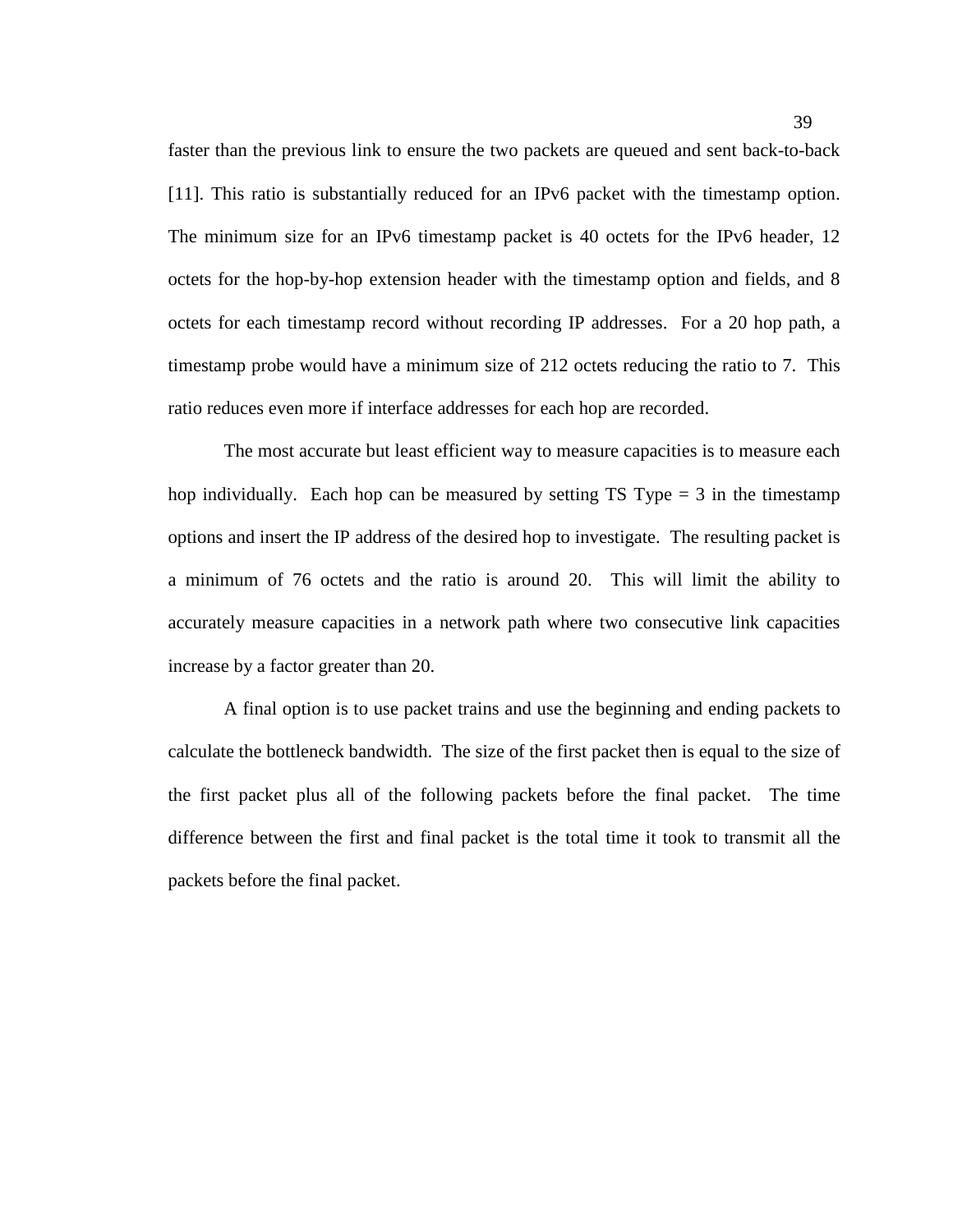faster than the previous link to ensure the two packets are queued and sent back-to-back [11]. This ratio is substantially reduced for an IPv6 packet with the timestamp option. The minimum size for an IPv6 timestamp packet is 40 octets for the IPv6 header, 12 octets for the hop-by-hop extension header with the timestamp option and fields, and 8 octets for each timestamp record without recording IP addresses. For a 20 hop path, a timestamp probe would have a minimum size of 212 octets reducing the ratio to 7. This ratio reduces even more if interface addresses for each hop are recorded.

The most accurate but least efficient way to measure capacities is to measure each hop individually. Each hop can be measured by setting TS Type = 3 in the timestamp options and insert the IP address of the desired hop to investigate. The resulting packet is a minimum of 76 octets and the ratio is around 20. This will limit the ability to accurately measure capacities in a network path where two consecutive link capacities increase by a factor greater than 20.

A final option is to use packet trains and use the beginning and ending packets to calculate the bottleneck bandwidth. The size of the first packet then is equal to the size of the first packet plus all of the following packets before the final packet. The time difference between the first and final packet is the total time it took to transmit all the packets before the final packet.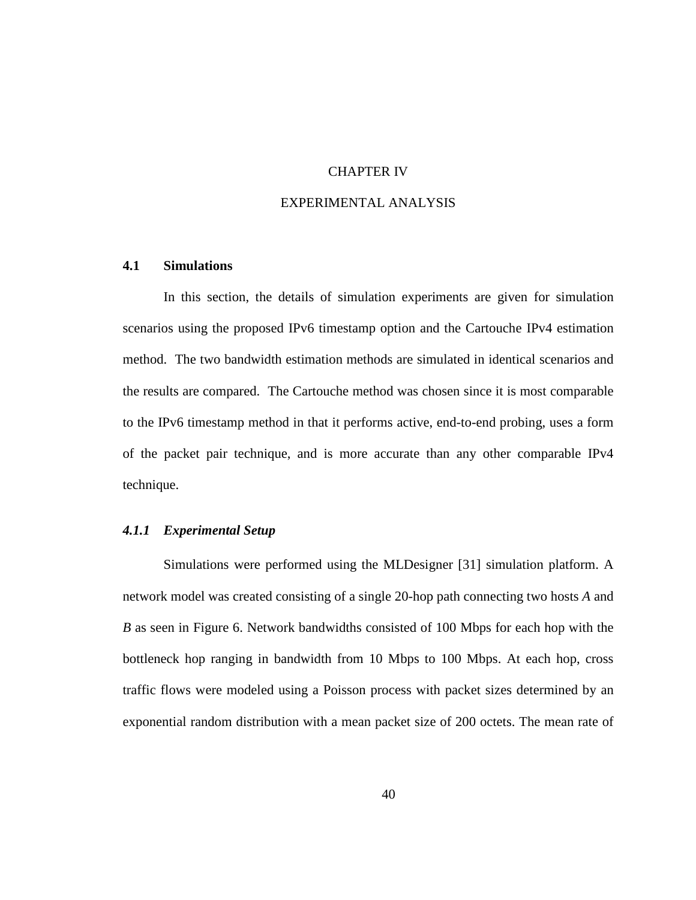# CHAPTER IV

# EXPERIMENTAL ANALYSIS

## 4.1 Simulations

In this section, the details of simulation experiments are given for simulation scenarios using the proposed IPv6 timestamp option and the Cartouche IPv4 estimation method. The two bandwidth estimation methods are simulated in identical scenarios and the results are compared. The Cartouche method was chosen since it is most comparable to the IPv6 timestamp method in that it performs active, end-to-end probing, uses a form of the packet pair technique, and is more accurate than any other comparable IPv4 technique.

### *4.1.1 Experimental Setup*

Simulations were performed using the MLDesigner [31] simulation platform. A network model was created consisting of a single 20-hop path connecting two hosts *A* and *B* as seen in Figure 6. Network bandwidths consisted of 100 Mbps for each hop with the bottleneck hop ranging in bandwidth from 10 Mbps to 100 Mbps. At each hop, cross traffic flows were modeled using a Poisson process with packet sizes determined by an exponential random distribution with a mean packet size of 200 octets. The mean rate of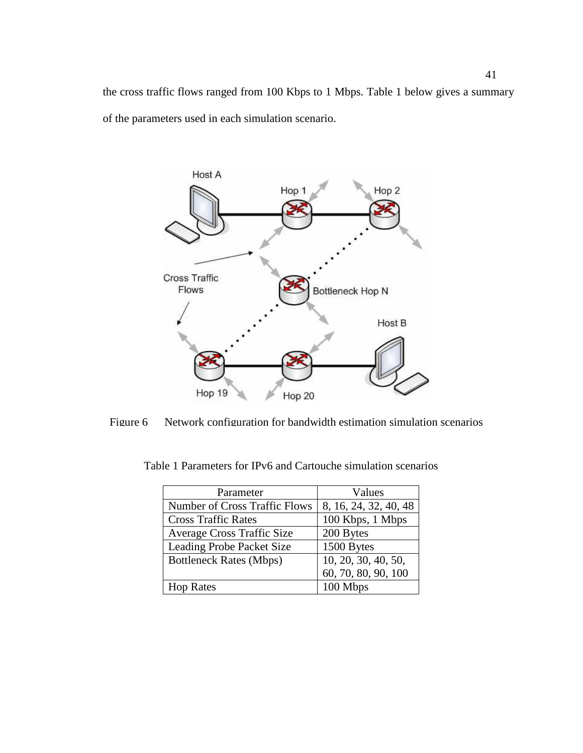the cross traffic flows ranged from 100 Kbps to 1 Mbps. Table 1 below gives a summary of the parameters used in each simulation scenario.

Figure 6 Network configuration for bandwidth estimation simulation scenarios

Table 1 Parameters for IPv6 and Cartouche simulation scenarios

| Parameter | Values |
|---|---|
| Number of Cross Traffic Flows | 8, 16, 24, 32, 40, 48 |
| Cross Traffic Rates | 100 Kbps, 1 Mbps |
| Average Cross Traffic Size | 200 Bytes |
| Leading Probe Packet Size | 1500 Bytes |
| Bottleneck Rates (Mbps) | 10, 20, 30, 40, 50, 60, 70, 80, 90, 100 |
| Hop Rates | 100 Mbps |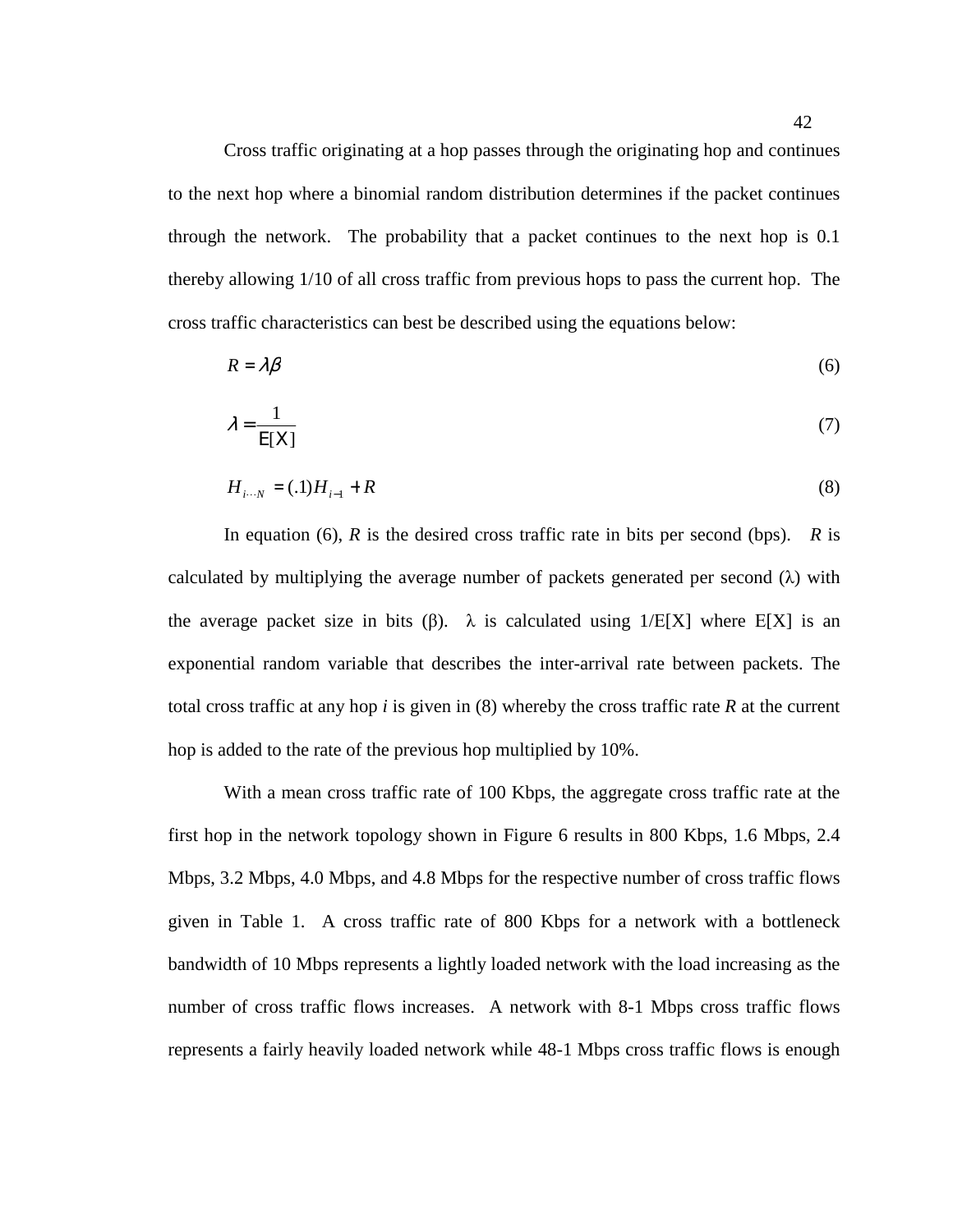Cross traffic originating at a hop passes through the originating hop and continues to the next hop where a binomial random distribution determines if the packet continues through the network. The probability that a packet continues to the next hop is 0.1 thereby allowing 1/10 of all cross traffic from previous hops to pass the current hop. The cross traffic characteristics can best be described using the equations below:

$$R = \lambda\beta \tag{6}$$

$$\lambda = \frac{1}{\mathrm{E}[X]} \tag{7}$$

$$H_{i \cdots N} = (.1)H_{i-1} + R \tag{8}$$

In equation (6), $R$ is the desired cross traffic rate in bits per second (bps). $R$ is calculated by multiplying the average number of packets generated per second ($\lambda$) with the average packet size in bits ($\beta$). $\lambda$ is calculated using $1/E[X]$ where $E[X]$ is an exponential random variable that describes the inter-arrival rate between packets. The total cross traffic at any hop $i$ is given in (8) whereby the cross traffic rate $R$ at the current hop is added to the rate of the previous hop multiplied by 10%.

With a mean cross traffic rate of 100 Kbps, the aggregate cross traffic rate at the first hop in the network topology shown in Figure 6 results in 800 Kbps, 1.6 Mbps, 2.4 Mbps, 3.2 Mbps, 4.0 Mbps, and 4.8 Mbps for the respective number of cross traffic flows given in Table 1. A cross traffic rate of 800 Kbps for a network with a bottleneck bandwidth of 10 Mbps represents a lightly loaded network with the load increasing as the number of cross traffic flows increases. A network with 8-1 Mbps cross traffic flows represents a fairly heavily loaded network while 48-1 Mbps cross traffic flows is enough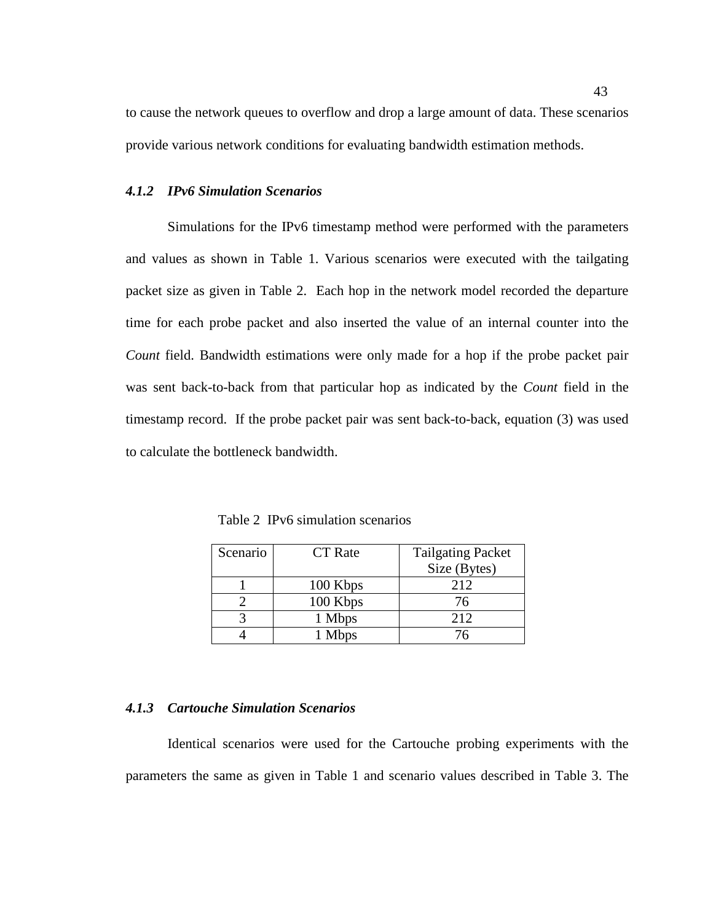to cause the network queues to overflow and drop a large amount of data. These scenarios provide various network conditions for evaluating bandwidth estimation methods.

### *4.1.2 IPv6 Simulation Scenarios*

Simulations for the IPv6 timestamp method were performed with the parameters and values as shown in Table 1. Various scenarios were executed with the tailgating packet size as given in Table 2. Each hop in the network model recorded the departure time for each probe packet and also inserted the value of an internal counter into the *Count* field. Bandwidth estimations were only made for a hop if the probe packet pair was sent back-to-back from that particular hop as indicated by the *Count* field in the timestamp record. If the probe packet pair was sent back-to-back, equation (3) was used to calculate the bottleneck bandwidth.

Table 2 IPv6 simulation scenarios

| Scenario | CT Rate | Tailgating Packet Size (Bytes) |
|---|---|---|
| 1 | 100 Kbps | 212 |
| 2 | 100 Kbps | 76 |
| 3 | 1 Mbps | 212 |
| 4 | 1 Mbps | 76 |

### *4.1.3 Cartouche Simulation Scenarios*

Identical scenarios were used for the Cartouche probing experiments with the parameters the same as given in Table 1 and scenario values described in Table 3. The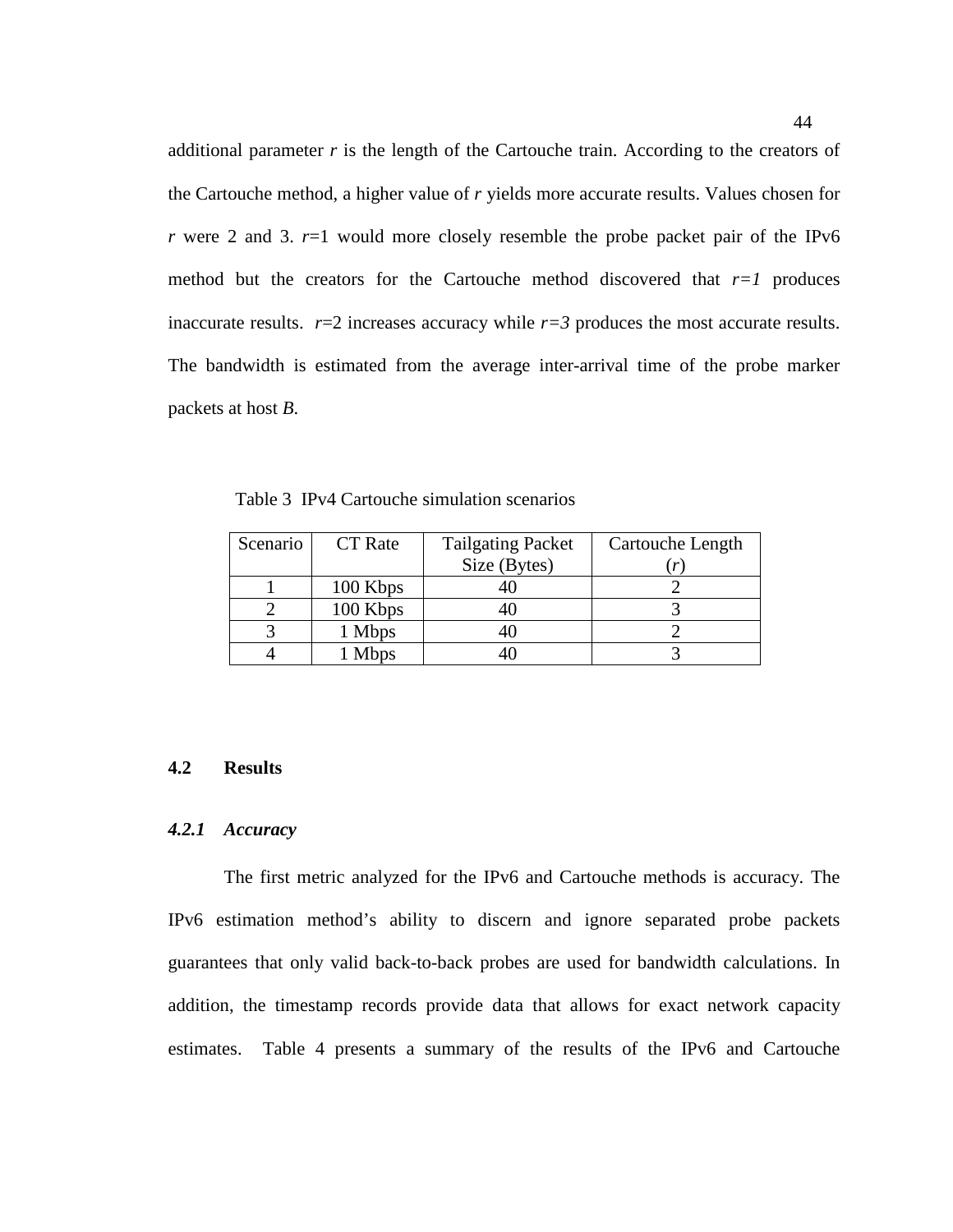additional parameter *r* is the length of the Cartouche train. According to the creators of the Cartouche method, a higher value of *r* yields more accurate results. Values chosen for *r* were 2 and 3. *r*=1 would more closely resemble the probe packet pair of the IPv6 method but the creators for the Cartouche method discovered that *r=1* produces inaccurate results. *r*=2 increases accuracy while *r=3* produces the most accurate results. The bandwidth is estimated from the average inter-arrival time of the probe marker packets at host *B.*

Table 3 IPv4 Cartouche simulation scenarios

| Scenario | CT Rate | Tailgating Packet Size (Bytes) | Cartouche Length (*r*) |
|---|---|---|---|
| 1 | 100 Kbps | 40 | 2 |
| 2 | 100 Kbps | 40 | 3 |
| 3 | 1 Mbps | 40 | 2 |
| 4 | 1 Mbps | 40 | 3 |

## 4.2 Results

### *4.2.1 Accuracy*

The first metric analyzed for the IPv6 and Cartouche methods is accuracy. The IPv6 estimation method's ability to discern and ignore separated probe packets guarantees that only valid back-to-back probes are used for bandwidth calculations. In addition, the timestamp records provide data that allows for exact network capacity estimates. Table 4 presents a summary of the results of the IPv6 and Cartouche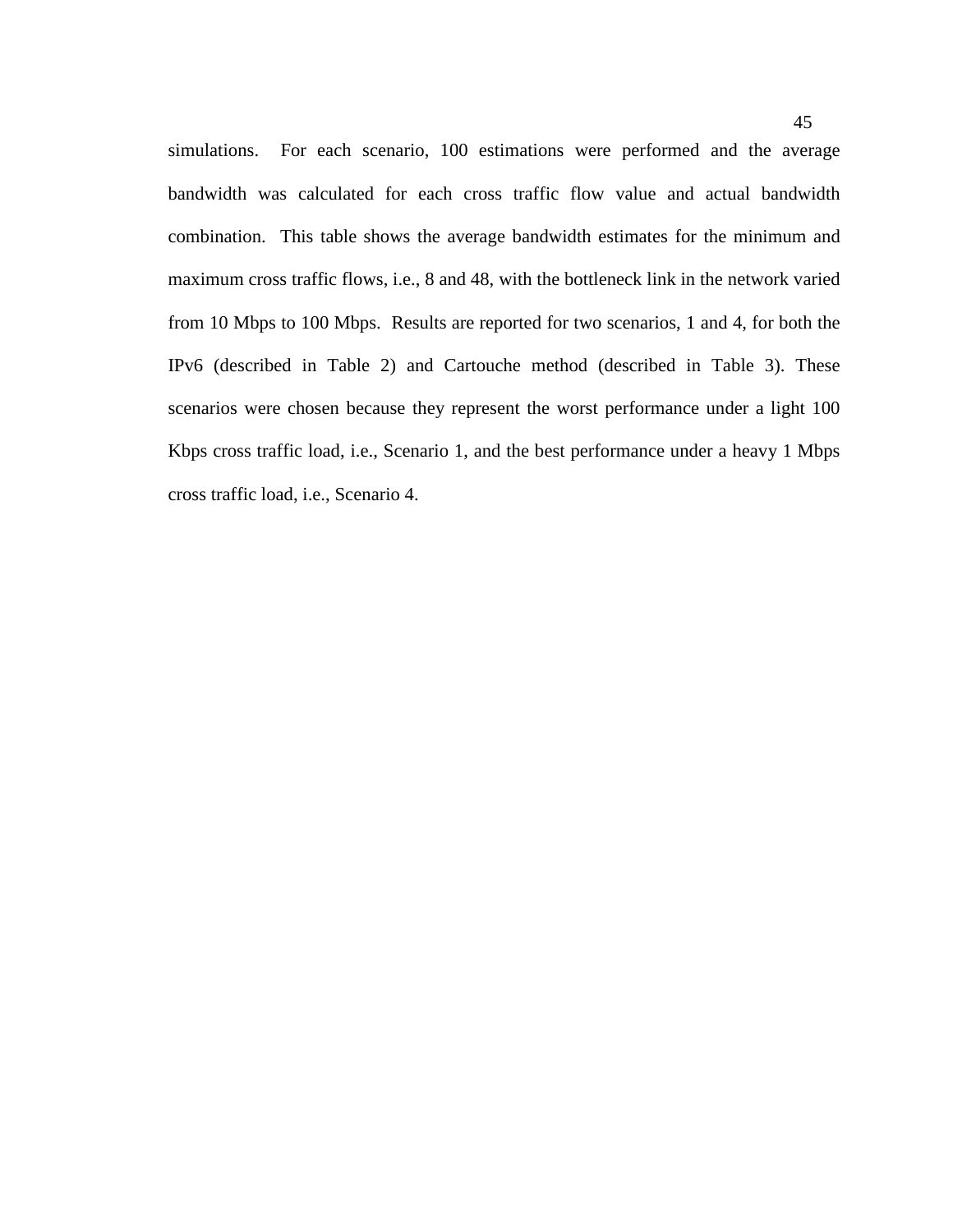simulations. For each scenario, 100 estimations were performed and the average bandwidth was calculated for each cross traffic flow value and actual bandwidth combination. This table shows the average bandwidth estimates for the minimum and maximum cross traffic flows, i.e., 8 and 48, with the bottleneck link in the network varied from 10 Mbps to 100 Mbps. Results are reported for two scenarios, 1 and 4, for both the IPv6 (described in Table 2) and Cartouche method (described in Table 3). These scenarios were chosen because they represent the worst performance under a light 100 Kbps cross traffic load, i.e., Scenario 1, and the best performance under a heavy 1 Mbps cross traffic load, i.e., Scenario 4.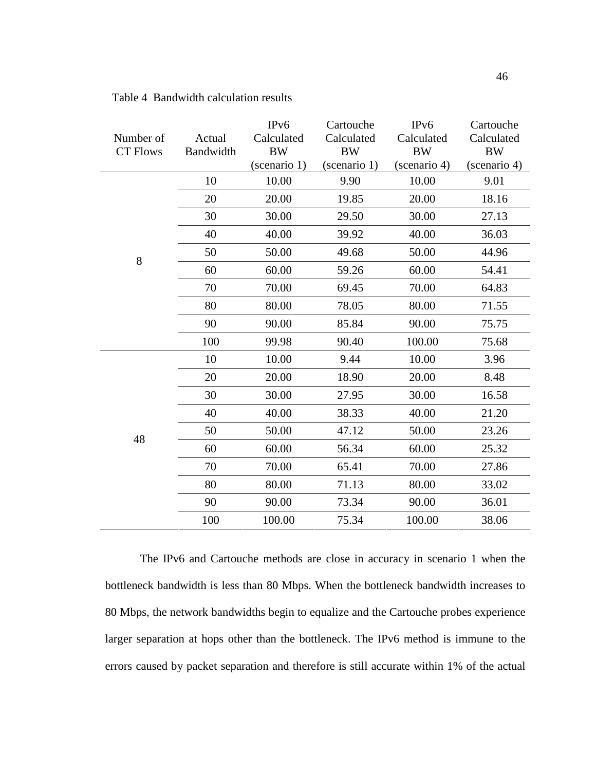Table 4 Bandwidth calculation results

| Number of CT Flows | Actual Bandwidth | IPv6 Calculated BW (scenario 1) | Cartouche Calculated BW (scenario 1) | IPv6 Calculated BW (scenario 4) | Cartouche Calculated BW (scenario 4) |
|---|---|---|---|---|---|
| 8 | 10 | 10.00 | 9.90 | 10.00 | 9.01 |
| | 20 | 20.00 | 19.85 | 20.00 | 18.16 |
| | 30 | 30.00 | 29.50 | 30.00 | 27.13 |
| | 40 | 40.00 | 39.92 | 40.00 | 36.03 |
| | 50 | 50.00 | 49.68 | 50.00 | 44.96 |
| | 60 | 60.00 | 59.26 | 60.00 | 54.41 |
| | 70 | 70.00 | 69.45 | 70.00 | 64.83 |
| | 80 | 80.00 | 78.05 | 80.00 | 71.55 |
| | 90 | 90.00 | 85.84 | 90.00 | 75.75 |
| | 100 | 99.98 | 90.40 | 100.00 | 75.68 |
| 48 | 10 | 10.00 | 9.44 | 10.00 | 3.96 |
| | 20 | 20.00 | 18.90 | 20.00 | 8.48 |
| | 30 | 30.00 | 27.95 | 30.00 | 16.58 |
| | 40 | 40.00 | 38.33 | 40.00 | 21.20 |
| | 50 | 50.00 | 47.12 | 50.00 | 23.26 |
| | 60 | 60.00 | 56.34 | 60.00 | 25.32 |
| | 70 | 70.00 | 65.41 | 70.00 | 27.86 |
| | 80 | 80.00 | 71.13 | 80.00 | 33.02 |
| | 90 | 90.00 | 73.34 | 90.00 | 36.01 |
| | 100 | 100.00 | 75.34 | 100.00 | 38.06 |

The IPv6 and Cartouche methods are close in accuracy in scenario 1 when the bottleneck bandwidth is less than 80 Mbps. When the bottleneck bandwidth increases to 80 Mbps, the network bandwidths begin to equalize and the Cartouche probes experience larger separation at hops other than the bottleneck. The IPv6 method is immune to the errors caused by packet separation and therefore is still accurate within 1% of the actual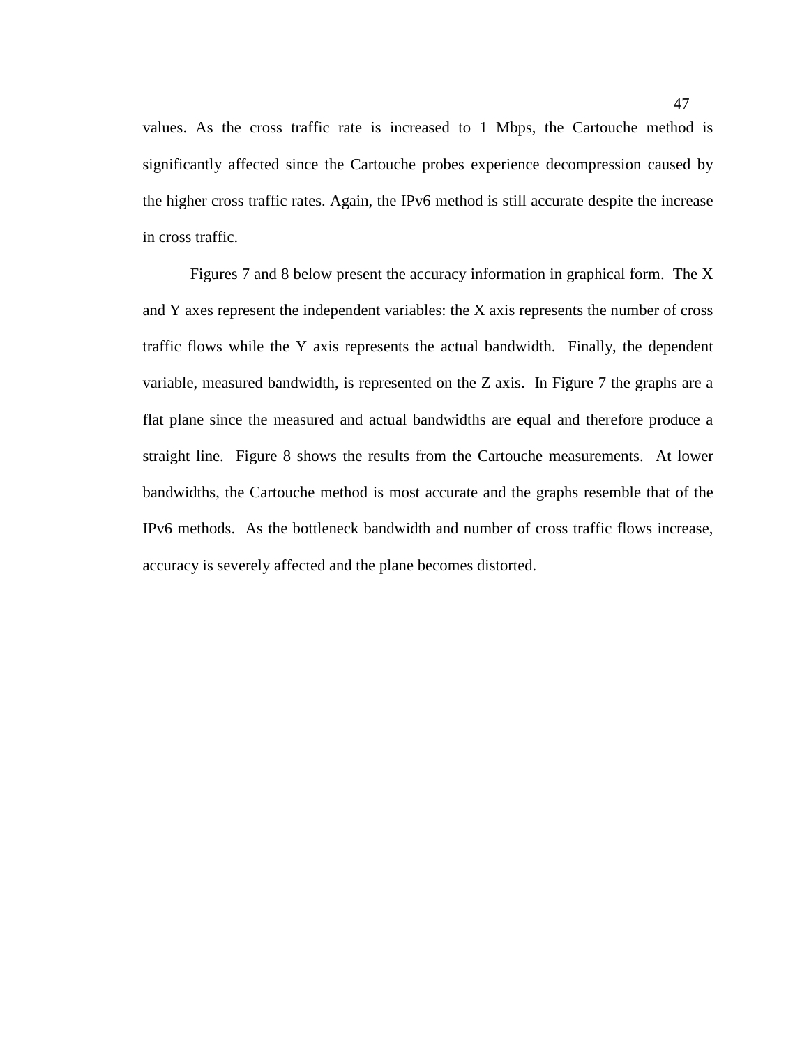values. As the cross traffic rate is increased to 1 Mbps, the Cartouche method is significantly affected since the Cartouche probes experience decompression caused by the higher cross traffic rates. Again, the IPv6 method is still accurate despite the increase in cross traffic.

Figures 7 and 8 below present the accuracy information in graphical form. The X and Y axes represent the independent variables: the X axis represents the number of cross traffic flows while the Y axis represents the actual bandwidth. Finally, the dependent variable, measured bandwidth, is represented on the Z axis. In Figure 7 the graphs are a flat plane since the measured and actual bandwidths are equal and therefore produce a straight line. Figure 8 shows the results from the Cartouche measurements. At lower bandwidths, the Cartouche method is most accurate and the graphs resemble that of the IPv6 methods. As the bottleneck bandwidth and number of cross traffic flows increase, accuracy is severely affected and the plane becomes distorted.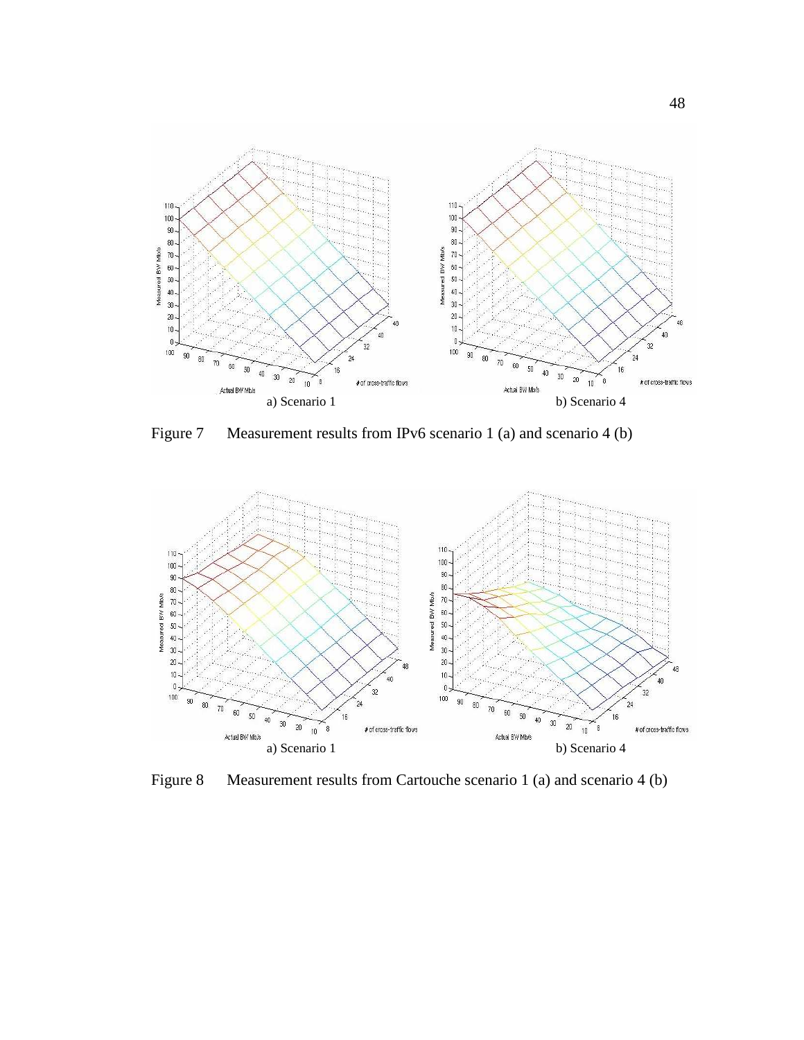a) Scenario 1

b) Scenario 4

Figure 7 Measurement results from IPv6 scenario 1 (a) and scenario 4 (b)

a) Scenario 1

b) Scenario 4

Figure 8 Measurement results from Cartouche scenario 1 (a) and scenario 4 (b)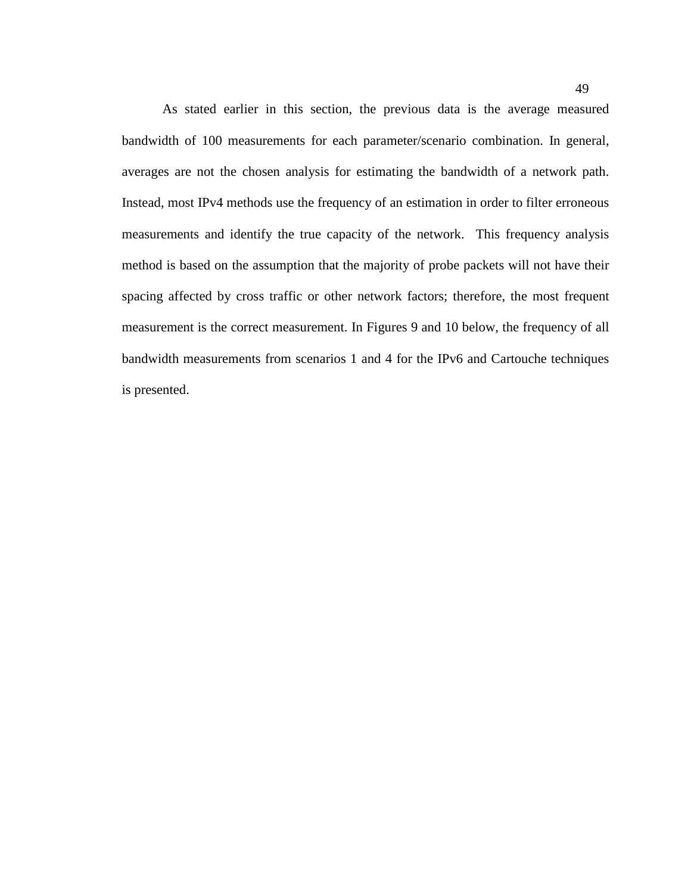As stated earlier in this section, the previous data is the average measured bandwidth of 100 measurements for each parameter/scenario combination. In general, averages are not the chosen analysis for estimating the bandwidth of a network path. Instead, most IPv4 methods use the frequency of an estimation in order to filter erroneous measurements and identify the true capacity of the network. This frequency analysis method is based on the assumption that the majority of probe packets will not have their spacing affected by cross traffic or other network factors; therefore, the most frequent measurement is the correct measurement. In Figures 9 and 10 below, the frequency of all bandwidth measurements from scenarios 1 and 4 for the IPv6 and Cartouche techniques is presented.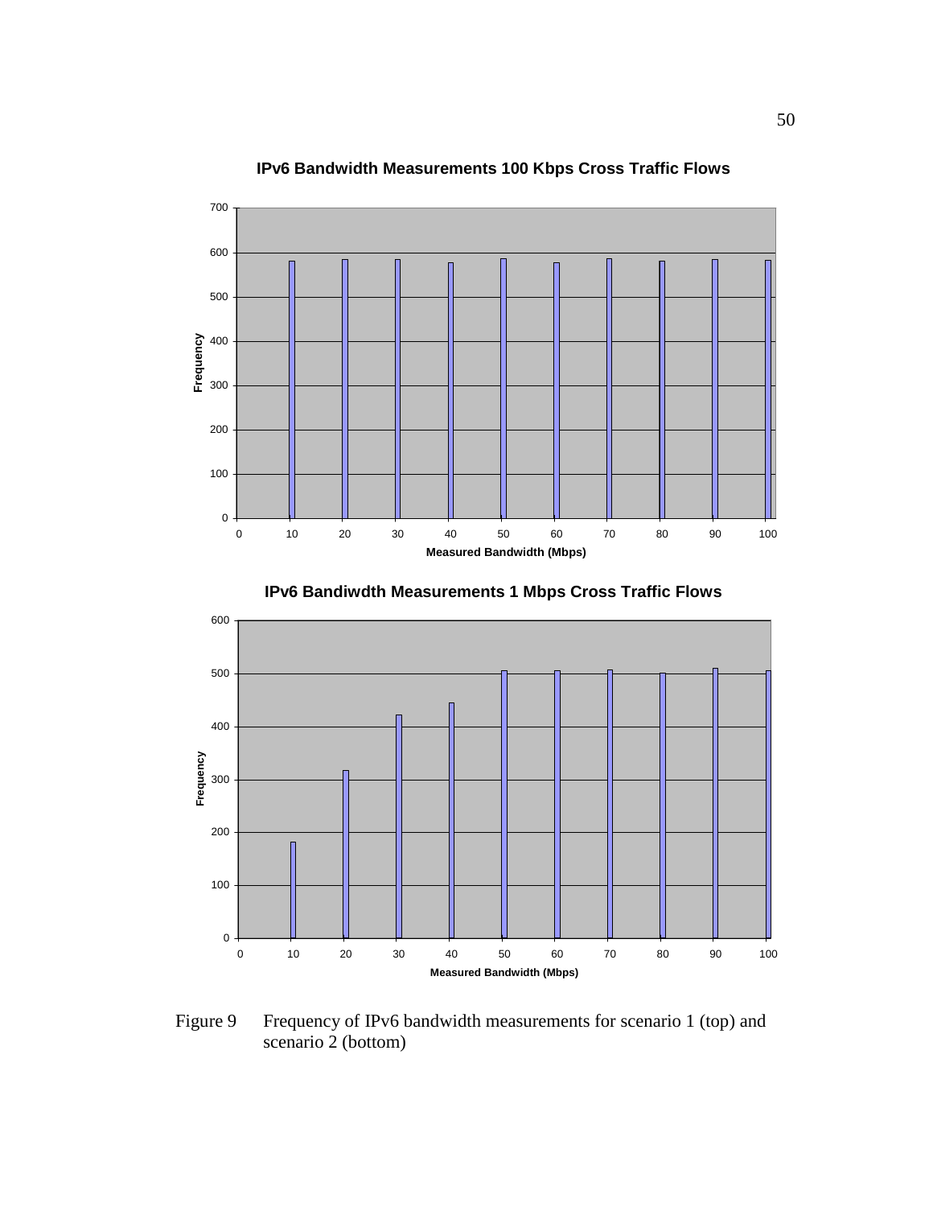**IPv6 Bandwidth Measurements 100 Kbps Cross Traffic Flows**

**IPv6 Bandiwdth Measurements 1 Mbps Cross Traffic Flows**

Figure 9 Frequency of IPv6 bandwidth measurements for scenario 1 (top) and scenario 2 (bottom)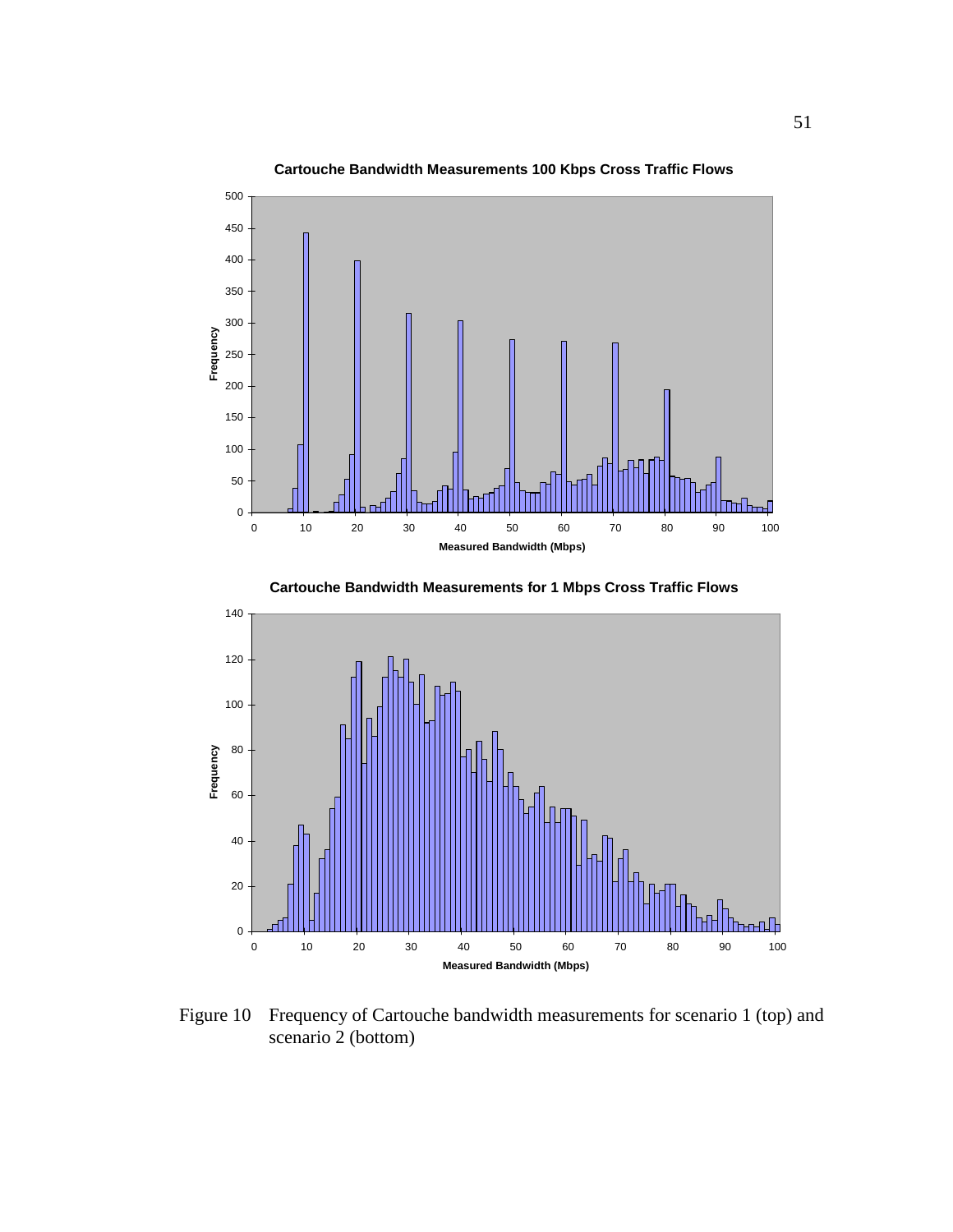**Cartouche Bandwidth Measurements 100 Kbps Cross Traffic Flows**

**Cartouche Bandwidth Measurements for 1 Mbps Cross Traffic Flows**

Figure 10 Frequency of Cartouche bandwidth measurements for scenario 1 (top) and scenario 2 (bottom)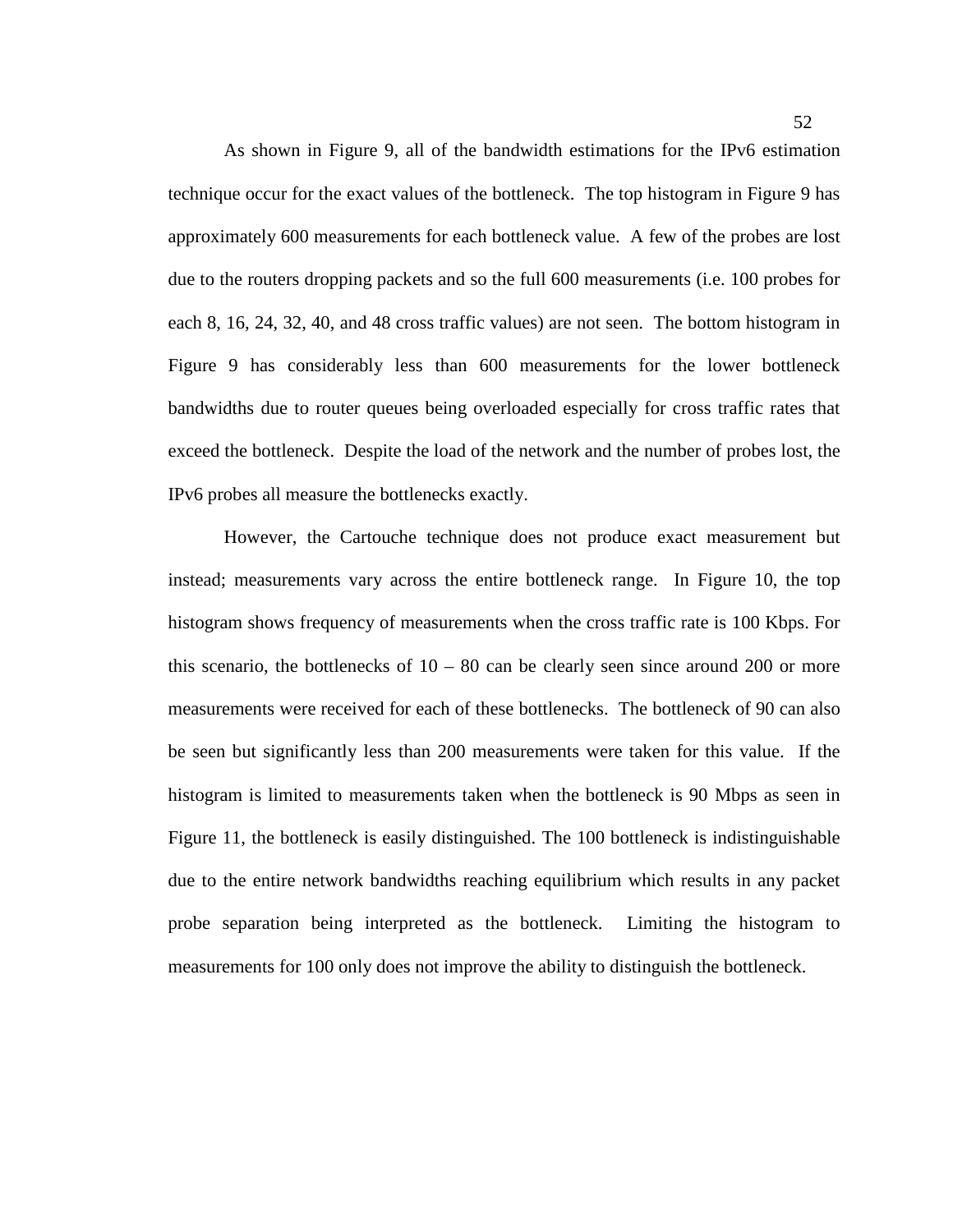As shown in Figure 9, all of the bandwidth estimations for the IPv6 estimation technique occur for the exact values of the bottleneck. The top histogram in Figure 9 has approximately 600 measurements for each bottleneck value. A few of the probes are lost due to the routers dropping packets and so the full 600 measurements (i.e. 100 probes for each 8, 16, 24, 32, 40, and 48 cross traffic values) are not seen. The bottom histogram in Figure 9 has considerably less than 600 measurements for the lower bottleneck bandwidths due to router queues being overloaded especially for cross traffic rates that exceed the bottleneck. Despite the load of the network and the number of probes lost, the IPv6 probes all measure the bottlenecks exactly.

However, the Cartouche technique does not produce exact measurement but instead; measurements vary across the entire bottleneck range. In Figure 10, the top histogram shows frequency of measurements when the cross traffic rate is 100 Kbps. For this scenario, the bottlenecks of 10 – 80 can be clearly seen since around 200 or more measurements were received for each of these bottlenecks. The bottleneck of 90 can also be seen but significantly less than 200 measurements were taken for this value. If the histogram is limited to measurements taken when the bottleneck is 90 Mbps as seen in Figure 11, the bottleneck is easily distinguished. The 100 bottleneck is indistinguishable due to the entire network bandwidths reaching equilibrium which results in any packet probe separation being interpreted as the bottleneck. Limiting the histogram to measurements for 100 only does not improve the ability to distinguish the bottleneck.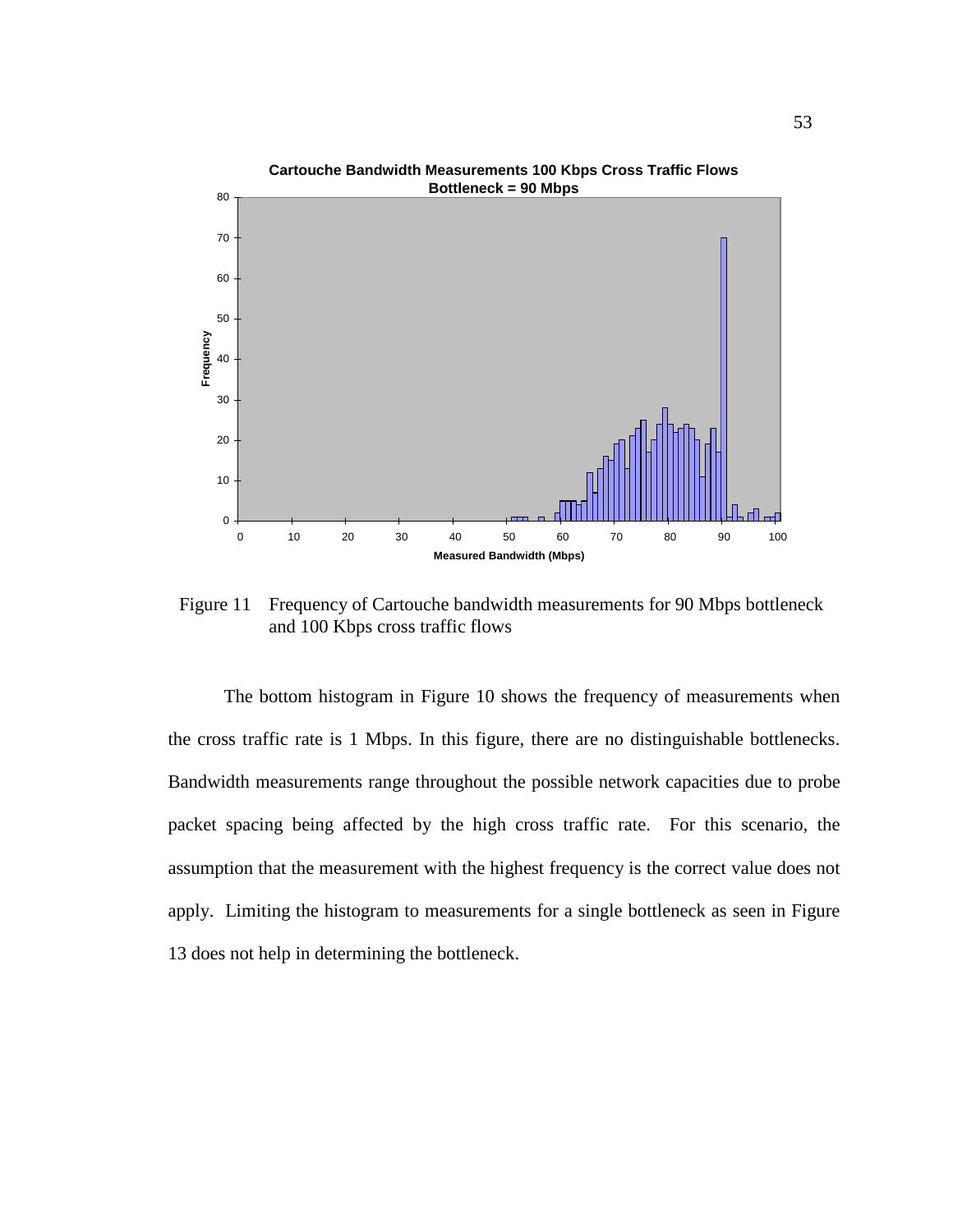Figure 11 Frequency of Cartouche bandwidth measurements for 90 Mbps bottleneck and 100 Kbps cross traffic flows

The bottom histogram in Figure 10 shows the frequency of measurements when the cross traffic rate is 1 Mbps. In this figure, there are no distinguishable bottlenecks. Bandwidth measurements range throughout the possible network capacities due to probe packet spacing being affected by the high cross traffic rate. For this scenario, the assumption that the measurement with the highest frequency is the correct value does not apply. Limiting the histogram to measurements for a single bottleneck as seen in Figure 13 does not help in determining the bottleneck.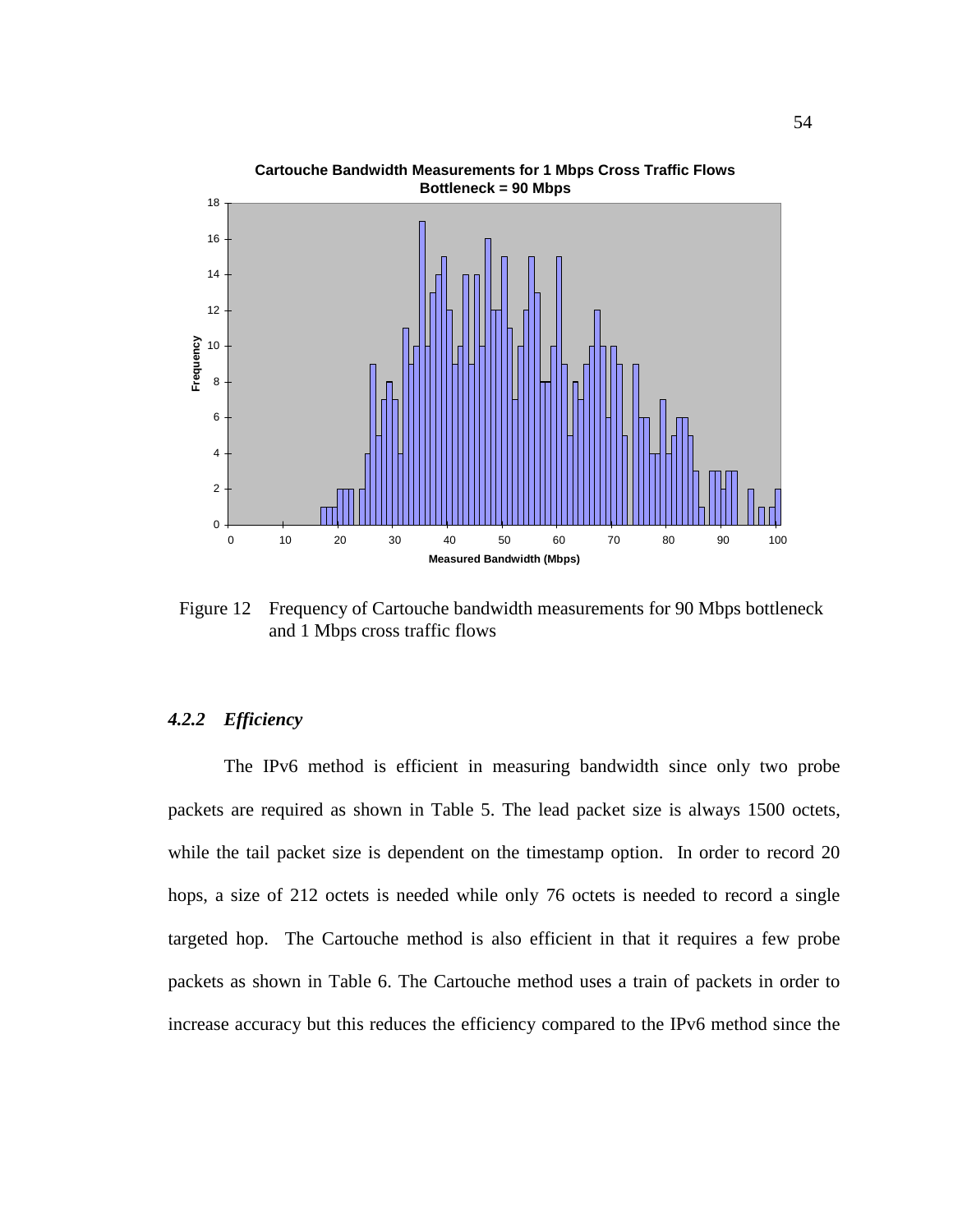Figure 12 Frequency of Cartouche bandwidth measurements for 90 Mbps bottleneck and 1 Mbps cross traffic flows

### *4.2.2 Efficiency*

The IPv6 method is efficient in measuring bandwidth since only two probe packets are required as shown in Table 5. The lead packet size is always 1500 octets, while the tail packet size is dependent on the timestamp option. In order to record 20 hops, a size of 212 octets is needed while only 76 octets is needed to record a single targeted hop. The Cartouche method is also efficient in that it requires a few probe packets as shown in Table 6. The Cartouche method uses a train of packets in order to increase accuracy but this reduces the efficiency compared to the IPv6 method since the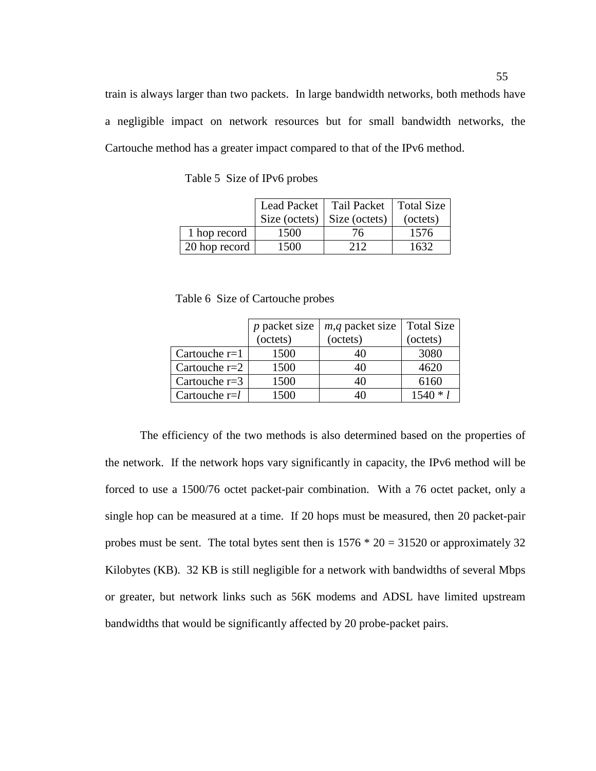train is always larger than two packets. In large bandwidth networks, both methods have a negligible impact on network resources but for small bandwidth networks, the Cartouche method has a greater impact compared to that of the IPv6 method.

Table 5 Size of IPv6 probes

| | Lead Packet Size (octets) | Tail Packet Size (octets) | Total Size (octets) |
|---|---|---|---|
| 1 hop record | 1500 | 76 | 1576 |
| 20 hop record | 1500 | 212 | 1632 |

Table 6 Size of Cartouche probes

| | *p* packet size (octets) | *m*,*q* packet size (octets) | Total Size (octets) |
|---|---|---|---|
| Cartouche r=1 | 1500 | 40 | 3080 |
| Cartouche r=2 | 1500 | 40 | 4620 |
| Cartouche r=3 | 1500 | 40 | 6160 |
| Cartouche r=*l* | 1500 | 40 | 1540 * *l* |

The efficiency of the two methods is also determined based on the properties of the network. If the network hops vary significantly in capacity, the IPv6 method will be forced to use a 1500/76 octet packet-pair combination. With a 76 octet packet, only a single hop can be measured at a time. If 20 hops must be measured, then 20 packet-pair probes must be sent. The total bytes sent then is 1576 * 20 = 31520 or approximately 32 Kilobytes (KB). 32 KB is still negligible for a network with bandwidths of several Mbps or greater, but network links such as 56K modems and ADSL have limited upstream bandwidths that would be significantly affected by 20 probe-packet pairs.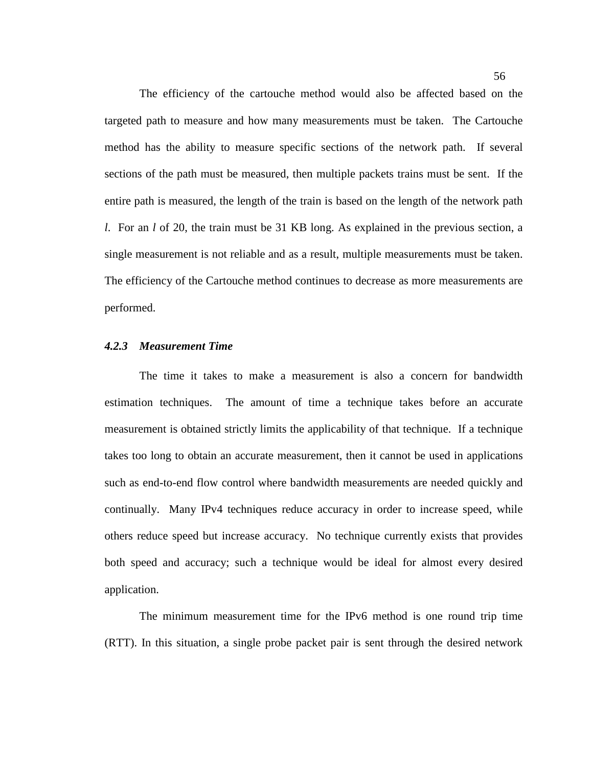The efficiency of the cartouche method would also be affected based on the targeted path to measure and how many measurements must be taken. The Cartouche method has the ability to measure specific sections of the network path. If several sections of the path must be measured, then multiple packets trains must be sent. If the entire path is measured, the length of the train is based on the length of the network path $l$. For an $l$ of 20, the train must be 31 KB long. As explained in the previous section, a single measurement is not reliable and as a result, multiple measurements must be taken. The efficiency of the Cartouche method continues to decrease as more measurements are performed.

### *4.2.3 Measurement Time*

The time it takes to make a measurement is also a concern for bandwidth estimation techniques. The amount of time a technique takes before an accurate measurement is obtained strictly limits the applicability of that technique. If a technique takes too long to obtain an accurate measurement, then it cannot be used in applications such as end-to-end flow control where bandwidth measurements are needed quickly and continually. Many IPv4 techniques reduce accuracy in order to increase speed, while others reduce speed but increase accuracy. No technique currently exists that provides both speed and accuracy; such a technique would be ideal for almost every desired application.

The minimum measurement time for the IPv6 method is one round trip time (RTT). In this situation, a single probe packet pair is sent through the desired network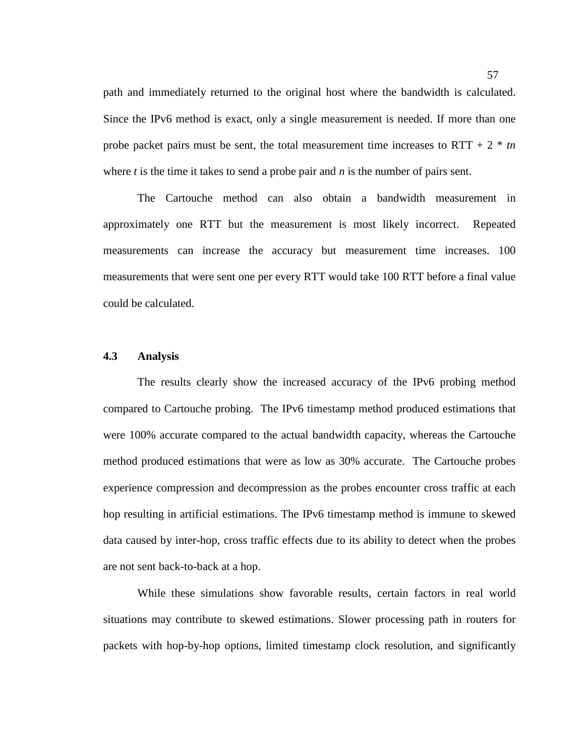path and immediately returned to the original host where the bandwidth is calculated. Since the IPv6 method is exact, only a single measurement is needed. If more than one probe packet pairs must be sent, the total measurement time increases to RTT + 2 * $tn$ where $t$ is the time it takes to send a probe pair and $n$ is the number of pairs sent.

The Cartouche method can also obtain a bandwidth measurement in approximately one RTT but the measurement is most likely incorrect. Repeated measurements can increase the accuracy but measurement time increases. 100 measurements that were sent one per every RTT would take 100 RTT before a final value could be calculated.

### 4.3 Analysis

The results clearly show the increased accuracy of the IPv6 probing method compared to Cartouche probing. The IPv6 timestamp method produced estimations that were 100% accurate compared to the actual bandwidth capacity, whereas the Cartouche method produced estimations that were as low as 30% accurate. The Cartouche probes experience compression and decompression as the probes encounter cross traffic at each hop resulting in artificial estimations. The IPv6 timestamp method is immune to skewed data caused by inter-hop, cross traffic effects due to its ability to detect when the probes are not sent back-to-back at a hop.

While these simulations show favorable results, certain factors in real world situations may contribute to skewed estimations. Slower processing path in routers for packets with hop-by-hop options, limited timestamp clock resolution, and significantly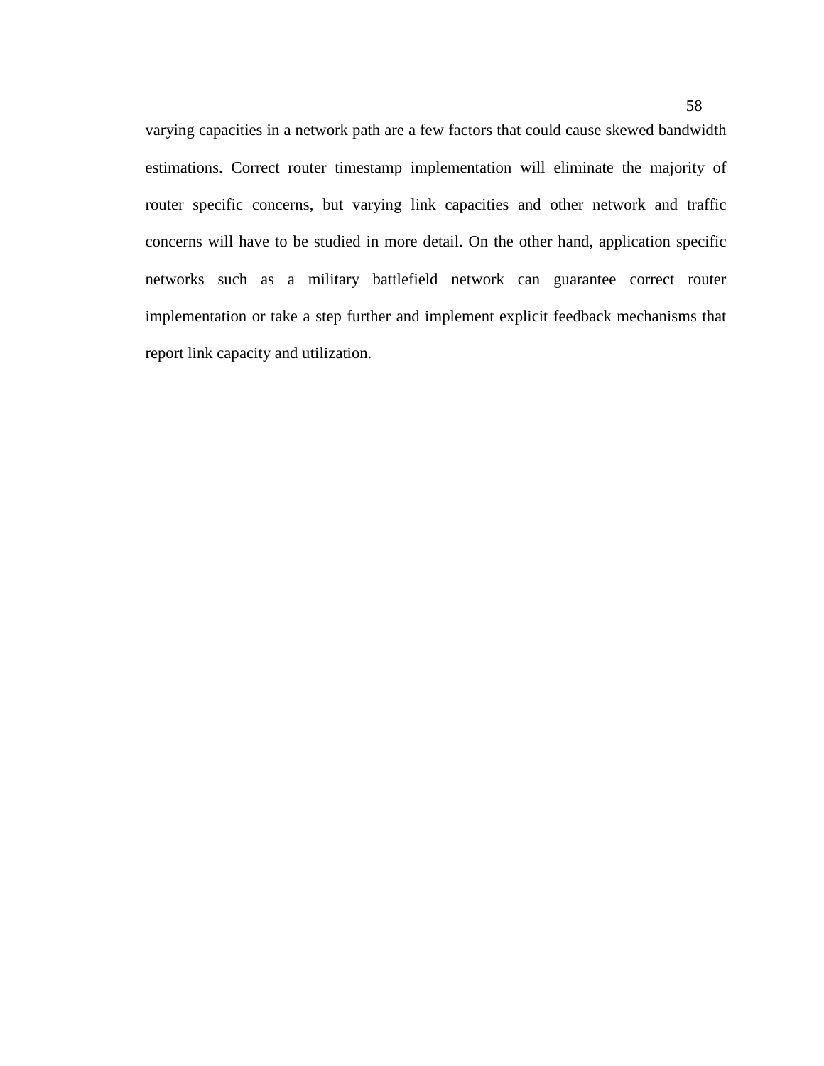varying capacities in a network path are a few factors that could cause skewed bandwidth estimations. Correct router timestamp implementation will eliminate the majority of router specific concerns, but varying link capacities and other network and traffic concerns will have to be studied in more detail. On the other hand, application specific networks such as a military battlefield network can guarantee correct router implementation or take a step further and implement explicit feedback mechanisms that report link capacity and utilization.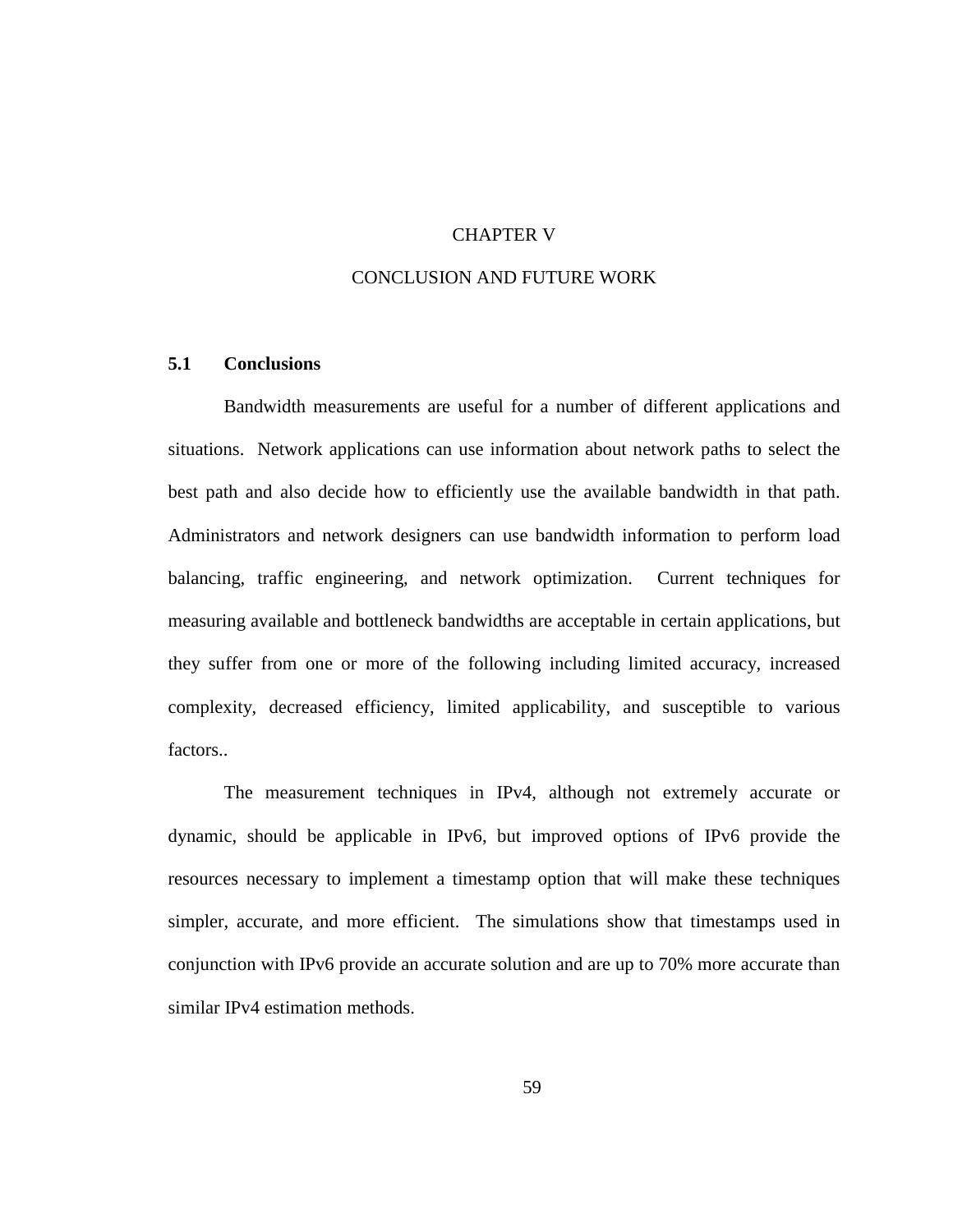# CHAPTER V

# CONCLUSION AND FUTURE WORK

## 5.1 Conclusions

Bandwidth measurements are useful for a number of different applications and situations. Network applications can use information about network paths to select the best path and also decide how to efficiently use the available bandwidth in that path. Administrators and network designers can use bandwidth information to perform load balancing, traffic engineering, and network optimization. Current techniques for measuring available and bottleneck bandwidths are acceptable in certain applications, but they suffer from one or more of the following including limited accuracy, increased complexity, decreased efficiency, limited applicability, and susceptible to various factors..

The measurement techniques in IPv4, although not extremely accurate or dynamic, should be applicable in IPv6, but improved options of IPv6 provide the resources necessary to implement a timestamp option that will make these techniques simpler, accurate, and more efficient. The simulations show that timestamps used in conjunction with IPv6 provide an accurate solution and are up to 70% more accurate than similar IPv4 estimation methods.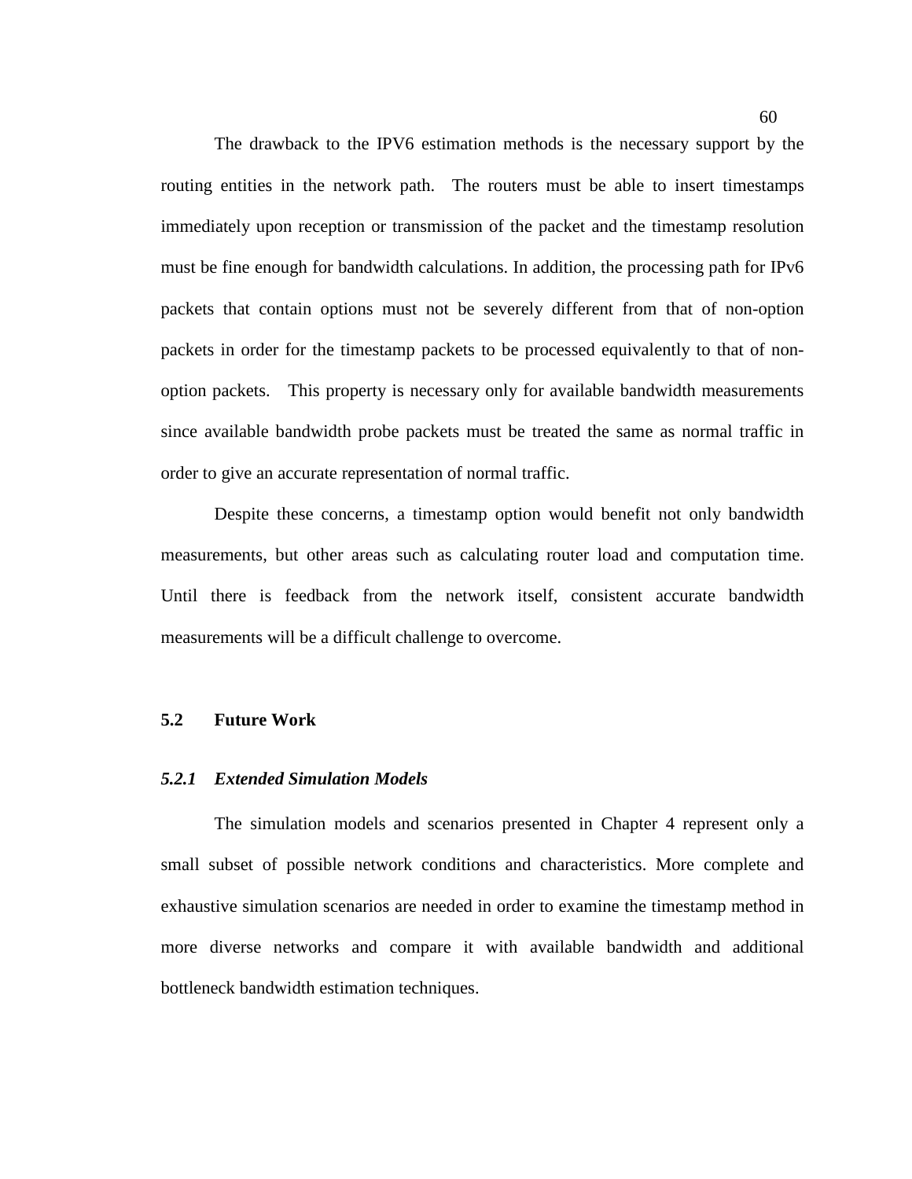The drawback to the IPV6 estimation methods is the necessary support by the routing entities in the network path. The routers must be able to insert timestamps immediately upon reception or transmission of the packet and the timestamp resolution must be fine enough for bandwidth calculations. In addition, the processing path for IPv6 packets that contain options must not be severely different from that of non-option packets in order for the timestamp packets to be processed equivalently to that of non-option packets. This property is necessary only for available bandwidth measurements since available bandwidth probe packets must be treated the same as normal traffic in order to give an accurate representation of normal traffic.

Despite these concerns, a timestamp option would benefit not only bandwidth measurements, but other areas such as calculating router load and computation time. Until there is feedback from the network itself, consistent accurate bandwidth measurements will be a difficult challenge to overcome.

## 5.2 Future Work

### *5.2.1 Extended Simulation Models*

The simulation models and scenarios presented in Chapter 4 represent only a small subset of possible network conditions and characteristics. More complete and exhaustive simulation scenarios are needed in order to examine the timestamp method in more diverse networks and compare it with available bandwidth and additional bottleneck bandwidth estimation techniques.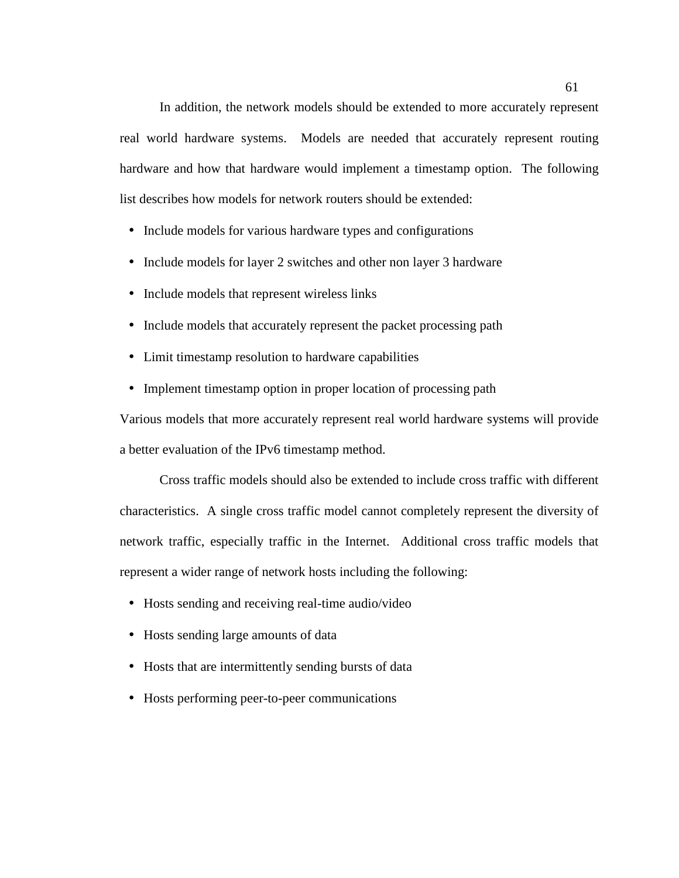In addition, the network models should be extended to more accurately represent real world hardware systems. Models are needed that accurately represent routing hardware and how that hardware would implement a timestamp option. The following list describes how models for network routers should be extended:

- Include models for various hardware types and configurations
- Include models for layer 2 switches and other non layer 3 hardware
- Include models that represent wireless links
- Include models that accurately represent the packet processing path
- Limit timestamp resolution to hardware capabilities
- Implement timestamp option in proper location of processing path

Various models that more accurately represent real world hardware systems will provide a better evaluation of the IPv6 timestamp method.

Cross traffic models should also be extended to include cross traffic with different characteristics. A single cross traffic model cannot completely represent the diversity of network traffic, especially traffic in the Internet. Additional cross traffic models that represent a wider range of network hosts including the following:

- Hosts sending and receiving real-time audio/video
- Hosts sending large amounts of data
- Hosts that are intermittently sending bursts of data
- Hosts performing peer-to-peer communications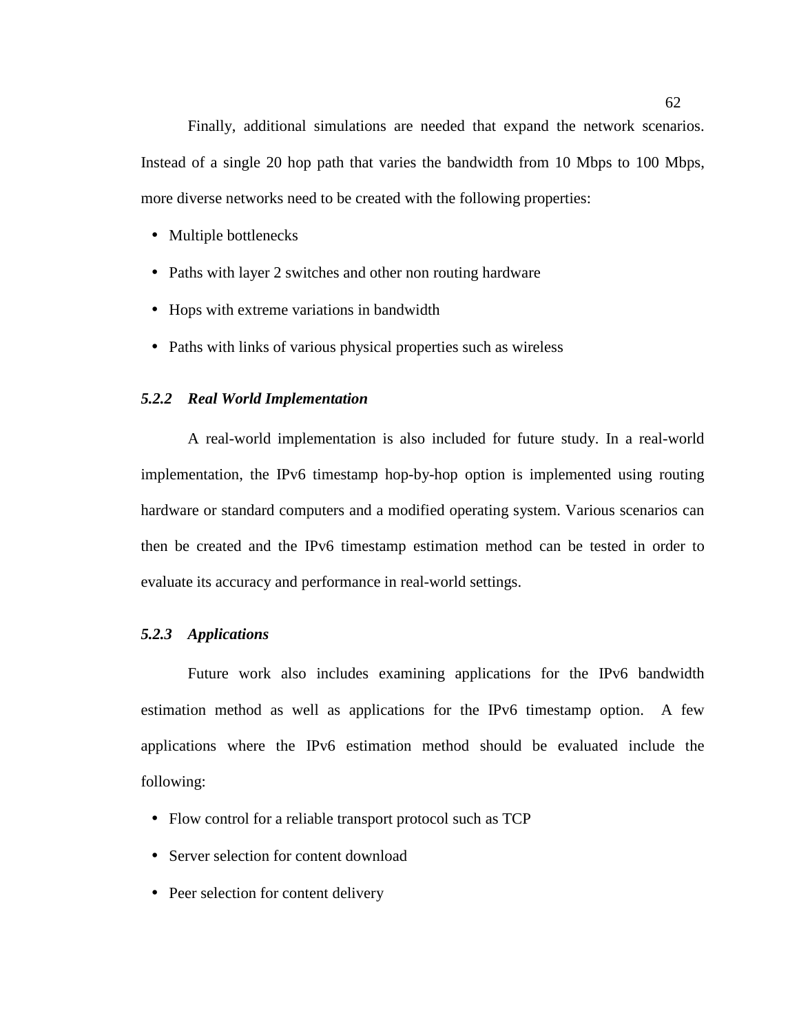Finally, additional simulations are needed that expand the network scenarios. Instead of a single 20 hop path that varies the bandwidth from 10 Mbps to 100 Mbps, more diverse networks need to be created with the following properties:

- Multiple bottlenecks
- Paths with layer 2 switches and other non routing hardware
- Hops with extreme variations in bandwidth
- Paths with links of various physical properties such as wireless

### *5.2.2 Real World Implementation*

A real-world implementation is also included for future study. In a real-world implementation, the IPv6 timestamp hop-by-hop option is implemented using routing hardware or standard computers and a modified operating system. Various scenarios can then be created and the IPv6 timestamp estimation method can be tested in order to evaluate its accuracy and performance in real-world settings.

### *5.2.3 Applications*

Future work also includes examining applications for the IPv6 bandwidth estimation method as well as applications for the IPv6 timestamp option. A few applications where the IPv6 estimation method should be evaluated include the following:

- Flow control for a reliable transport protocol such as TCP
- Server selection for content download
- Peer selection for content delivery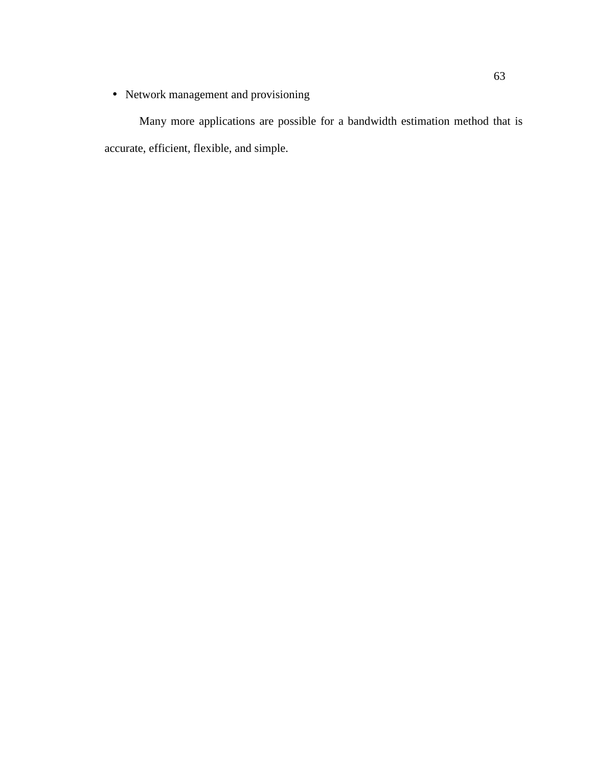- Network management and provisioning

Many more applications are possible for a bandwidth estimation method that is accurate, efficient, flexible, and simple.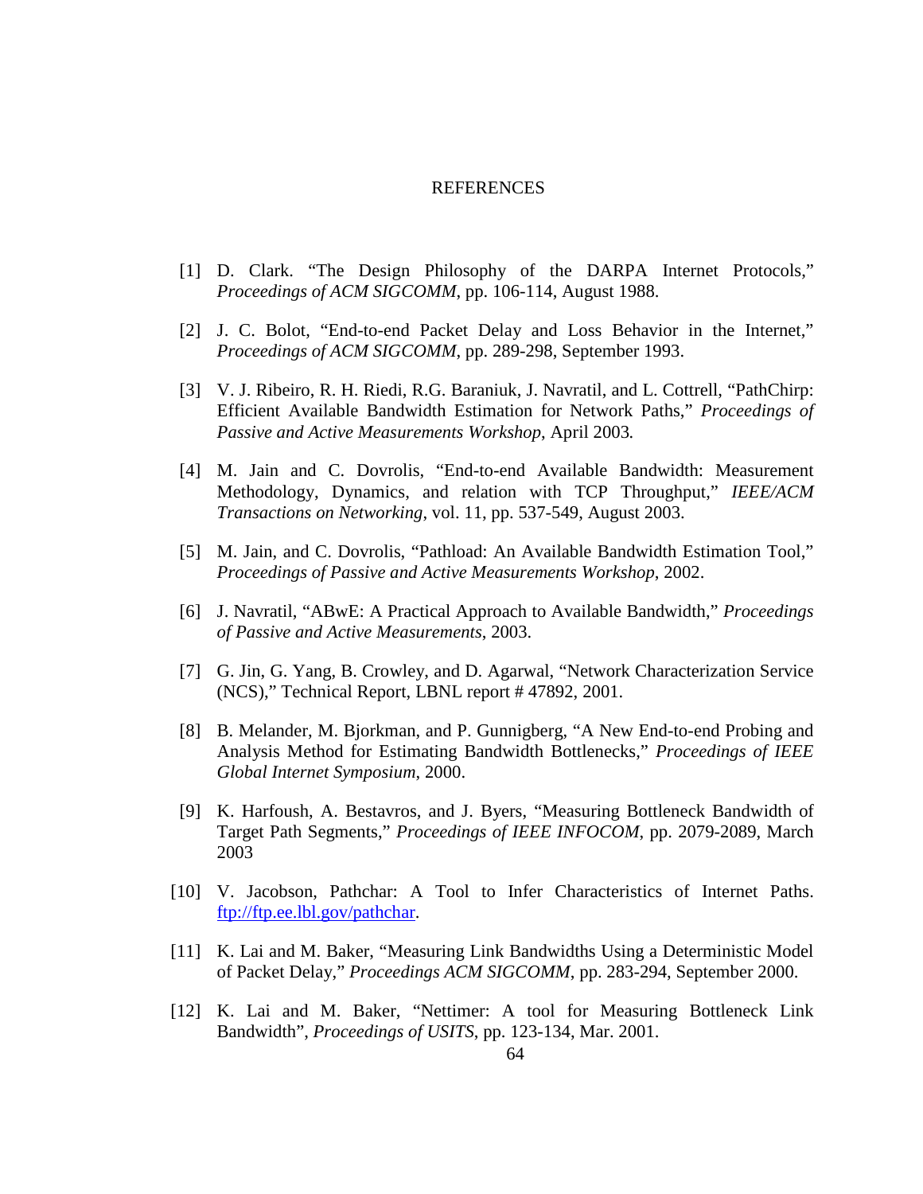# REFERENCES

[1] D. Clark. "The Design Philosophy of the DARPA Internet Protocols," *Proceedings of ACM SIGCOMM*, pp. 106-114, August 1988.

[2] J. C. Bolot, "End-to-end Packet Delay and Loss Behavior in the Internet," *Proceedings of ACM SIGCOMM*, pp. 289-298, September 1993.

[3] V. J. Ribeiro, R. H. Riedi, R.G. Baraniuk, J. Navratil, and L. Cottrell, "PathChirp: Efficient Available Bandwidth Estimation for Network Paths," *Proceedings of Passive and Active Measurements Workshop*, April 2003.

[4] M. Jain and C. Dovrolis, "End-to-end Available Bandwidth: Measurement Methodology, Dynamics, and relation with TCP Throughput," *IEEE/ACM Transactions on Networking*, vol. 11, pp. 537-549, August 2003.

[5] M. Jain, and C. Dovrolis, "Pathload: An Available Bandwidth Estimation Tool," *Proceedings of Passive and Active Measurements Workshop*, 2002.

[6] J. Navratil, "ABwE: A Practical Approach to Available Bandwidth," *Proceedings of Passive and Active Measurements*, 2003.

[7] G. Jin, G. Yang, B. Crowley, and D. Agarwal, "Network Characterization Service (NCS)," Technical Report, LBNL report # 47892, 2001.

[8] B. Melander, M. Bjorkman, and P. Gunnigberg, "A New End-to-end Probing and Analysis Method for Estimating Bandwidth Bottlenecks," *Proceedings of IEEE Global Internet Symposium*, 2000.

[9] K. Harfoush, A. Bestavros, and J. Byers, "Measuring Bottleneck Bandwidth of Target Path Segments," *Proceedings of IEEE INFOCOM*, pp. 2079-2089, March 2003

[10] V. Jacobson, Pathchar: A Tool to Infer Characteristics of Internet Paths. ftp://ftp.ee.lbl.gov/pathchar.

[11] K. Lai and M. Baker, "Measuring Link Bandwidths Using a Deterministic Model of Packet Delay," *Proceedings ACM SIGCOMM*, pp. 283-294, September 2000.

[12] K. Lai and M. Baker, "Nettimer: A tool for Measuring Bottleneck Link Bandwidth", *Proceedings of USITS*, pp. 123-134, Mar. 2001.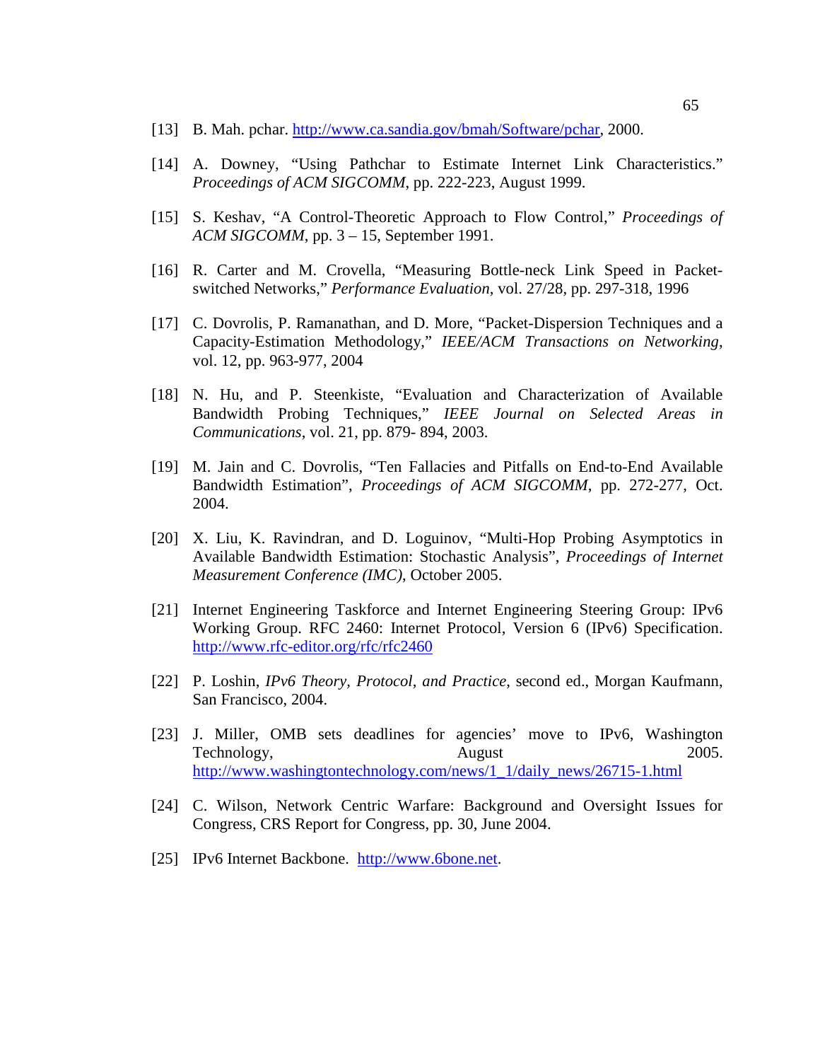[13] B. Mah. pchar. http://www.ca.sandia.gov/bmah/Software/pchar, 2000.

[14] A. Downey, “Using Pathchar to Estimate Internet Link Characteristics.” *Proceedings of ACM SIGCOMM*, pp. 222-223, August 1999.

[15] S. Keshav, “A Control-Theoretic Approach to Flow Control,” *Proceedings of ACM SIGCOMM*, pp. 3 – 15, September 1991.

[16] R. Carter and M. Crovella, “Measuring Bottle-neck Link Speed in Packet-switched Networks,” *Performance Evaluation*, vol. 27/28, pp. 297-318, 1996

[17] C. Dovrolis, P. Ramanathan, and D. More, “Packet-Dispersion Techniques and a Capacity-Estimation Methodology,” *IEEE/ACM Transactions on Networking*, vol. 12, pp. 963-977, 2004

[18] N. Hu, and P. Steenkiste, “Evaluation and Characterization of Available Bandwidth Probing Techniques,” *IEEE Journal on Selected Areas in Communications*, vol. 21, pp. 879- 894, 2003.

[19] M. Jain and C. Dovrolis, “Ten Fallacies and Pitfalls on End-to-End Available Bandwidth Estimation”, *Proceedings of ACM SIGCOMM*, pp. 272-277, Oct. 2004.

[20] X. Liu, K. Ravindran, and D. Loguinov, “Multi-Hop Probing Asymptotics in Available Bandwidth Estimation: Stochastic Analysis”, *Proceedings of Internet Measurement Conference (IMC)*, October 2005.

[21] Internet Engineering Taskforce and Internet Engineering Steering Group: IPv6 Working Group. RFC 2460: Internet Protocol, Version 6 (IPv6) Specification. http://www.rfc-editor.org/rfc/rfc2460

[22] P. Loshin, *IPv6 Theory, Protocol, and Practice*, second ed., Morgan Kaufmann, San Francisco, 2004.

[23] J. Miller, OMB sets deadlines for agencies’ move to IPv6, Washington Technology, August 2005. http://www.washingtontechnology.com/news/1_1/daily_news/26715-1.html

[24] C. Wilson, Network Centric Warfare: Background and Oversight Issues for Congress, CRS Report for Congress, pp. 30, June 2004.

[25] IPv6 Internet Backbone. http://www.6bone.net.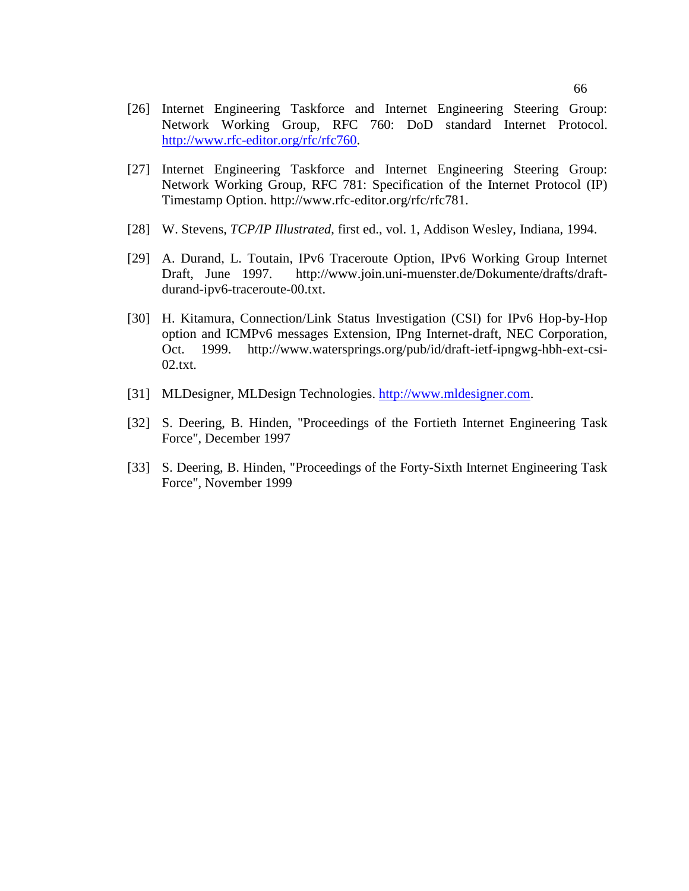[26] Internet Engineering Taskforce and Internet Engineering Steering Group: Network Working Group, RFC 760: DoD standard Internet Protocol. http://www.rfc-editor.org/rfc/rfc760.

[27] Internet Engineering Taskforce and Internet Engineering Steering Group: Network Working Group, RFC 781: Specification of the Internet Protocol (IP) Timestamp Option. http://www.rfc-editor.org/rfc/rfc781.

[28] W. Stevens, *TCP/IP Illustrated*, first ed., vol. 1, Addison Wesley, Indiana, 1994.

[29] A. Durand, L. Toutain, IPv6 Traceroute Option, IPv6 Working Group Internet Draft, June 1997. http://www.join.uni-muenster.de/Dokumente/drafts/draft-durand-ipv6-traceroute-00.txt.

[30] H. Kitamura, Connection/Link Status Investigation (CSI) for IPv6 Hop-by-Hop option and ICMPv6 messages Extension, IPng Internet-draft, NEC Corporation, Oct. 1999. http://www.watersprings.org/pub/id/draft-ietf-ipngwg-hbh-ext-csi-02.txt.

[31] MLDesigner, MLDesign Technologies. http://www.mldesigner.com.

[32] S. Deering, B. Hinden, "Proceedings of the Fortieth Internet Engineering Task Force", December 1997

[33] S. Deering, B. Hinden, "Proceedings of the Forty-Sixth Internet Engineering Task Force", November 1999